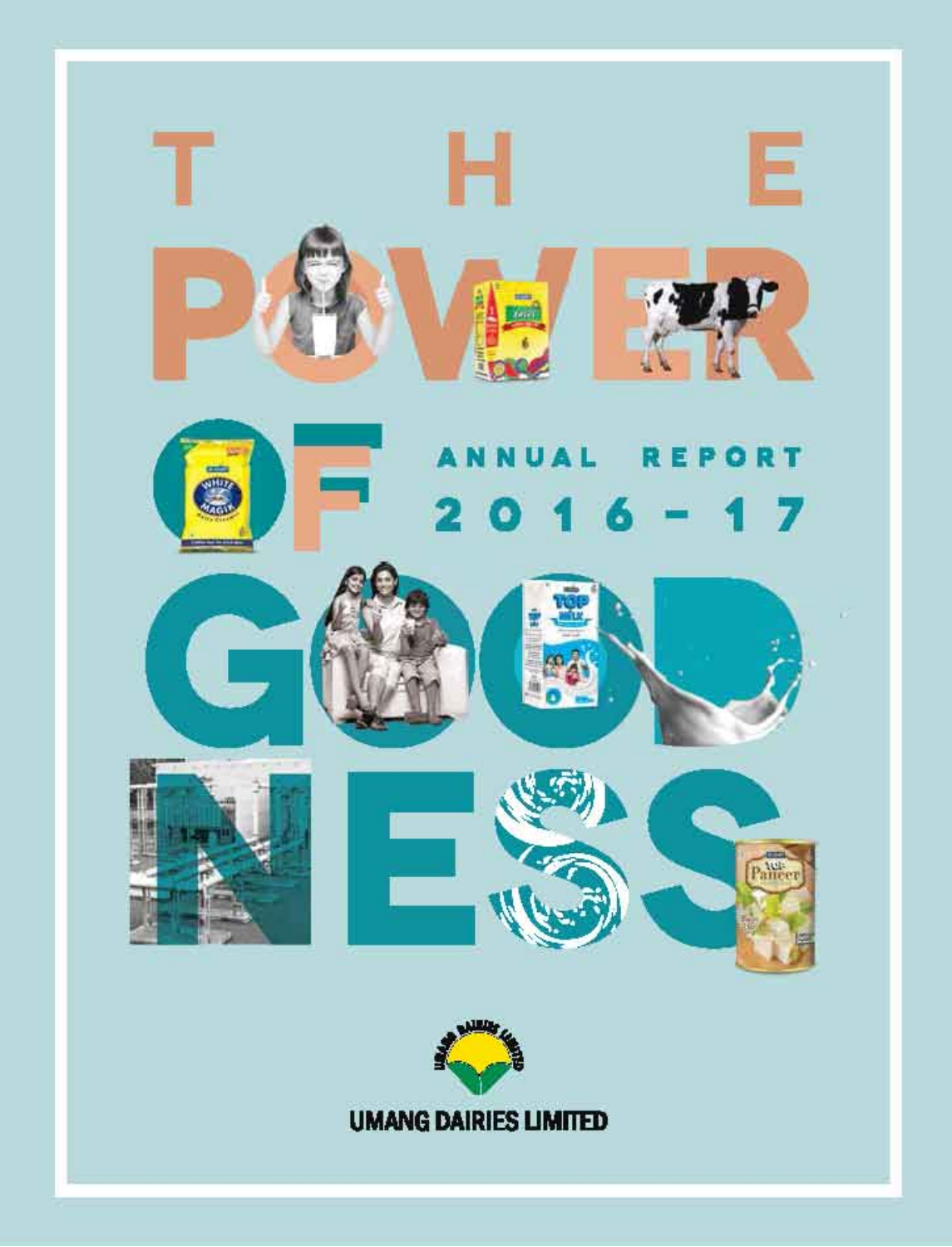# THE POWER OF GOODNESS

## ANNUAL REPORT 2016-17

UMANG DAIRIES LIMITED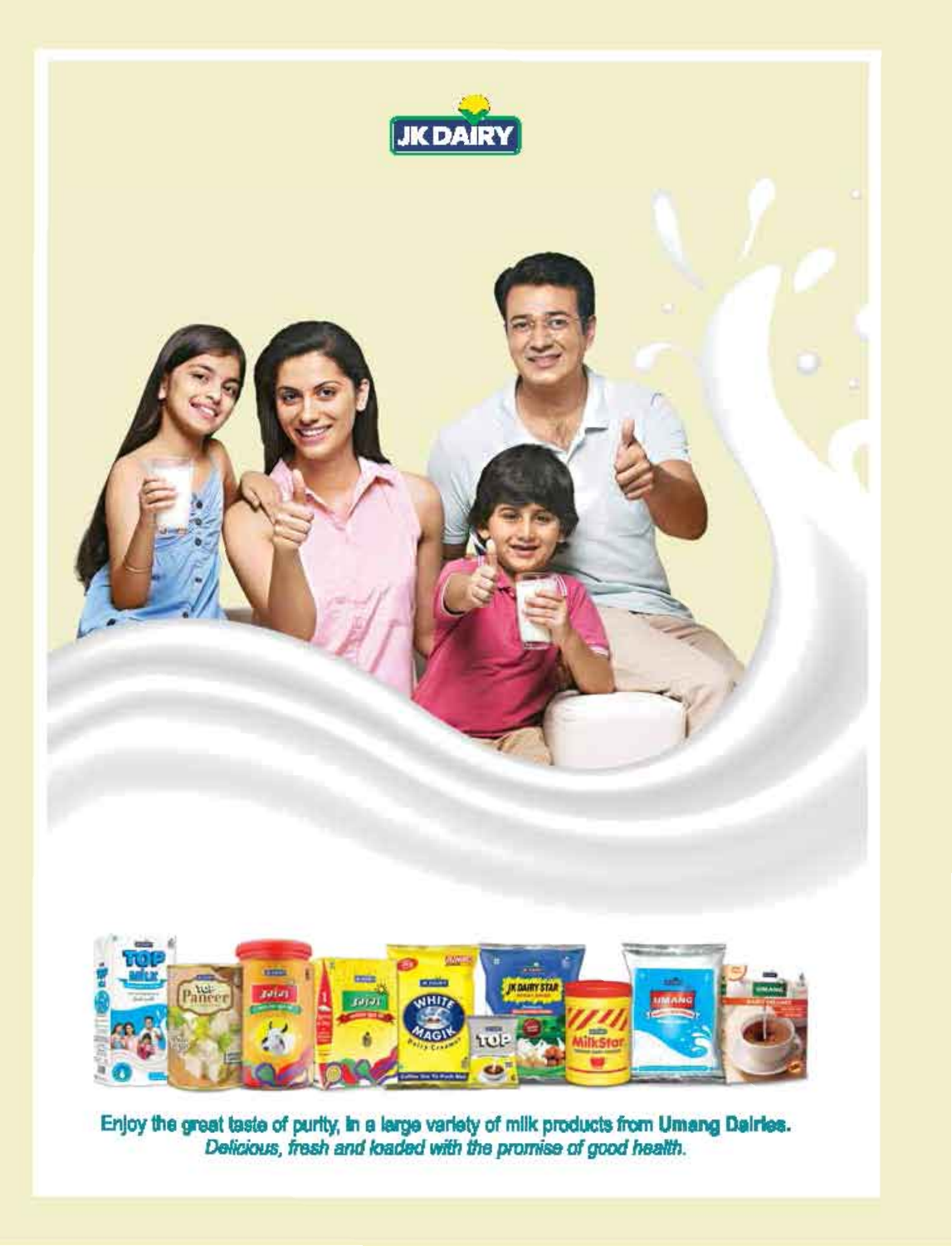JK DAIRY

Enjoy the great taste of purity, in a large variety of milk products from **Umang Dairies.**
*Delicious, fresh and loaded with the promise of good health.*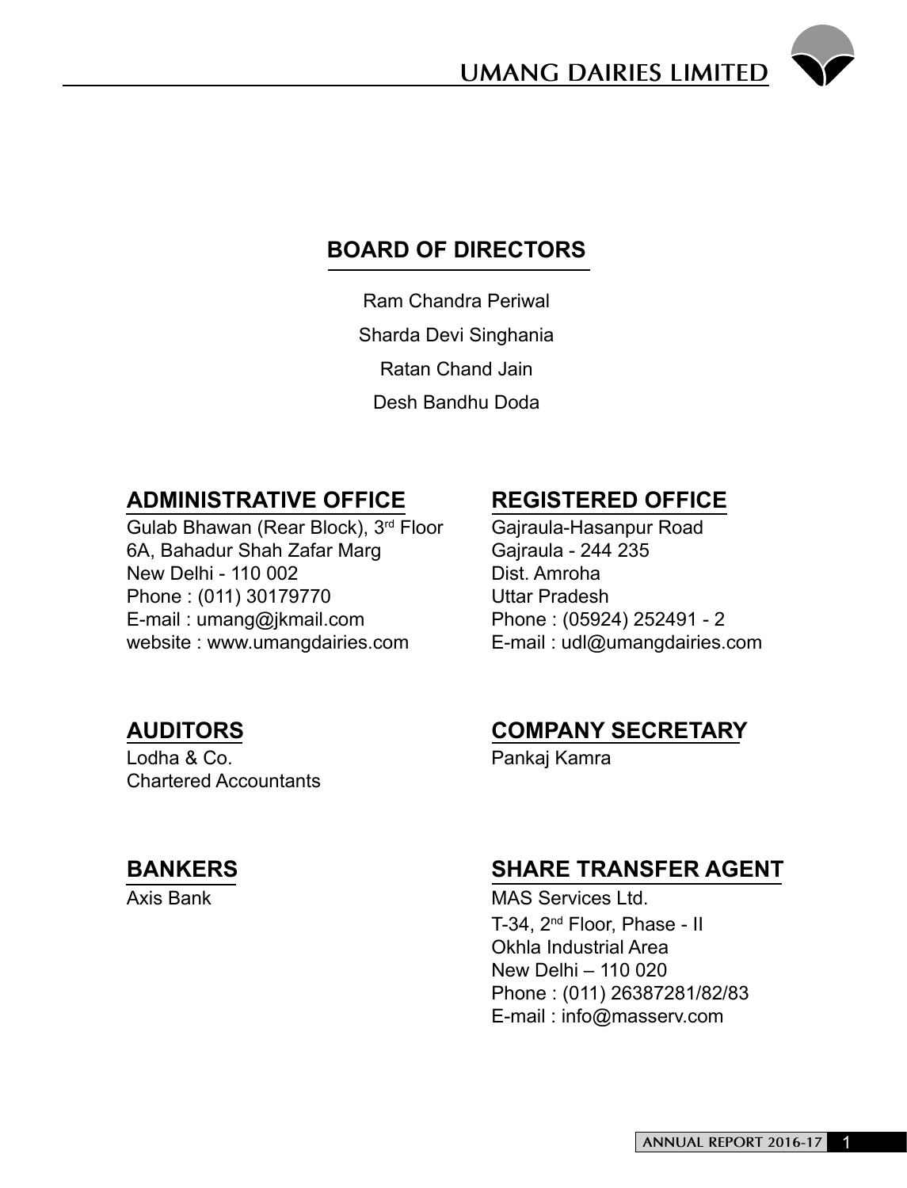## BOARD OF DIRECTORS

Ram Chandra Periwal

Sharda Devi Singhania

Ratan Chand Jain

Desh Bandhu Doda

## ADMINISTRATIVE OFFICE

Gulab Bhawan (Rear Block), 3rd Floor
6A, Bahadur Shah Zafar Marg
New Delhi - 110 002
Phone : (011) 30179770
E-mail : umang@jkmail.com
website : www.umangdairies.com

## REGISTERED OFFICE

Gajraula-Hasanpur Road
Gajraula - 244 235
Dist. Amroha
Uttar Pradesh
Phone : (05924) 252491 - 2
E-mail : udl@umangdairies.com

## AUDITORS

Lodha & Co.
Chartered Accountants

## COMPANY SECRETARY

Pankaj Kamra

## BANKERS

Axis Bank

## SHARE TRANSFER AGENT

MAS Services Ltd.
T-34, 2nd Floor, Phase - II
Okhla Industrial Area
New Delhi – 110 020
Phone : (011) 26387281/82/83
E-mail : info@masserv.com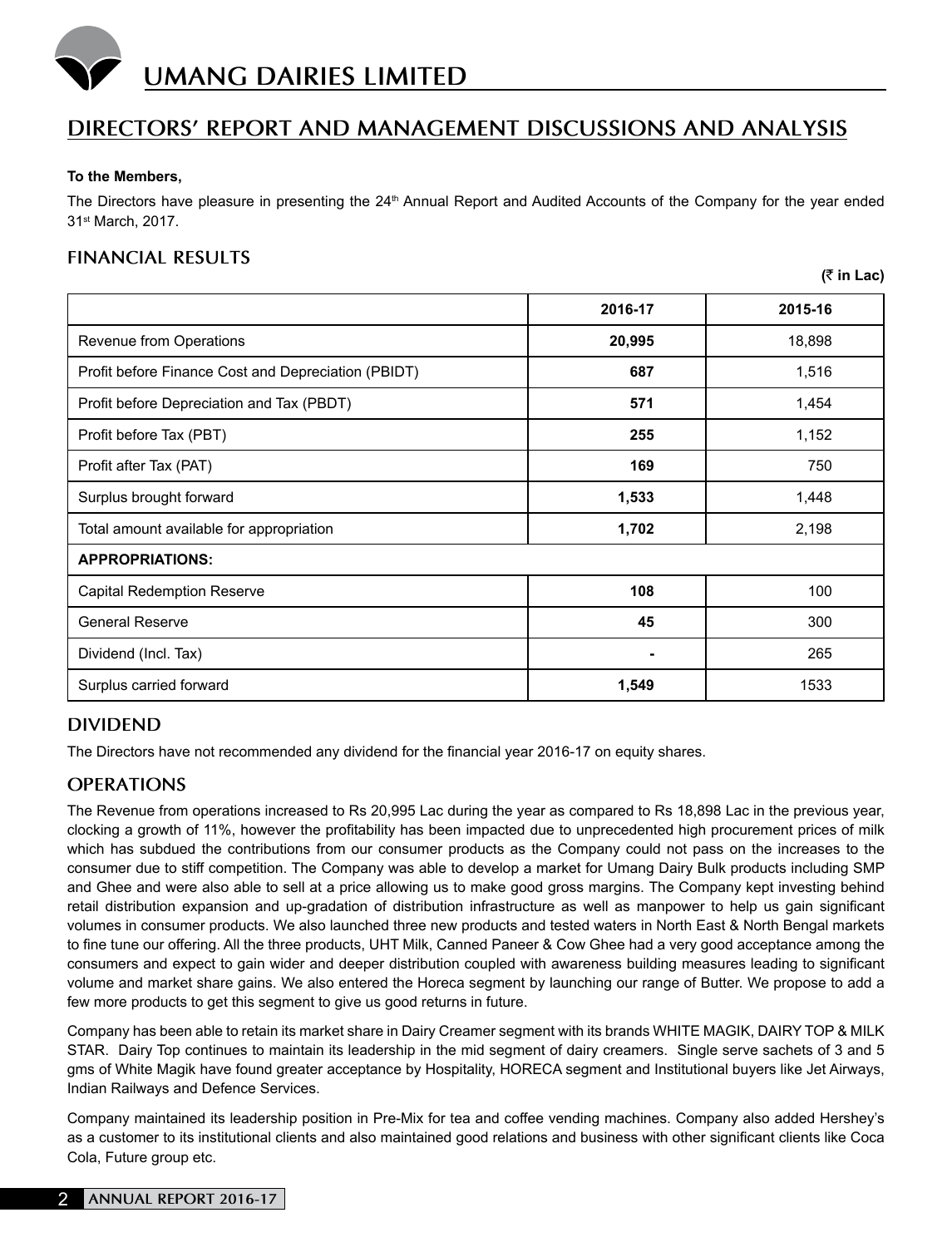# UMANG DAIRIES LIMITED

## DIRECTORS' REPORT AND MANAGEMENT DISCUSSIONS AND ANALYSIS

**To the Members,**

The Directors have pleasure in presenting the 24th Annual Report and Audited Accounts of the Company for the year ended 31st March, 2017.

### FINANCIAL RESULTS

**(₹ in Lac)**

| | 2016-17 | 2015-16 |
|---|---|---|
| Revenue from Operations | **20,995** | 18,898 |
| Profit before Finance Cost and Depreciation (PBIDT) | **687** | 1,516 |
| Profit before Depreciation and Tax (PBDT) | **571** | 1,454 |
| Profit before Tax (PBT) | **255** | 1,152 |
| Profit after Tax (PAT) | **169** | 750 |
| Surplus brought forward | **1,533** | 1,448 |
| Total amount available for appropriation | **1,702** | 2,198 |
| **APPROPRIATIONS:** | | |
| Capital Redemption Reserve | **108** | 100 |
| General Reserve | **45** | 300 |
| Dividend (Incl. Tax) | **-** | 265 |
| Surplus carried forward | **1,549** | 1533 |

### DIVIDEND

The Directors have not recommended any dividend for the financial year 2016-17 on equity shares.

### OPERATIONS

The Revenue from operations increased to Rs 20,995 Lac during the year as compared to Rs 18,898 Lac in the previous year, clocking a growth of 11%, however the profitability has been impacted due to unprecedented high procurement prices of milk which has subdued the contributions from our consumer products as the Company could not pass on the increases to the consumer due to stiff competition. The Company was able to develop a market for Umang Dairy Bulk products including SMP and Ghee and were also able to sell at a price allowing us to make good gross margins. The Company kept investing behind retail distribution expansion and up-gradation of distribution infrastructure as well as manpower to help us gain significant volumes in consumer products. We also launched three new products and tested waters in North East & North Bengal markets to fine tune our offering. All the three products, UHT Milk, Canned Paneer & Cow Ghee had a very good acceptance among the consumers and expect to gain wider and deeper distribution coupled with awareness building measures leading to significant volume and market share gains. We also entered the Horeca segment by launching our range of Butter. We propose to add a few more products to get this segment to give us good returns in future.

Company has been able to retain its market share in Dairy Creamer segment with its brands WHITE MAGIK, DAIRY TOP & MILK STAR. Dairy Top continues to maintain its leadership in the mid segment of dairy creamers. Single serve sachets of 3 and 5 gms of White Magik have found greater acceptance by Hospitality, HORECA segment and Institutional buyers like Jet Airways, Indian Railways and Defence Services.

Company maintained its leadership position in Pre-Mix for tea and coffee vending machines. Company also added Hershey's as a customer to its institutional clients and also maintained good relations and business with other significant clients like Coca Cola, Future group etc.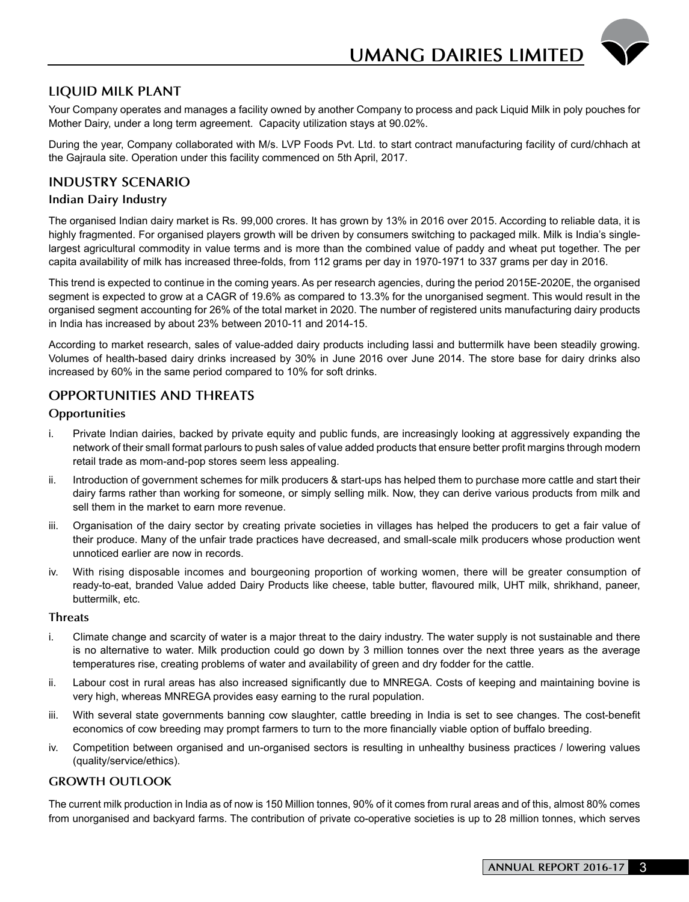## LIQUID MILK PLANT

Your Company operates and manages a facility owned by another Company to process and pack Liquid Milk in poly pouches for Mother Dairy, under a long term agreement. Capacity utilization stays at 90.02%.

During the year, Company collaborated with M/s. LVP Foods Pvt. Ltd. to start contract manufacturing facility of curd/chhach at the Gajraula site. Operation under this facility commenced on 5th April, 2017.

## INDUSTRY SCENARIO

### Indian Dairy Industry

The organised Indian dairy market is Rs. 99,000 crores. It has grown by 13% in 2016 over 2015. According to reliable data, it is highly fragmented. For organised players growth will be driven by consumers switching to packaged milk. Milk is India's single-largest agricultural commodity in value terms and is more than the combined value of paddy and wheat put together. The per capita availability of milk has increased three-folds, from 112 grams per day in 1970-1971 to 337 grams per day in 2016.

This trend is expected to continue in the coming years. As per research agencies, during the period 2015E-2020E, the organised segment is expected to grow at a CAGR of 19.6% as compared to 13.3% for the unorganised segment. This would result in the organised segment accounting for 26% of the total market in 2020. The number of registered units manufacturing dairy products in India has increased by about 23% between 2010-11 and 2014-15.

According to market research, sales of value-added dairy products including lassi and buttermilk have been steadily growing. Volumes of health-based dairy drinks increased by 30% in June 2016 over June 2014. The store base for dairy drinks also increased by 60% in the same period compared to 10% for soft drinks.

## OPPORTUNITIES AND THREATS

### Opportunities

i. Private Indian dairies, backed by private equity and public funds, are increasingly looking at aggressively expanding the network of their small format parlours to push sales of value added products that ensure better profit margins through modern retail trade as mom-and-pop stores seem less appealing.

ii. Introduction of government schemes for milk producers & start-ups has helped them to purchase more cattle and start their dairy farms rather than working for someone, or simply selling milk. Now, they can derive various products from milk and sell them in the market to earn more revenue.

iii. Organisation of the dairy sector by creating private societies in villages has helped the producers to get a fair value of their produce. Many of the unfair trade practices have decreased, and small-scale milk producers whose production went unnoticed earlier are now in records.

iv. With rising disposable incomes and bourgeoning proportion of working women, there will be greater consumption of ready-to-eat, branded Value added Dairy Products like cheese, table butter, flavoured milk, UHT milk, shrikhand, paneer, buttermilk, etc.

### Threats

i. Climate change and scarcity of water is a major threat to the dairy industry. The water supply is not sustainable and there is no alternative to water. Milk production could go down by 3 million tonnes over the next three years as the average temperatures rise, creating problems of water and availability of green and dry fodder for the cattle.

ii. Labour cost in rural areas has also increased significantly due to MNREGA. Costs of keeping and maintaining bovine is very high, whereas MNREGA provides easy earning to the rural population.

iii. With several state governments banning cow slaughter, cattle breeding in India is set to see changes. The cost-benefit economics of cow breeding may prompt farmers to turn to the more financially viable option of buffalo breeding.

iv. Competition between organised and un-organised sectors is resulting in unhealthy business practices / lowering values (quality/service/ethics).

## GROWTH OUTLOOK

The current milk production in India as of now is 150 Million tonnes, 90% of it comes from rural areas and of this, almost 80% comes from unorganised and backyard farms. The contribution of private co-operative societies is up to 28 million tonnes, which serves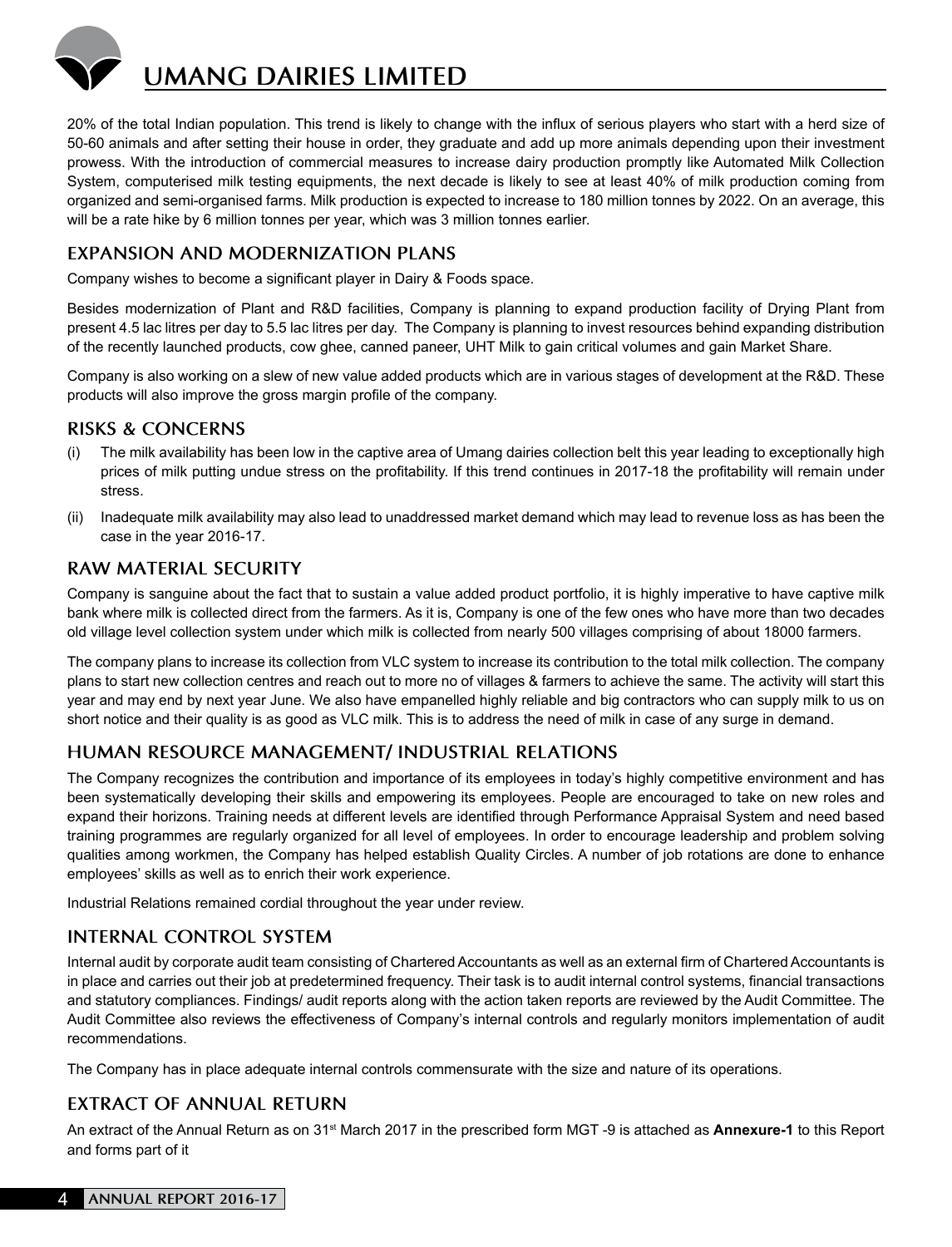20% of the total Indian population. This trend is likely to change with the influx of serious players who start with a herd size of 50-60 animals and after setting their house in order, they graduate and add up more animals depending upon their investment prowess. With the introduction of commercial measures to increase dairy production promptly like Automated Milk Collection System, computerised milk testing equipments, the next decade is likely to see at least 40% of milk production coming from organized and semi-organised farms. Milk production is expected to increase to 180 million tonnes by 2022. On an average, this will be a rate hike by 6 million tonnes per year, which was 3 million tonnes earlier.

## EXPANSION AND MODERNIZATION PLANS

Company wishes to become a significant player in Dairy & Foods space.

Besides modernization of Plant and R&D facilities, Company is planning to expand production facility of Drying Plant from present 4.5 lac litres per day to 5.5 lac litres per day. The Company is planning to invest resources behind expanding distribution of the recently launched products, cow ghee, canned paneer, UHT Milk to gain critical volumes and gain Market Share.

Company is also working on a slew of new value added products which are in various stages of development at the R&D. These products will also improve the gross margin profile of the company.

## RISKS & CONCERNS

(i) The milk availability has been low in the captive area of Umang dairies collection belt this year leading to exceptionally high prices of milk putting undue stress on the profitability. If this trend continues in 2017-18 the profitability will remain under stress.

(ii) Inadequate milk availability may also lead to unaddressed market demand which may lead to revenue loss as has been the case in the year 2016-17.

## RAW MATERIAL SECURITY

Company is sanguine about the fact that to sustain a value added product portfolio, it is highly imperative to have captive milk bank where milk is collected direct from the farmers. As it is, Company is one of the few ones who have more than two decades old village level collection system under which milk is collected from nearly 500 villages comprising of about 18000 farmers.

The company plans to increase its collection from VLC system to increase its contribution to the total milk collection. The company plans to start new collection centres and reach out to more no of villages & farmers to achieve the same. The activity will start this year and may end by next year June. We also have empanelled highly reliable and big contractors who can supply milk to us on short notice and their quality is as good as VLC milk. This is to address the need of milk in case of any surge in demand.

## HUMAN RESOURCE MANAGEMENT/ INDUSTRIAL RELATIONS

The Company recognizes the contribution and importance of its employees in today's highly competitive environment and has been systematically developing their skills and empowering its employees. People are encouraged to take on new roles and expand their horizons. Training needs at different levels are identified through Performance Appraisal System and need based training programmes are regularly organized for all level of employees. In order to encourage leadership and problem solving qualities among workmen, the Company has helped establish Quality Circles. A number of job rotations are done to enhance employees' skills as well as to enrich their work experience.

Industrial Relations remained cordial throughout the year under review.

## INTERNAL CONTROL SYSTEM

Internal audit by corporate audit team consisting of Chartered Accountants as well as an external firm of Chartered Accountants is in place and carries out their job at predetermined frequency. Their task is to audit internal control systems, financial transactions and statutory compliances. Findings/ audit reports along with the action taken reports are reviewed by the Audit Committee. The Audit Committee also reviews the effectiveness of Company's internal controls and regularly monitors implementation of audit recommendations.

The Company has in place adequate internal controls commensurate with the size and nature of its operations.

## EXTRACT OF ANNUAL RETURN

An extract of the Annual Return as on 31st March 2017 in the prescribed form MGT -9 is attached as **Annexure-1** to this Report and forms part of it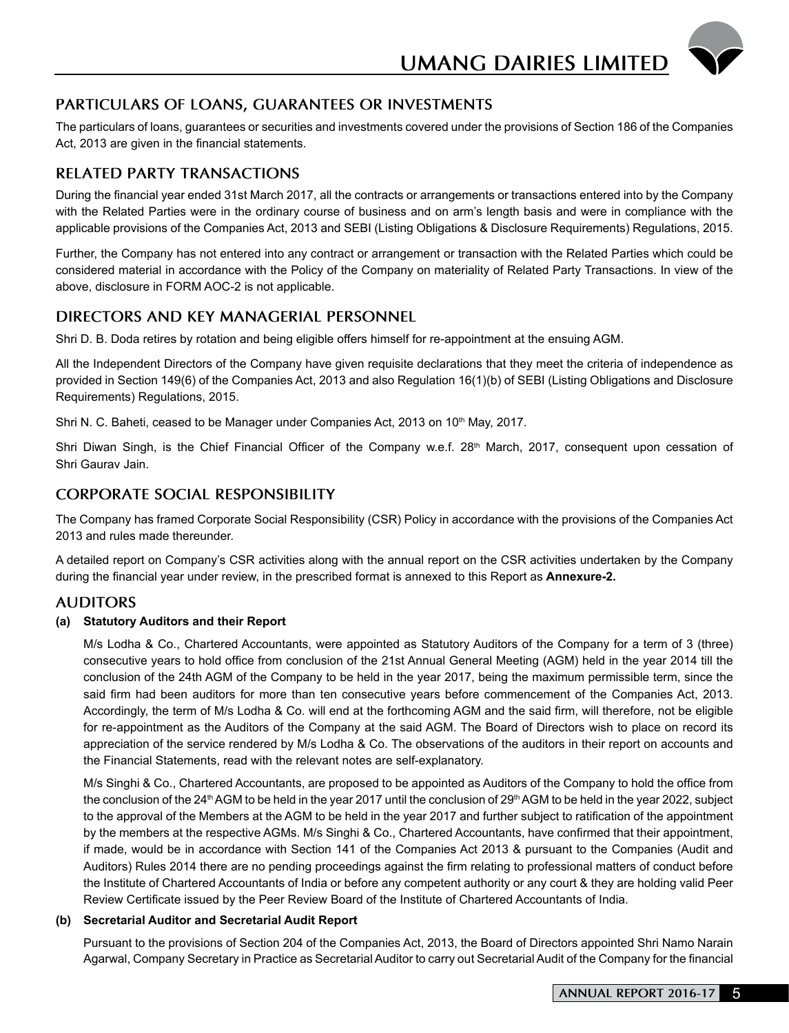## PARTICULARS OF LOANS, GUARANTEES OR INVESTMENTS

The particulars of loans, guarantees or securities and investments covered under the provisions of Section 186 of the Companies Act, 2013 are given in the financial statements.

## RELATED PARTY TRANSACTIONS

During the financial year ended 31st March 2017, all the contracts or arrangements or transactions entered into by the Company with the Related Parties were in the ordinary course of business and on arm's length basis and were in compliance with the applicable provisions of the Companies Act, 2013 and SEBI (Listing Obligations & Disclosure Requirements) Regulations, 2015.

Further, the Company has not entered into any contract or arrangement or transaction with the Related Parties which could be considered material in accordance with the Policy of the Company on materiality of Related Party Transactions. In view of the above, disclosure in FORM AOC-2 is not applicable.

## DIRECTORS AND KEY MANAGERIAL PERSONNEL

Shri D. B. Doda retires by rotation and being eligible offers himself for re-appointment at the ensuing AGM.

All the Independent Directors of the Company have given requisite declarations that they meet the criteria of independence as provided in Section 149(6) of the Companies Act, 2013 and also Regulation 16(1)(b) of SEBI (Listing Obligations and Disclosure Requirements) Regulations, 2015.

Shri N. C. Baheti, ceased to be Manager under Companies Act, 2013 on 10th May, 2017.

Shri Diwan Singh, is the Chief Financial Officer of the Company w.e.f. 28th March, 2017, consequent upon cessation of Shri Gaurav Jain.

## CORPORATE SOCIAL RESPONSIBILITY

The Company has framed Corporate Social Responsibility (CSR) Policy in accordance with the provisions of the Companies Act 2013 and rules made thereunder.

A detailed report on Company's CSR activities along with the annual report on the CSR activities undertaken by the Company during the financial year under review, in the prescribed format is annexed to this Report as **Annexure-2.**

## AUDITORS

**(a) Statutory Auditors and their Report**

M/s Lodha & Co., Chartered Accountants, were appointed as Statutory Auditors of the Company for a term of 3 (three) consecutive years to hold office from conclusion of the 21st Annual General Meeting (AGM) held in the year 2014 till the conclusion of the 24th AGM of the Company to be held in the year 2017, being the maximum permissible term, since the said firm had been auditors for more than ten consecutive years before commencement of the Companies Act, 2013. Accordingly, the term of M/s Lodha & Co. will end at the forthcoming AGM and the said firm, will therefore, not be eligible for re-appointment as the Auditors of the Company at the said AGM. The Board of Directors wish to place on record its appreciation of the service rendered by M/s Lodha & Co. The observations of the auditors in their report on accounts and the Financial Statements, read with the relevant notes are self-explanatory.

M/s Singhi & Co., Chartered Accountants, are proposed to be appointed as Auditors of the Company to hold the office from the conclusion of the 24th AGM to be held in the year 2017 until the conclusion of 29th AGM to be held in the year 2022, subject to the approval of the Members at the AGM to be held in the year 2017 and further subject to ratification of the appointment by the members at the respective AGMs. M/s Singhi & Co., Chartered Accountants, have confirmed that their appointment, if made, would be in accordance with Section 141 of the Companies Act 2013 & pursuant to the Companies (Audit and Auditors) Rules 2014 there are no pending proceedings against the firm relating to professional matters of conduct before the Institute of Chartered Accountants of India or before any competent authority or any court & they are holding valid Peer Review Certificate issued by the Peer Review Board of the Institute of Chartered Accountants of India.

**(b) Secretarial Auditor and Secretarial Audit Report**

Pursuant to the provisions of Section 204 of the Companies Act, 2013, the Board of Directors appointed Shri Namo Narain Agarwal, Company Secretary in Practice as Secretarial Auditor to carry out Secretarial Audit of the Company for the financial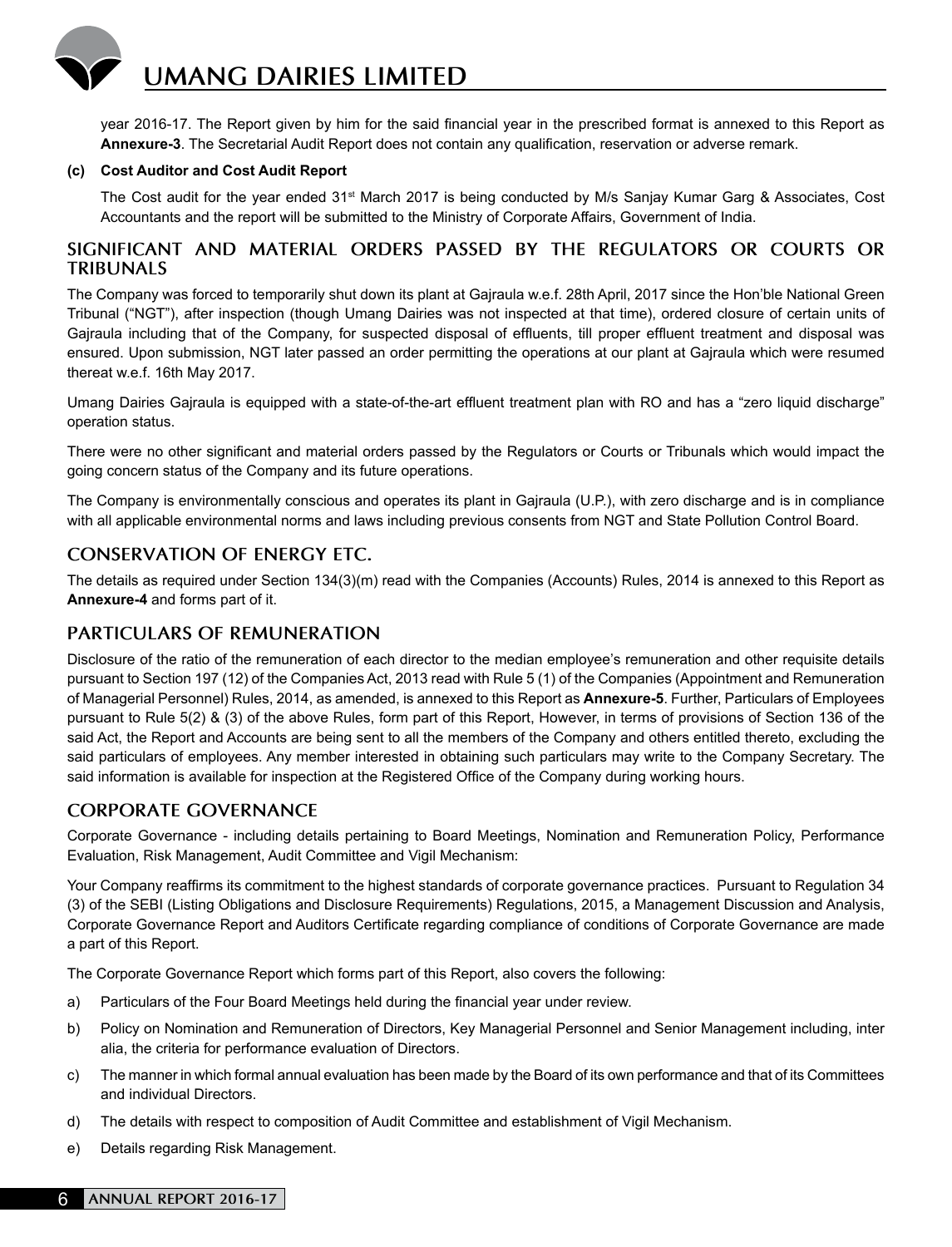year 2016-17. The Report given by him for the said financial year in the prescribed format is annexed to this Report as **Annexure-3**. The Secretarial Audit Report does not contain any qualification, reservation or adverse remark.

**(c) Cost Auditor and Cost Audit Report**

The Cost audit for the year ended 31st March 2017 is being conducted by M/s Sanjay Kumar Garg & Associates, Cost Accountants and the report will be submitted to the Ministry of Corporate Affairs, Government of India.

## SIGNIFICANT AND MATERIAL ORDERS PASSED BY THE REGULATORS OR COURTS OR TRIBUNALS

The Company was forced to temporarily shut down its plant at Gajraula w.e.f. 28th April, 2017 since the Hon'ble National Green Tribunal ("NGT"), after inspection (though Umang Dairies was not inspected at that time), ordered closure of certain units of Gajraula including that of the Company, for suspected disposal of effluents, till proper effluent treatment and disposal was ensured. Upon submission, NGT later passed an order permitting the operations at our plant at Gajraula which were resumed thereat w.e.f. 16th May 2017.

Umang Dairies Gajraula is equipped with a state-of-the-art effluent treatment plan with RO and has a "zero liquid discharge" operation status.

There were no other significant and material orders passed by the Regulators or Courts or Tribunals which would impact the going concern status of the Company and its future operations.

The Company is environmentally conscious and operates its plant in Gajraula (U.P.), with zero discharge and is in compliance with all applicable environmental norms and laws including previous consents from NGT and State Pollution Control Board.

## CONSERVATION OF ENERGY ETC.

The details as required under Section 134(3)(m) read with the Companies (Accounts) Rules, 2014 is annexed to this Report as **Annexure-4** and forms part of it.

## PARTICULARS OF REMUNERATION

Disclosure of the ratio of the remuneration of each director to the median employee's remuneration and other requisite details pursuant to Section 197 (12) of the Companies Act, 2013 read with Rule 5 (1) of the Companies (Appointment and Remuneration of Managerial Personnel) Rules, 2014, as amended, is annexed to this Report as **Annexure-5**. Further, Particulars of Employees pursuant to Rule 5(2) & (3) of the above Rules, form part of this Report, However, in terms of provisions of Section 136 of the said Act, the Report and Accounts are being sent to all the members of the Company and others entitled thereto, excluding the said particulars of employees. Any member interested in obtaining such particulars may write to the Company Secretary. The said information is available for inspection at the Registered Office of the Company during working hours.

## CORPORATE GOVERNANCE

Corporate Governance - including details pertaining to Board Meetings, Nomination and Remuneration Policy, Performance Evaluation, Risk Management, Audit Committee and Vigil Mechanism:

Your Company reaffirms its commitment to the highest standards of corporate governance practices. Pursuant to Regulation 34 (3) of the SEBI (Listing Obligations and Disclosure Requirements) Regulations, 2015, a Management Discussion and Analysis, Corporate Governance Report and Auditors Certificate regarding compliance of conditions of Corporate Governance are made a part of this Report.

The Corporate Governance Report which forms part of this Report, also covers the following:

a) Particulars of the Four Board Meetings held during the financial year under review.

b) Policy on Nomination and Remuneration of Directors, Key Managerial Personnel and Senior Management including, inter alia, the criteria for performance evaluation of Directors.

c) The manner in which formal annual evaluation has been made by the Board of its own performance and that of its Committees and individual Directors.

d) The details with respect to composition of Audit Committee and establishment of Vigil Mechanism.

e) Details regarding Risk Management.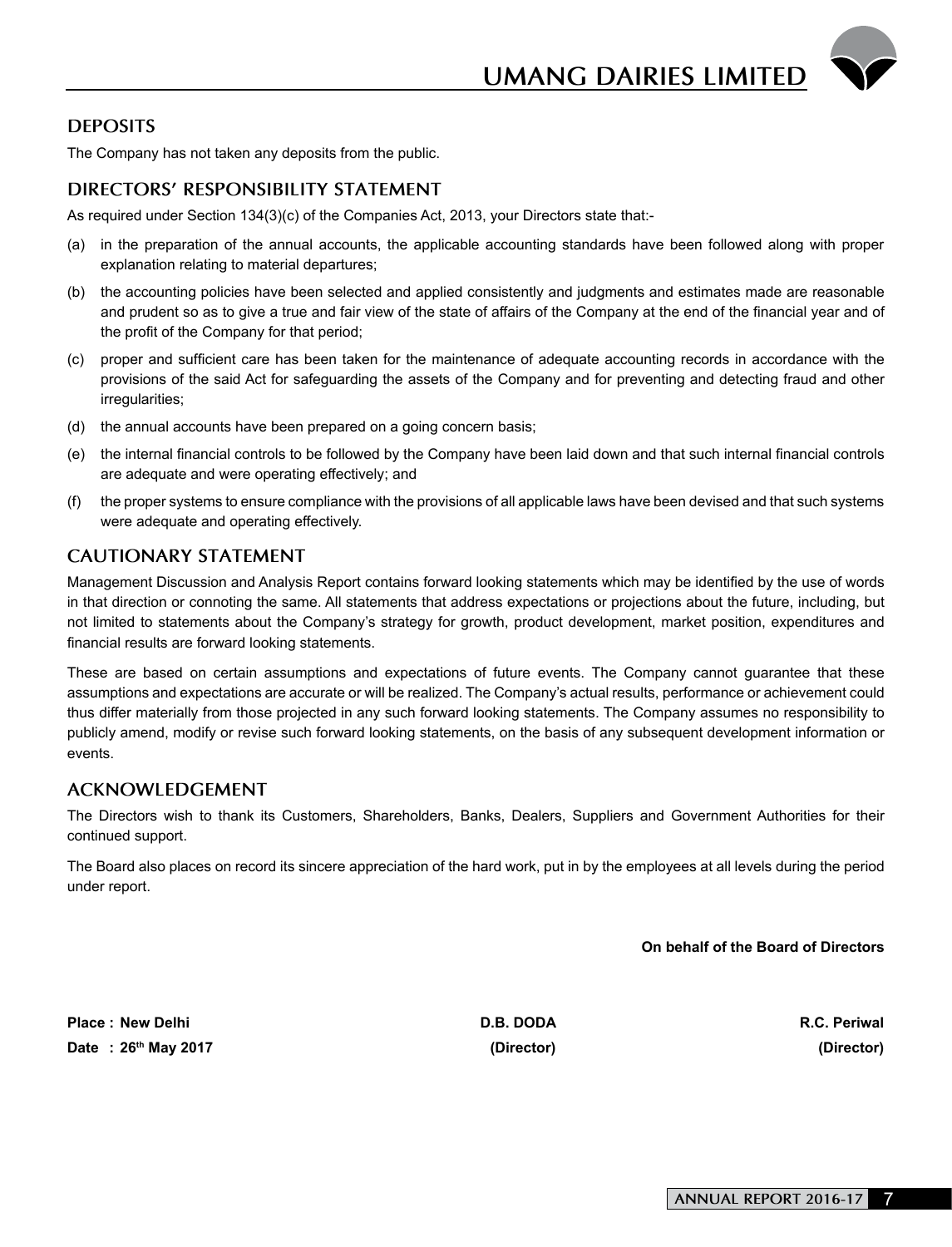## DEPOSITS

The Company has not taken any deposits from the public.

## DIRECTORS' RESPONSIBILITY STATEMENT

As required under Section 134(3)(c) of the Companies Act, 2013, your Directors state that:-

(a) in the preparation of the annual accounts, the applicable accounting standards have been followed along with proper explanation relating to material departures;

(b) the accounting policies have been selected and applied consistently and judgments and estimates made are reasonable and prudent so as to give a true and fair view of the state of affairs of the Company at the end of the financial year and of the profit of the Company for that period;

(c) proper and sufficient care has been taken for the maintenance of adequate accounting records in accordance with the provisions of the said Act for safeguarding the assets of the Company and for preventing and detecting fraud and other irregularities;

(d) the annual accounts have been prepared on a going concern basis;

(e) the internal financial controls to be followed by the Company have been laid down and that such internal financial controls are adequate and were operating effectively; and

(f) the proper systems to ensure compliance with the provisions of all applicable laws have been devised and that such systems were adequate and operating effectively.

## CAUTIONARY STATEMENT

Management Discussion and Analysis Report contains forward looking statements which may be identified by the use of words in that direction or connoting the same. All statements that address expectations or projections about the future, including, but not limited to statements about the Company's strategy for growth, product development, market position, expenditures and financial results are forward looking statements.

These are based on certain assumptions and expectations of future events. The Company cannot guarantee that these assumptions and expectations are accurate or will be realized. The Company's actual results, performance or achievement could thus differ materially from those projected in any such forward looking statements. The Company assumes no responsibility to publicly amend, modify or revise such forward looking statements, on the basis of any subsequent development information or events.

## ACKNOWLEDGEMENT

The Directors wish to thank its Customers, Shareholders, Banks, Dealers, Suppliers and Government Authorities for their continued support.

The Board also places on record its sincere appreciation of the hard work, put in by the employees at all levels during the period under report.

**On behalf of the Board of Directors**

**Place : New Delhi** | **D.B. DODA** | **R.C. Periwal**

**Date : 26th May 2017** | **(Director)** | **(Director)**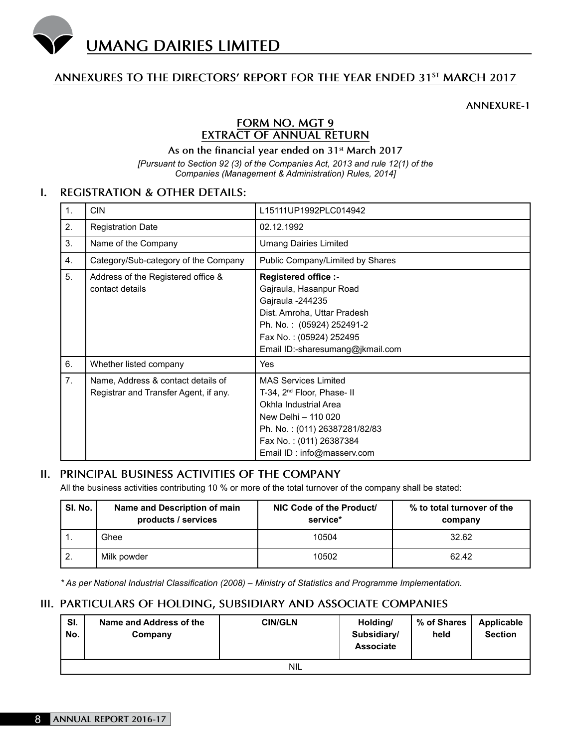# UMANG DAIRIES LIMITED

## ANNEXURES TO THE DIRECTORS' REPORT FOR THE YEAR ENDED 31ST MARCH 2017

**ANNEXURE-1**

### FORM NO. MGT 9
### EXTRACT OF ANNUAL RETURN

**As on the financial year ended on 31st March 2017**

*[Pursuant to Section 92 (3) of the Companies Act, 2013 and rule 12(1) of the Companies (Management & Administration) Rules, 2014]*

## I. REGISTRATION & OTHER DETAILS:

| | | |
|---|---|---|
| 1. | CIN | L15111UP1992PLC014942 |
| 2. | Registration Date | 02.12.1992 |
| 3. | Name of the Company | Umang Dairies Limited |
| 4. | Category/Sub-category of the Company | Public Company/Limited by Shares |
| 5. | Address of the Registered office & contact details | **Registered office :-**<br>Gajraula, Hasanpur Road<br>Gajraula -244235<br>Dist. Amroha, Uttar Pradesh<br>Ph. No. : (05924) 252491-2<br>Fax No. : (05924) 252495<br>Email ID:-sharesumang@jkmail.com |
| 6. | Whether listed company | Yes |
| 7. | Name, Address & contact details of Registrar and Transfer Agent, if any. | MAS Services Limited<br>T-34, 2nd Floor, Phase- II<br>Okhla Industrial Area<br>New Delhi – 110 020<br>Ph. No. : (011) 26387281/82/83<br>Fax No. : (011) 26387384<br>Email ID : info@masserv.com |

## II. PRINCIPAL BUSINESS ACTIVITIES OF THE COMPANY

All the business activities contributing 10 % or more of the total turnover of the company shall be stated:

| Sl. No. | Name and Description of main products / services | NIC Code of the Product/ service* | % to total turnover of the company |
|---|---|---|---|
| 1. | Ghee | 10504 | 32.62 |
| 2. | Milk powder | 10502 | 62.42 |

*\* As per National Industrial Classification (2008) – Ministry of Statistics and Programme Implementation.*

## III. PARTICULARS OF HOLDING, SUBSIDIARY AND ASSOCIATE COMPANIES

| Sl. No. | Name and Address of the Company | CIN/GLN | Holding/ Subsidiary/ Associate | % of Shares held | Applicable Section |
|---|---|---|---|---|---|
| | | NIL | | | |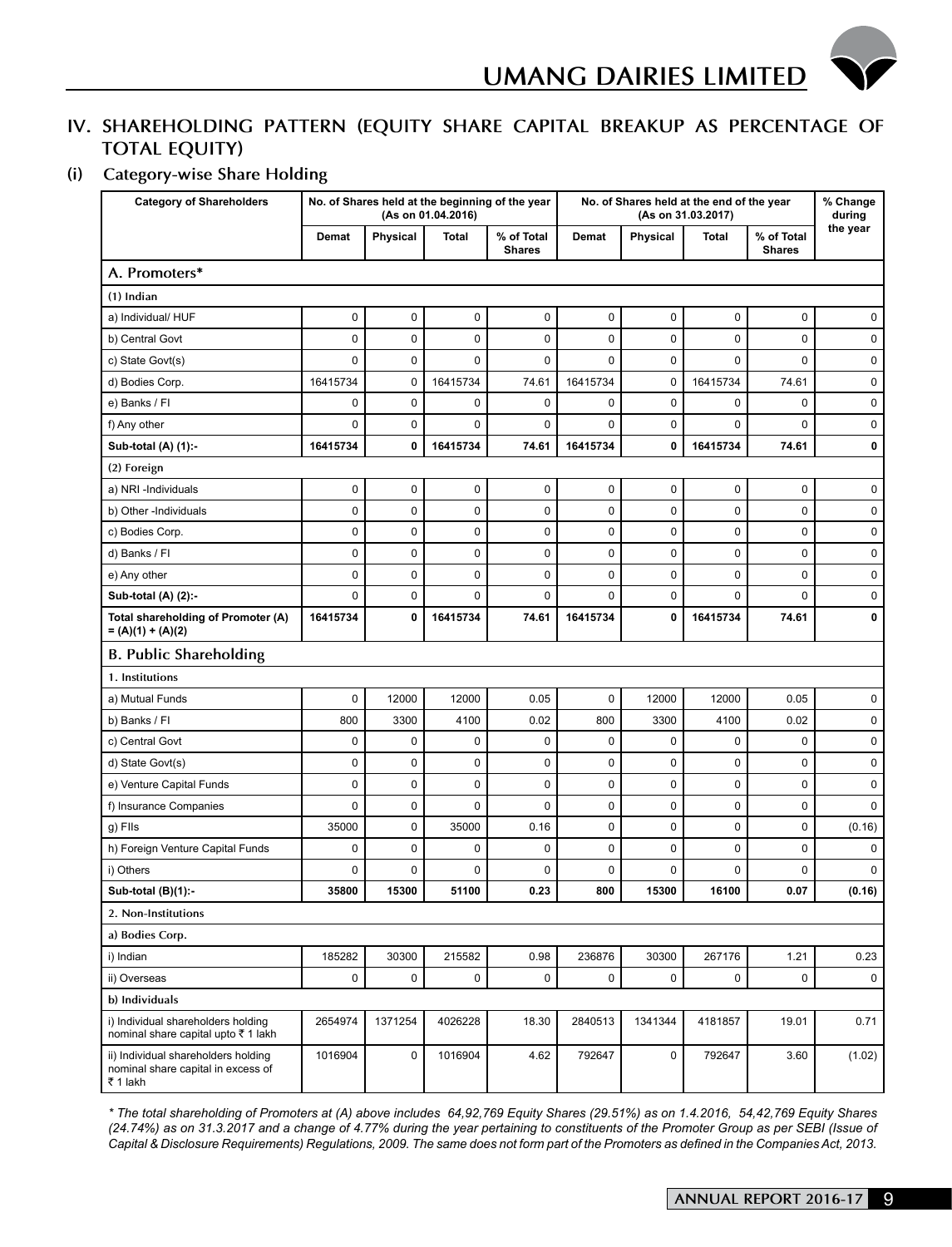## IV. SHAREHOLDING PATTERN (EQUITY SHARE CAPITAL BREAKUP AS PERCENTAGE OF TOTAL EQUITY)

### (i) Category-wise Share Holding

| Category of Shareholders | No. of Shares held at the beginning of the year (As on 01.04.2016) | | | | No. of Shares held at the end of the year (As on 31.03.2017) | | | | % Change during the year |
|---|---|---|---|---|---|---|---|---|---|
| | Demat | Physical | Total | % of Total Shares | Demat | Physical | Total | % of Total Shares | |
| **A. Promoters*** | | | | | | | | | |
| **(1) Indian** | | | | | | | | | |
| a) Individual/ HUF | 0 | 0 | 0 | 0 | 0 | 0 | 0 | 0 | 0 |
| b) Central Govt | 0 | 0 | 0 | 0 | 0 | 0 | 0 | 0 | 0 |
| c) State Govt(s) | 0 | 0 | 0 | 0 | 0 | 0 | 0 | 0 | 0 |
| d) Bodies Corp. | 16415734 | 0 | 16415734 | 74.61 | 16415734 | 0 | 16415734 | 74.61 | 0 |
| e) Banks / FI | 0 | 0 | 0 | 0 | 0 | 0 | 0 | 0 | 0 |
| f) Any other | 0 | 0 | 0 | 0 | 0 | 0 | 0 | 0 | 0 |
| **Sub-total (A) (1):-** | **16415734** | **0** | **16415734** | **74.61** | **16415734** | **0** | **16415734** | **74.61** | **0** |
| **(2) Foreign** | | | | | | | | | |
| a) NRI -Individuals | 0 | 0 | 0 | 0 | 0 | 0 | 0 | 0 | 0 |
| b) Other -Individuals | 0 | 0 | 0 | 0 | 0 | 0 | 0 | 0 | 0 |
| c) Bodies Corp. | 0 | 0 | 0 | 0 | 0 | 0 | 0 | 0 | 0 |
| d) Banks / FI | 0 | 0 | 0 | 0 | 0 | 0 | 0 | 0 | 0 |
| e) Any other | 0 | 0 | 0 | 0 | 0 | 0 | 0 | 0 | 0 |
| **Sub-total (A) (2):-** | 0 | 0 | 0 | 0 | 0 | 0 | 0 | 0 | 0 |
| **Total shareholding of Promoter (A) = (A)(1) + (A)(2)** | **16415734** | **0** | **16415734** | **74.61** | **16415734** | **0** | **16415734** | **74.61** | **0** |
| **B. Public Shareholding** | | | | | | | | | |
| **1. Institutions** | | | | | | | | | |
| a) Mutual Funds | 0 | 12000 | 12000 | 0.05 | 0 | 12000 | 12000 | 0.05 | 0 |
| b) Banks / FI | 800 | 3300 | 4100 | 0.02 | 800 | 3300 | 4100 | 0.02 | 0 |
| c) Central Govt | 0 | 0 | 0 | 0 | 0 | 0 | 0 | 0 | 0 |
| d) State Govt(s) | 0 | 0 | 0 | 0 | 0 | 0 | 0 | 0 | 0 |
| e) Venture Capital Funds | 0 | 0 | 0 | 0 | 0 | 0 | 0 | 0 | 0 |
| f) Insurance Companies | 0 | 0 | 0 | 0 | 0 | 0 | 0 | 0 | 0 |
| g) FIIs | 35000 | 0 | 35000 | 0.16 | 0 | 0 | 0 | 0 | (0.16) |
| h) Foreign Venture Capital Funds | 0 | 0 | 0 | 0 | 0 | 0 | 0 | 0 | 0 |
| i) Others | 0 | 0 | 0 | 0 | 0 | 0 | 0 | 0 | 0 |
| **Sub-total (B)(1):-** | **35800** | **15300** | **51100** | **0.23** | **800** | **15300** | **16100** | **0.07** | **(0.16)** |
| **2. Non-Institutions** | | | | | | | | | |
| **a) Bodies Corp.** | | | | | | | | | |
| i) Indian | 185282 | 30300 | 215582 | 0.98 | 236876 | 30300 | 267176 | 1.21 | 0.23 |
| ii) Overseas | 0 | 0 | 0 | 0 | 0 | 0 | 0 | 0 | 0 |
| **b) Individuals** | | | | | | | | | |
| i) Individual shareholders holding nominal share capital upto ₹ 1 lakh | 2654974 | 1371254 | 4026228 | 18.30 | 2840513 | 1341344 | 4181857 | 19.01 | 0.71 |
| ii) Individual shareholders holding nominal share capital in excess of ₹ 1 lakh | 1016904 | 0 | 1016904 | 4.62 | 792647 | 0 | 792647 | 3.60 | (1.02) |

*\* The total shareholding of Promoters at (A) above includes 64,92,769 Equity Shares (29.51%) as on 1.4.2016, 54,42,769 Equity Shares (24.74%) as on 31.3.2017 and a change of 4.77% during the year pertaining to constituents of the Promoter Group as per SEBI (Issue of Capital & Disclosure Requirements) Regulations, 2009. The same does not form part of the Promoters as defined in the Companies Act, 2013.*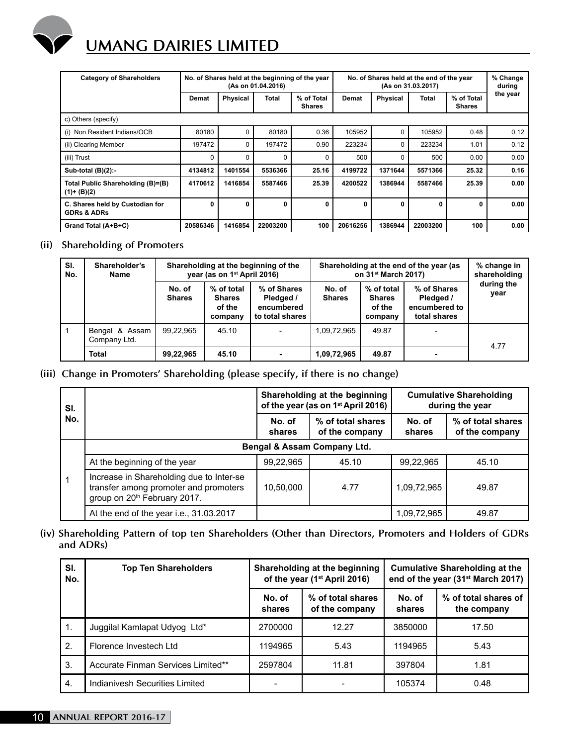| Category of Shareholders | No. of Shares held at the beginning of the year (As on 01.04.2016) | | | | No. of Shares held at the end of the year (As on 31.03.2017) | | | | % Change during the year |
|---|---|---|---|---|---|---|---|---|---|
| | Demat | Physical | Total | % of Total Shares | Demat | Physical | Total | % of Total Shares | |
| c) Others (specify) | | | | | | | | | |
| (i) Non Resident Indians/OCB | 80180 | 0 | 80180 | 0.36 | 105952 | 0 | 105952 | 0.48 | 0.12 |
| (ii) Clearing Member | 197472 | 0 | 197472 | 0.90 | 223234 | 0 | 223234 | 1.01 | 0.12 |
| (iii) Trust | 0 | 0 | 0 | 0 | 500 | 0 | 500 | 0.00 | 0.00 |
| **Sub-total (B)(2):-** | **4134812** | **1401554** | **5536366** | **25.16** | **4199722** | **1371644** | **5571366** | **25.32** | **0.16** |
| **Total Public Shareholding (B)=(B)(1)+ (B)(2)** | **4170612** | **1416854** | **5587466** | **25.39** | **4200522** | **1386944** | **5587466** | **25.39** | **0.00** |
| **C. Shares held by Custodian for GDRs & ADRs** | **0** | **0** | **0** | **0** | **0** | **0** | **0** | **0** | **0.00** |
| **Grand Total (A+B+C)** | **20586346** | **1416854** | **22003200** | **100** | **20616256** | **1386944** | **22003200** | **100** | **0.00** |

## (ii) Shareholding of Promoters

| Sl. No. | Shareholder's Name | Shareholding at the beginning of the year (as on 1st April 2016) | | | Shareholding at the end of the year (as on 31st March 2017) | | | % change in shareholding during the year |
|---|---|---|---|---|---|---|---|---|
| | | No. of Shares | % of total Shares of the company | % of Shares Pledged / encumbered to total shares | No. of Shares | % of total Shares of the company | % of Shares Pledged / encumbered to total shares | |
| 1 | Bengal & Assam Company Ltd. | 99,22,965 | 45.10 | - | 1,09,72,965 | 49.87 | - | 4.77 |
| | **Total** | **99,22,965** | **45.10** | **-** | **1,09,72,965** | **49.87** | **-** | |

## (iii) Change in Promoters' Shareholding (please specify, if there is no change)

| Sl. No. | | Shareholding at the beginning of the year (as on 1st April 2016) | | Cumulative Shareholding during the year | |
|---|---|---|---|---|---|
| | | No. of shares | % of total shares of the company | No. of shares | % of total shares of the company |
| | **Bengal & Assam Company Ltd.** | | | | |
| 1 | At the beginning of the year | 99,22,965 | 45.10 | 99,22,965 | 45.10 |
| | Increase in Shareholding due to Inter-se transfer among promoter and promoters group on 20th February 2017. | 10,50,000 | 4.77 | 1,09,72,965 | 49.87 |
| | At the end of the year i.e., 31.03.2017 | | | 1,09,72,965 | 49.87 |

## (iv) Shareholding Pattern of top ten Shareholders (Other than Directors, Promoters and Holders of GDRs and ADRs)

| Sl. No. | Top Ten Shareholders | Shareholding at the beginning of the year (1st April 2016) | | Cumulative Shareholding at the end of the year (31st March 2017) | |
|---|---|---|---|---|---|
| | | No. of shares | % of total shares of the company | No. of shares | % of total shares of the company |
| 1. | Juggilal Kamlapat Udyog Ltd* | 2700000 | 12.27 | 3850000 | 17.50 |
| 2. | Florence Investech Ltd | 1194965 | 5.43 | 1194965 | 5.43 |
| 3. | Accurate Finman Services Limited** | 2597804 | 11.81 | 397804 | 1.81 |
| 4. | Indianivesh Securities Limited | - | - | 105374 | 0.48 |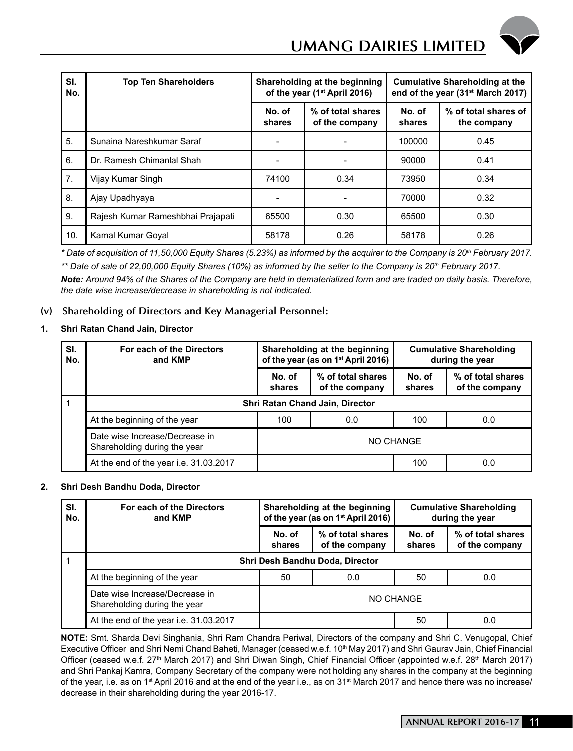| Sl. No. | Top Ten Shareholders | Shareholding at the beginning of the year (1st April 2016) | | Cumulative Shareholding at the end of the year (31st March 2017) | |
|---|---|---|---|---|---|
| | | No. of shares | % of total shares of the company | No. of shares | % of total shares of the company |
| 5. | Sunaina Nareshkumar Saraf | - | - | 100000 | 0.45 |
| 6. | Dr. Ramesh Chimanlal Shah | - | - | 90000 | 0.41 |
| 7. | Vijay Kumar Singh | 74100 | 0.34 | 73950 | 0.34 |
| 8. | Ajay Upadhyaya | - | - | 70000 | 0.32 |
| 9. | Rajesh Kumar Rameshbhai Prajapati | 65500 | 0.30 | 65500 | 0.30 |
| 10. | Kamal Kumar Goyal | 58178 | 0.26 | 58178 | 0.26 |

*\* Date of acquisition of 11,50,000 Equity Shares (5.23%) as informed by the acquirer to the Company is 20th February 2017.*

*\*\* Date of sale of 22,00,000 Equity Shares (10%) as informed by the seller to the Company is 20th February 2017.*

***Note:** Around 94% of the Shares of the Company are held in dematerialized form and are traded on daily basis. Therefore, the date wise increase/decrease in shareholding is not indicated.*

## (v) Shareholding of Directors and Key Managerial Personnel:

**1. Shri Ratan Chand Jain, Director**

| Sl. No. | For each of the Directors and KMP | Shareholding at the beginning of the year (as on 1st April 2016) | | Cumulative Shareholding during the year | |
|---|---|---|---|---|---|
| | | No. of shares | % of total shares of the company | No. of shares | % of total shares of the company |
| 1 | Shri Ratan Chand Jain, Director | | | | |
| | At the beginning of the year | 100 | 0.0 | 100 | 0.0 |
| | Date wise Increase/Decrease in Shareholding during the year | NO CHANGE | | | |
| | At the end of the year i.e. 31.03.2017 | | | 100 | 0.0 |

**2. Shri Desh Bandhu Doda, Director**

| Sl. No. | For each of the Directors and KMP | Shareholding at the beginning of the year (as on 1st April 2016) | | Cumulative Shareholding during the year | |
|---|---|---|---|---|---|
| | | No. of shares | % of total shares of the company | No. of shares | % of total shares of the company |
| 1 | Shri Desh Bandhu Doda, Director | | | | |
| | At the beginning of the year | 50 | 0.0 | 50 | 0.0 |
| | Date wise Increase/Decrease in Shareholding during the year | NO CHANGE | | | |
| | At the end of the year i.e. 31.03.2017 | | | 50 | 0.0 |

**NOTE:** Smt. Sharda Devi Singhania, Shri Ram Chandra Periwal, Directors of the company and Shri C. Venugopal, Chief Executive Officer and Shri Nemi Chand Baheti, Manager (ceased w.e.f. 10th May 2017) and Shri Gaurav Jain, Chief Financial Officer (ceased w.e.f. 27th March 2017) and Shri Diwan Singh, Chief Financial Officer (appointed w.e.f. 28th March 2017) and Shri Pankaj Kamra, Company Secretary of the company were not holding any shares in the company at the beginning of the year, i.e. as on 1st April 2016 and at the end of the year i.e., as on 31st March 2017 and hence there was no increase/decrease in their shareholding during the year 2016-17.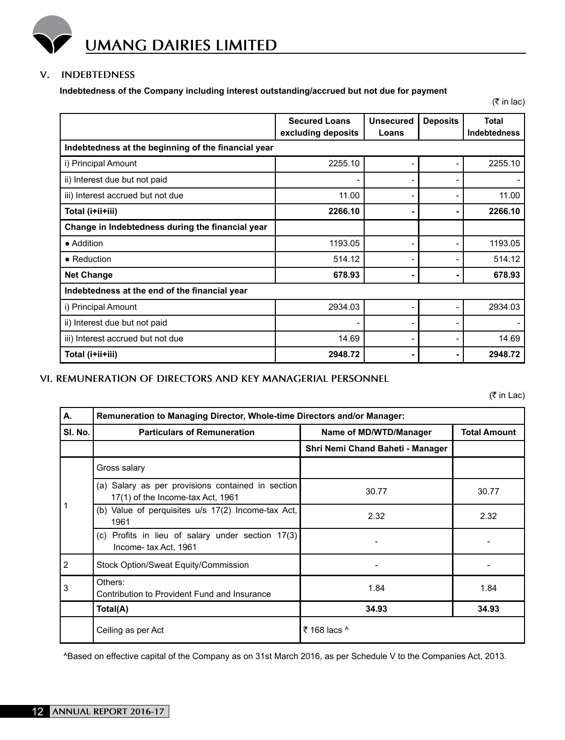## V. INDEBTEDNESS

**Indebtedness of the Company including interest outstanding/accrued but not due for payment**

(₹ in lac)

| | Secured Loans excluding deposits | Unsecured Loans | Deposits | Total Indebtedness |
|---|---|---|---|---|
| **Indebtedness at the beginning of the financial year** | | | | |
| i) Principal Amount | 2255.10 | - | - | 2255.10 |
| ii) Interest due but not paid | - | - | - | - |
| iii) Interest accrued but not due | 11.00 | - | - | 11.00 |
| **Total (i+ii+iii)** | **2266.10** | **-** | **-** | **2266.10** |
| **Change in Indebtedness during the financial year** | | | | |
| • Addition | 1193.05 | - | - | 1193.05 |
| • Reduction | 514.12 | - | - | 514.12 |
| **Net Change** | **678.93** | **-** | **-** | **678.93** |
| **Indebtedness at the end of the financial year** | | | | |
| i) Principal Amount | 2934.03 | - | - | 2934.03 |
| ii) Interest due but not paid | - | - | - | - |
| iii) Interest accrued but not due | 14.69 | - | - | 14.69 |
| **Total (i+ii+iii)** | **2948.72** | **-** | **-** | **2948.72** |

## VI. REMUNERATION OF DIRECTORS AND KEY MANAGERIAL PERSONNEL

(₹ in Lac)

| A. | Remuneration to Managing Director, Whole-time Directors and/or Manager: | | |
|---|---|---|---|
| **Sl. No.** | **Particulars of Remuneration** | **Name of MD/WTD/Manager** | **Total Amount** |
| | | **Shri Nemi Chand Baheti - Manager** | |
| 1 | Gross salary | | |
| | (a) Salary as per provisions contained in section 17(1) of the Income-tax Act, 1961 | 30.77 | 30.77 |
| | (b) Value of perquisites u/s 17(2) Income-tax Act, 1961 | 2.32 | 2.32 |
| | (c) Profits in lieu of salary under section 17(3) Income- tax Act, 1961 | - | - |
| 2 | Stock Option/Sweat Equity/Commission | - | - |
| 3 | Others: Contribution to Provident Fund and Insurance | 1.84 | 1.84 |
| | **Total(A)** | **34.93** | **34.93** |
| | Ceiling as per Act | ₹ 168 lacs ^ | |

^Based on effective capital of the Company as on 31st March 2016, as per Schedule V to the Companies Act, 2013.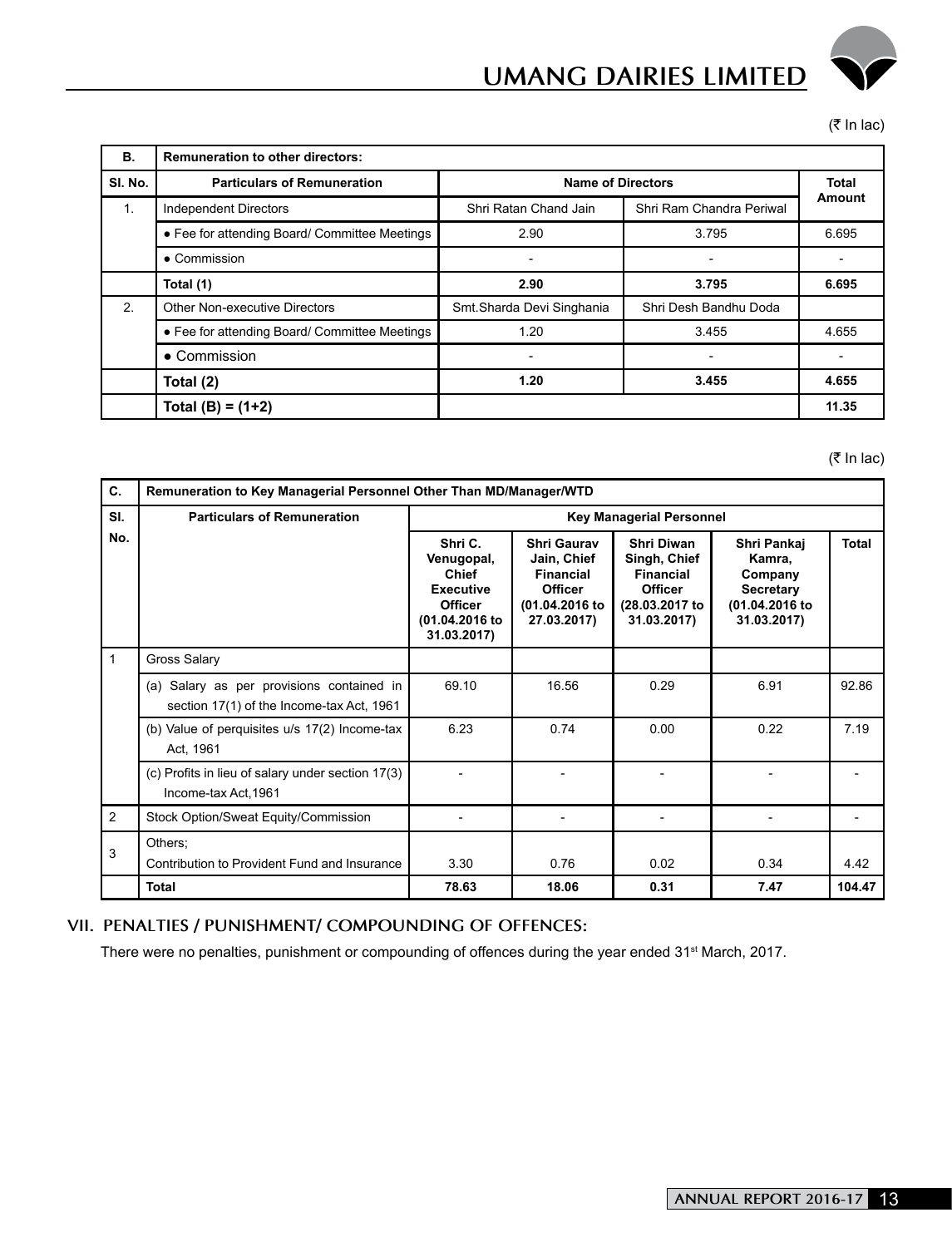(₹ In lac)

| B. | Remuneration to other directors: | | | |
|---|---|---|---|---|
| Sl. No. | Particulars of Remuneration | Name of Directors | | Total Amount |
| 1. | Independent Directors | Shri Ratan Chand Jain | Shri Ram Chandra Periwal | |
| | • Fee for attending Board/ Committee Meetings | 2.90 | 3.795 | 6.695 |
| | • Commission | - | - | - |
| | **Total (1)** | **2.90** | **3.795** | **6.695** |
| 2. | Other Non-executive Directors | Smt.Sharda Devi Singhania | Shri Desh Bandhu Doda | |
| | • Fee for attending Board/ Committee Meetings | 1.20 | 3.455 | 4.655 |
| | • Commission | - | - | - |
| | **Total (2)** | **1.20** | **3.455** | **4.655** |
| | **Total (B) = (1+2)** | | | **11.35** |

(₹ In lac)

| C. | Remuneration to Key Managerial Personnel Other Than MD/Manager/WTD | | | | | |
|---|---|---|---|---|---|---|
| Sl. No. | Particulars of Remuneration | Key Managerial Personnel | | | | |
| | | Shri C. Venugopal, Chief Executive Officer (01.04.2016 to 31.03.2017) | Shri Gaurav Jain, Chief Financial Officer (01.04.2016 to 27.03.2017) | Shri Diwan Singh, Chief Financial Officer (28.03.2017 to 31.03.2017) | Shri Pankaj Kamra, Company Secretary (01.04.2016 to 31.03.2017) | Total |
| 1 | Gross Salary | | | | | |
| | (a) Salary as per provisions contained in section 17(1) of the Income-tax Act, 1961 | 69.10 | 16.56 | 0.29 | 6.91 | 92.86 |
| | (b) Value of perquisites u/s 17(2) Income-tax Act, 1961 | 6.23 | 0.74 | 0.00 | 0.22 | 7.19 |
| | (c) Profits in lieu of salary under section 17(3) Income-tax Act,1961 | - | - | - | - | - |
| 2 | Stock Option/Sweat Equity/Commission | - | - | - | - | - |
| 3 | Others; Contribution to Provident Fund and Insurance | 3.30 | 0.76 | 0.02 | 0.34 | 4.42 |
| | **Total** | **78.63** | **18.06** | **0.31** | **7.47** | **104.47** |

## VII. PENALTIES / PUNISHMENT/ COMPOUNDING OF OFFENCES:

There were no penalties, punishment or compounding of offences during the year ended 31st March, 2017.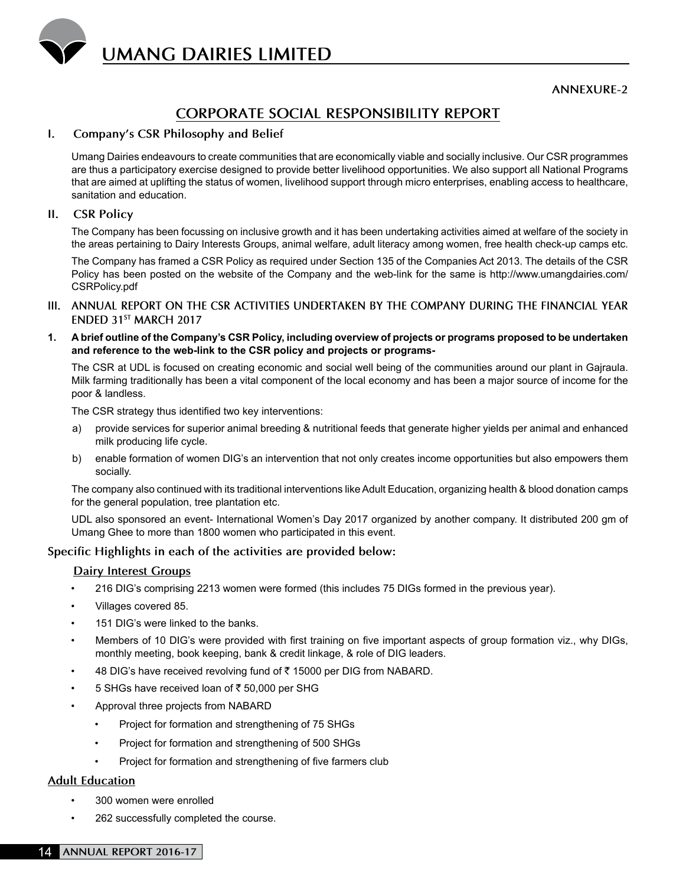ANNEXURE-2

# CORPORATE SOCIAL RESPONSIBILITY REPORT

## I. Company's CSR Philosophy and Belief

Umang Dairies endeavours to create communities that are economically viable and socially inclusive. Our CSR programmes are thus a participatory exercise designed to provide better livelihood opportunities. We also support all National Programs that are aimed at uplifting the status of women, livelihood support through micro enterprises, enabling access to healthcare, sanitation and education.

## II. CSR Policy

The Company has been focussing on inclusive growth and it has been undertaking activities aimed at welfare of the society in the areas pertaining to Dairy Interests Groups, animal welfare, adult literacy among women, free health check-up camps etc.

The Company has framed a CSR Policy as required under Section 135 of the Companies Act 2013. The details of the CSR Policy has been posted on the website of the Company and the web-link for the same is http://www.umangdairies.com/CSRPolicy.pdf

## III. ANNUAL REPORT ON THE CSR ACTIVITIES UNDERTAKEN BY THE COMPANY DURING THE FINANCIAL YEAR ENDED 31ST MARCH 2017

**1. A brief outline of the Company's CSR Policy, including overview of projects or programs proposed to be undertaken and reference to the web-link to the CSR policy and projects or programs-**

The CSR at UDL is focused on creating economic and social well being of the communities around our plant in Gajraula. Milk farming traditionally has been a vital component of the local economy and has been a major source of income for the poor & landless.

The CSR strategy thus identified two key interventions:

a) provide services for superior animal breeding & nutritional feeds that generate higher yields per animal and enhanced milk producing life cycle.

b) enable formation of women DIG's an intervention that not only creates income opportunities but also empowers them socially.

The company also continued with its traditional interventions like Adult Education, organizing health & blood donation camps for the general population, tree plantation etc.

UDL also sponsored an event- International Women's Day 2017 organized by another company. It distributed 200 gm of Umang Ghee to more than 1800 women who participated in this event.

### Specific Highlights in each of the activities are provided below:

#### Dairy Interest Groups

- 216 DIG's comprising 2213 women were formed (this includes 75 DIGs formed in the previous year).
- Villages covered 85.
- 151 DIG's were linked to the banks.
- Members of 10 DIG's were provided with first training on five important aspects of group formation viz., why DIGs, monthly meeting, book keeping, bank & credit linkage, & role of DIG leaders.
- 48 DIG's have received revolving fund of ₹ 15000 per DIG from NABARD.
- 5 SHGs have received loan of ₹ 50,000 per SHG
- Approval three projects from NABARD
  - Project for formation and strengthening of 75 SHGs
  - Project for formation and strengthening of 500 SHGs
  - Project for formation and strengthening of five farmers club

#### Adult Education

- 300 women were enrolled
- 262 successfully completed the course.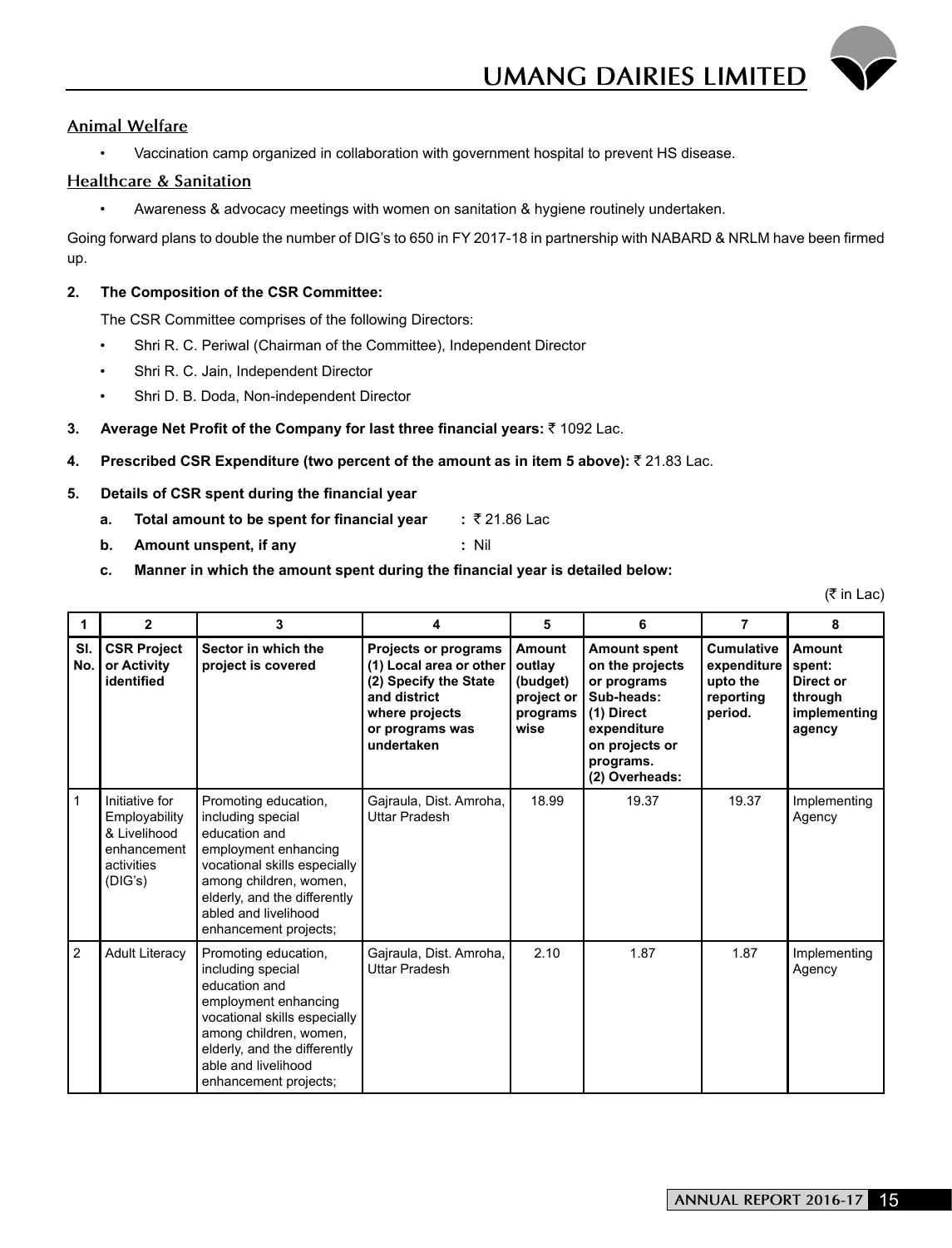### Animal Welfare

- Vaccination camp organized in collaboration with government hospital to prevent HS disease.

### Healthcare & Sanitation

- Awareness & advocacy meetings with women on sanitation & hygiene routinely undertaken.

Going forward plans to double the number of DIG's to 650 in FY 2017-18 in partnership with NABARD & NRLM have been firmed up.

**2. The Composition of the CSR Committee:**

The CSR Committee comprises of the following Directors:

- Shri R. C. Periwal (Chairman of the Committee), Independent Director
- Shri R. C. Jain, Independent Director
- Shri D. B. Doda, Non-independent Director

**3. Average Net Profit of the Company for last three financial years:** ₹ 1092 Lac.

**4. Prescribed CSR Expenditure (two percent of the amount as in item 5 above):** ₹ 21.83 Lac.

**5. Details of CSR spent during the financial year**

**a. Total amount to be spent for financial year** : ₹ 21.86 Lac

**b. Amount unspent, if any** : Nil

**c. Manner in which the amount spent during the financial year is detailed below:**

(₹ in Lac)

| 1 | 2 | 3 | 4 | 5 | 6 | 7 | 8 |
|---|---|---|---|---|---|---|---|
| **Sl. No.** | **CSR Project or Activity identified** | **Sector in which the project is covered** | **Projects or programs (1) Local area or other (2) Specify the State and district where projects or programs was undertaken** | **Amount outlay (budget) project or programs wise** | **Amount spent on the projects or programs Sub-heads: (1) Direct expenditure on projects or programs. (2) Overheads:** | **Cumulative expenditure upto the reporting period.** | **Amount spent: Direct or through implementing agency** |
| 1 | Initiative for Employability & Livelihood enhancement activities (DIG's) | Promoting education, including special education and employment enhancing vocational skills especially among children, women, elderly, and the differently abled and livelihood enhancement projects; | Gajraula, Dist. Amroha, Uttar Pradesh | 18.99 | 19.37 | 19.37 | Implementing Agency |
| 2 | Adult Literacy | Promoting education, including special education and employment enhancing vocational skills especially among children, women, elderly, and the differently able and livelihood enhancement projects; | Gajraula, Dist. Amroha, Uttar Pradesh | 2.10 | 1.87 | 1.87 | Implementing Agency |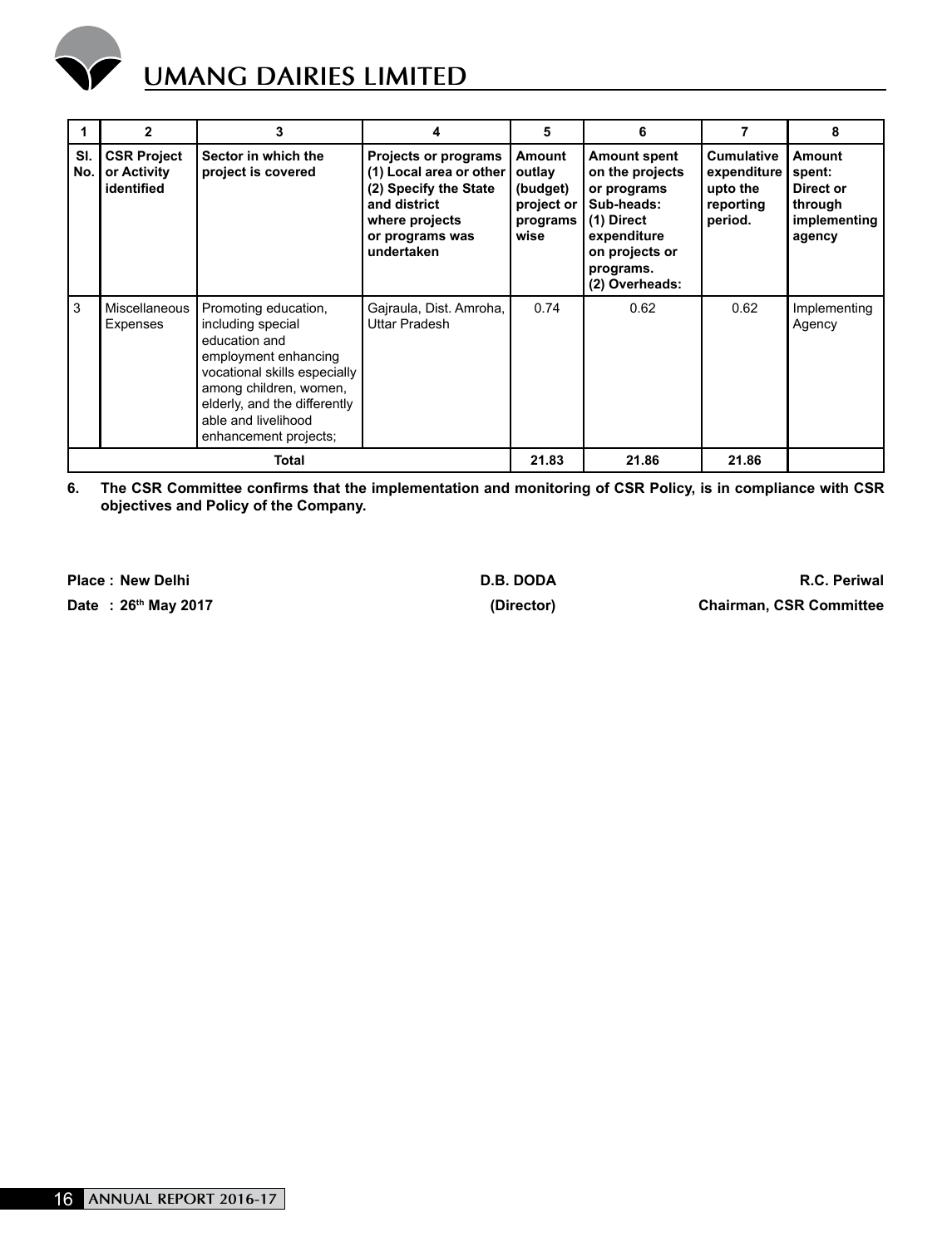| 1 | 2 | 3 | 4 | 5 | 6 | 7 | 8 |
|---|---|---|---|---|---|---|---|
| **Sl. No.** | **CSR Project or Activity identified** | **Sector in which the project is covered** | **Projects or programs (1) Local area or other (2) Specify the State and district where projects or programs was undertaken** | **Amount outlay (budget) project or programs wise** | **Amount spent on the projects or programs Sub-heads: (1) Direct expenditure on projects or programs. (2) Overheads:** | **Cumulative expenditure upto the reporting period.** | **Amount spent: Direct or through implementing agency** |
| 3 | Miscellaneous Expenses | Promoting education, including special education and employment enhancing vocational skills especially among children, women, elderly, and the differently able and livelihood enhancement projects; | Gajraula, Dist. Amroha, Uttar Pradesh | 0.74 | 0.62 | 0.62 | Implementing Agency |
| **Total** | | | | **21.83** | **21.86** | **21.86** | |

**6. The CSR Committee confirms that the implementation and monitoring of CSR Policy, is in compliance with CSR objectives and Policy of the Company.**

**Place : New Delhi**

**Date : 26th May 2017**

**D.B. DODA**
**(Director)**

**R.C. Periwal**
**Chairman, CSR Committee**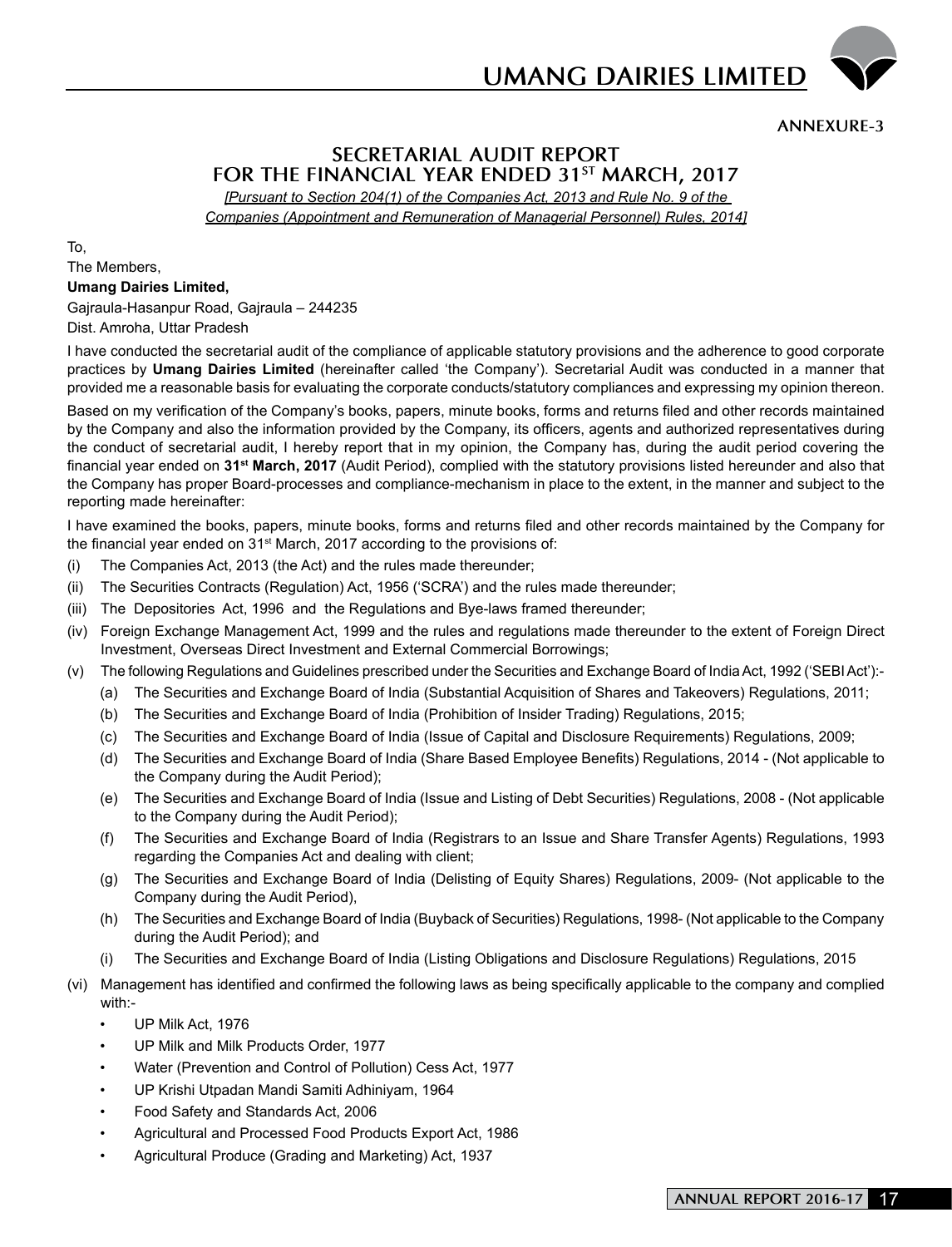ANNEXURE-3

## SECRETARIAL AUDIT REPORT
## FOR THE FINANCIAL YEAR ENDED 31ST MARCH, 2017

*[Pursuant to Section 204(1) of the Companies Act, 2013 and Rule No. 9 of the Companies (Appointment and Remuneration of Managerial Personnel) Rules, 2014]*

To,

The Members,

**Umang Dairies Limited,**

Gajraula-Hasanpur Road, Gajraula – 244235

Dist. Amroha, Uttar Pradesh

I have conducted the secretarial audit of the compliance of applicable statutory provisions and the adherence to good corporate practices by **Umang Dairies Limited** (hereinafter called 'the Company'). Secretarial Audit was conducted in a manner that provided me a reasonable basis for evaluating the corporate conducts/statutory compliances and expressing my opinion thereon.

Based on my verification of the Company's books, papers, minute books, forms and returns filed and other records maintained by the Company and also the information provided by the Company, its officers, agents and authorized representatives during the conduct of secretarial audit, I hereby report that in my opinion, the Company has, during the audit period covering the financial year ended on **31st March, 2017** (Audit Period), complied with the statutory provisions listed hereunder and also that the Company has proper Board-processes and compliance-mechanism in place to the extent, in the manner and subject to the reporting made hereinafter:

I have examined the books, papers, minute books, forms and returns filed and other records maintained by the Company for the financial year ended on 31st March, 2017 according to the provisions of:

(i) The Companies Act, 2013 (the Act) and the rules made thereunder;

(ii) The Securities Contracts (Regulation) Act, 1956 ('SCRA') and the rules made thereunder;

(iii) The Depositories Act, 1996 and the Regulations and Bye-laws framed thereunder;

(iv) Foreign Exchange Management Act, 1999 and the rules and regulations made thereunder to the extent of Foreign Direct Investment, Overseas Direct Investment and External Commercial Borrowings;

(v) The following Regulations and Guidelines prescribed under the Securities and Exchange Board of India Act, 1992 ('SEBI Act'):-

   (a) The Securities and Exchange Board of India (Substantial Acquisition of Shares and Takeovers) Regulations, 2011;

   (b) The Securities and Exchange Board of India (Prohibition of Insider Trading) Regulations, 2015;

   (c) The Securities and Exchange Board of India (Issue of Capital and Disclosure Requirements) Regulations, 2009;

   (d) The Securities and Exchange Board of India (Share Based Employee Benefits) Regulations, 2014 - (Not applicable to the Company during the Audit Period);

   (e) The Securities and Exchange Board of India (Issue and Listing of Debt Securities) Regulations, 2008 - (Not applicable to the Company during the Audit Period);

   (f) The Securities and Exchange Board of India (Registrars to an Issue and Share Transfer Agents) Regulations, 1993 regarding the Companies Act and dealing with client;

   (g) The Securities and Exchange Board of India (Delisting of Equity Shares) Regulations, 2009- (Not applicable to the Company during the Audit Period),

   (h) The Securities and Exchange Board of India (Buyback of Securities) Regulations, 1998- (Not applicable to the Company during the Audit Period); and

   (i) The Securities and Exchange Board of India (Listing Obligations and Disclosure Regulations) Regulations, 2015

(vi) Management has identified and confirmed the following laws as being specifically applicable to the company and complied with:-

   - UP Milk Act, 1976
   - UP Milk and Milk Products Order, 1977
   - Water (Prevention and Control of Pollution) Cess Act, 1977
   - UP Krishi Utpadan Mandi Samiti Adhiniyam, 1964
   - Food Safety and Standards Act, 2006
   - Agricultural and Processed Food Products Export Act, 1986
   - Agricultural Produce (Grading and Marketing) Act, 1937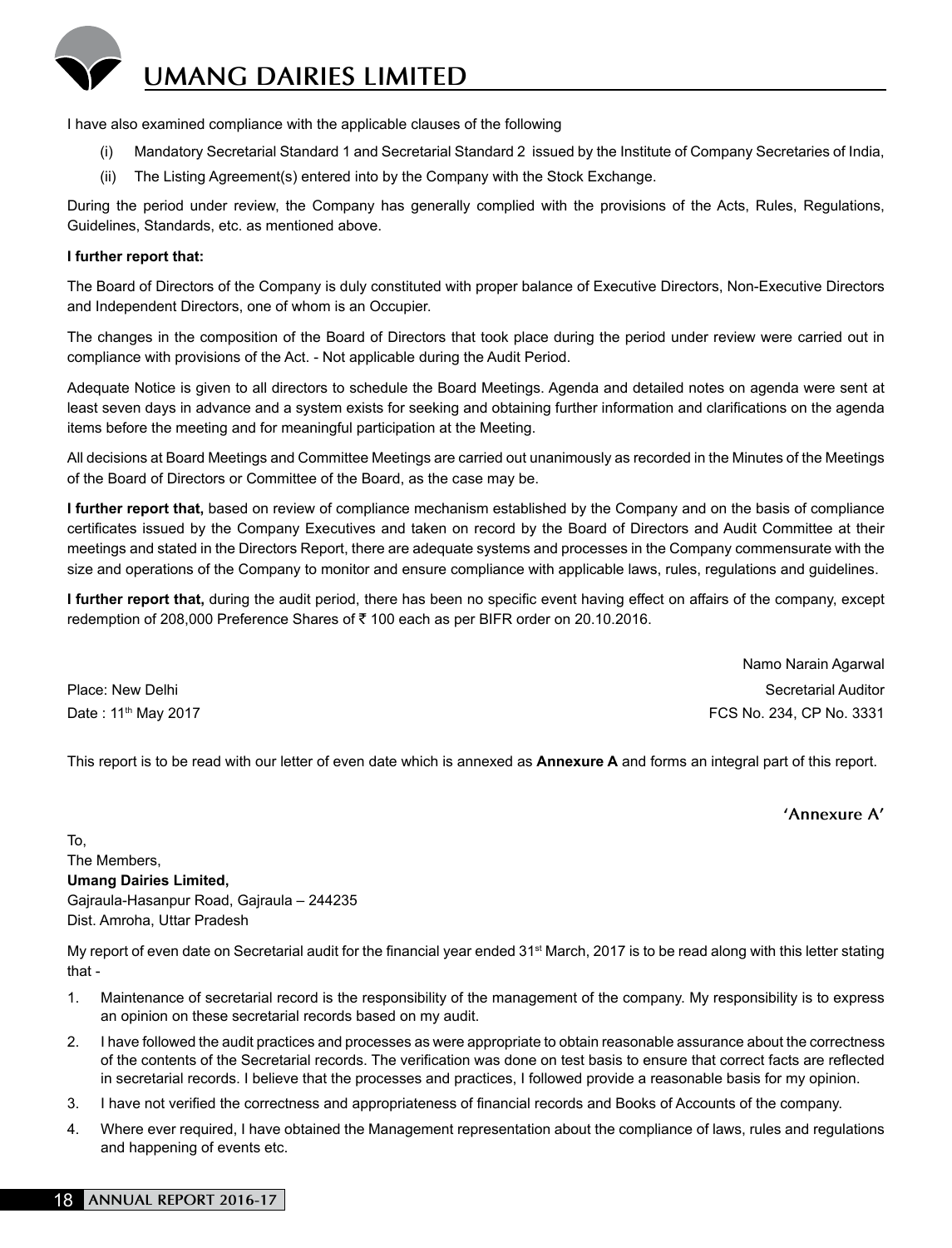I have also examined compliance with the applicable clauses of the following

(i) Mandatory Secretarial Standard 1 and Secretarial Standard 2 issued by the Institute of Company Secretaries of India,

(ii) The Listing Agreement(s) entered into by the Company with the Stock Exchange.

During the period under review, the Company has generally complied with the provisions of the Acts, Rules, Regulations, Guidelines, Standards, etc. as mentioned above.

**I further report that:**

The Board of Directors of the Company is duly constituted with proper balance of Executive Directors, Non-Executive Directors and Independent Directors, one of whom is an Occupier.

The changes in the composition of the Board of Directors that took place during the period under review were carried out in compliance with provisions of the Act. - Not applicable during the Audit Period.

Adequate Notice is given to all directors to schedule the Board Meetings. Agenda and detailed notes on agenda were sent at least seven days in advance and a system exists for seeking and obtaining further information and clarifications on the agenda items before the meeting and for meaningful participation at the Meeting.

All decisions at Board Meetings and Committee Meetings are carried out unanimously as recorded in the Minutes of the Meetings of the Board of Directors or Committee of the Board, as the case may be.

**I further report that,** based on review of compliance mechanism established by the Company and on the basis of compliance certificates issued by the Company Executives and taken on record by the Board of Directors and Audit Committee at their meetings and stated in the Directors Report, there are adequate systems and processes in the Company commensurate with the size and operations of the Company to monitor and ensure compliance with applicable laws, rules, regulations and guidelines.

**I further report that,** during the audit period, there has been no specific event having effect on affairs of the company, except redemption of 208,000 Preference Shares of ₹ 100 each as per BIFR order on 20.10.2016.

Namo Narain Agarwal
Secretarial Auditor
FCS No. 234, CP No. 3331

Place: New Delhi
Date : 11th May 2017

This report is to be read with our letter of even date which is annexed as **Annexure A** and forms an integral part of this report.

## 'Annexure A'

To,
The Members,
**Umang Dairies Limited,**
Gajraula-Hasanpur Road, Gajraula – 244235
Dist. Amroha, Uttar Pradesh

My report of even date on Secretarial audit for the financial year ended 31st March, 2017 is to be read along with this letter stating that -

1. Maintenance of secretarial record is the responsibility of the management of the company. My responsibility is to express an opinion on these secretarial records based on my audit.
2. I have followed the audit practices and processes as were appropriate to obtain reasonable assurance about the correctness of the contents of the Secretarial records. The verification was done on test basis to ensure that correct facts are reflected in secretarial records. I believe that the processes and practices, I followed provide a reasonable basis for my opinion.
3. I have not verified the correctness and appropriateness of financial records and Books of Accounts of the company.
4. Where ever required, I have obtained the Management representation about the compliance of laws, rules and regulations and happening of events etc.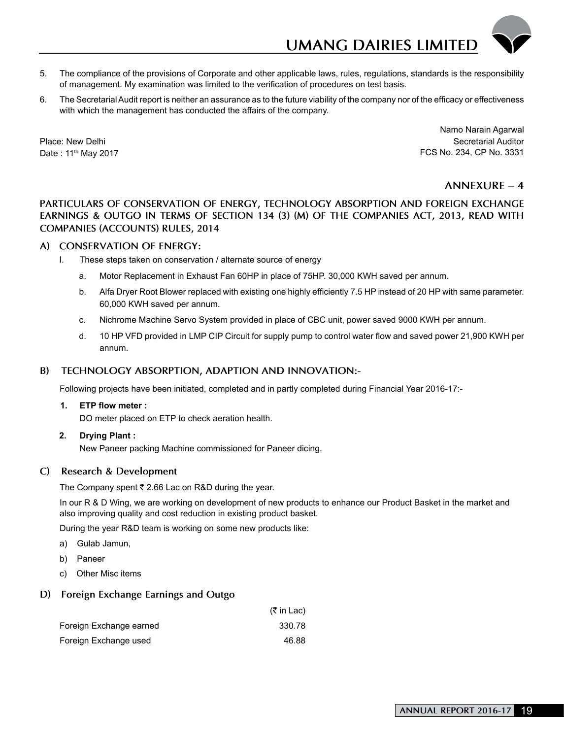5. The compliance of the provisions of Corporate and other applicable laws, rules, regulations, standards is the responsibility of management. My examination was limited to the verification of procedures on test basis.

6. The Secretarial Audit report is neither an assurance as to the future viability of the company nor of the efficacy or effectiveness with which the management has conducted the affairs of the company.

Place: New Delhi
Date : 11th May 2017

Namo Narain Agarwal
Secretarial Auditor
FCS No. 234, CP No. 3331

## ANNEXURE – 4

## PARTICULARS OF CONSERVATION OF ENERGY, TECHNOLOGY ABSORPTION AND FOREIGN EXCHANGE EARNINGS & OUTGO IN TERMS OF SECTION 134 (3) (M) OF THE COMPANIES ACT, 2013, READ WITH COMPANIES (ACCOUNTS) RULES, 2014

### A) CONSERVATION OF ENERGY:

I. These steps taken on conservation / alternate source of energy

a. Motor Replacement in Exhaust Fan 60HP in place of 75HP. 30,000 KWH saved per annum.

b. Alfa Dryer Root Blower replaced with existing one highly efficiently 7.5 HP instead of 20 HP with same parameter. 60,000 KWH saved per annum.

c. Nichrome Machine Servo System provided in place of CBC unit, power saved 9000 KWH per annum.

d. 10 HP VFD provided in LMP CIP Circuit for supply pump to control water flow and saved power 21,900 KWH per annum.

### B) TECHNOLOGY ABSORPTION, ADAPTION AND INNOVATION:-

Following projects have been initiated, completed and in partly completed during Financial Year 2016-17:-

**1. ETP flow meter :**
DO meter placed on ETP to check aeration health.

**2. Drying Plant :**
New Paneer packing Machine commissioned for Paneer dicing.

### C) Research & Development

The Company spent ₹ 2.66 Lac on R&D during the year.

In our R & D Wing, we are working on development of new products to enhance our Product Basket in the market and also improving quality and cost reduction in existing product basket.

During the year R&D team is working on some new products like:

a) Gulab Jamun,

b) Paneer

c) Other Misc items

### D) Foreign Exchange Earnings and Outgo

| | (₹ in Lac) |
|---|---|
| Foreign Exchange earned | 330.78 |
| Foreign Exchange used | 46.88 |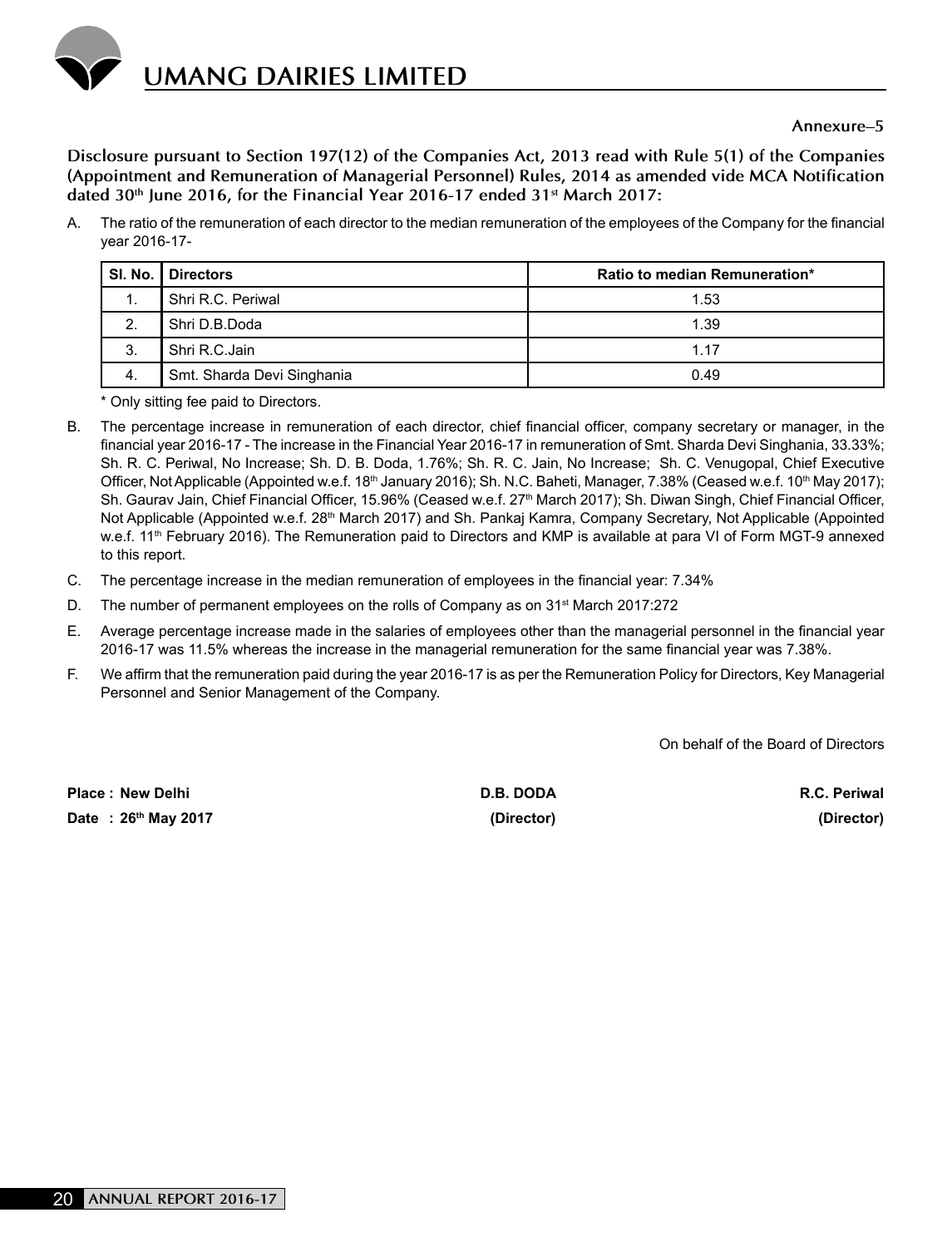Annexure–5

**Disclosure pursuant to Section 197(12) of the Companies Act, 2013 read with Rule 5(1) of the Companies (Appointment and Remuneration of Managerial Personnel) Rules, 2014 as amended vide MCA Notification dated 30th June 2016, for the Financial Year 2016-17 ended 31st March 2017:**

A. The ratio of the remuneration of each director to the median remuneration of the employees of the Company for the financial year 2016-17-

| Sl. No. | Directors | Ratio to median Remuneration* |
|---|---|---|
| 1. | Shri R.C. Periwal | 1.53 |
| 2. | Shri D.B.Doda | 1.39 |
| 3. | Shri R.C.Jain | 1.17 |
| 4. | Smt. Sharda Devi Singhania | 0.49 |

\* Only sitting fee paid to Directors.

B. The percentage increase in remuneration of each director, chief financial officer, company secretary or manager, in the financial year 2016-17 - The increase in the Financial Year 2016-17 in remuneration of Smt. Sharda Devi Singhania, 33.33%; Sh. R. C. Periwal, No Increase; Sh. D. B. Doda, 1.76%; Sh. R. C. Jain, No Increase; Sh. C. Venugopal, Chief Executive Officer, Not Applicable (Appointed w.e.f. 18th January 2016); Sh. N.C. Baheti, Manager, 7.38% (Ceased w.e.f. 10th May 2017); Sh. Gaurav Jain, Chief Financial Officer, 15.96% (Ceased w.e.f. 27th March 2017); Sh. Diwan Singh, Chief Financial Officer, Not Applicable (Appointed w.e.f. 28th March 2017) and Sh. Pankaj Kamra, Company Secretary, Not Applicable (Appointed w.e.f. 11th February 2016). The Remuneration paid to Directors and KMP is available at para VI of Form MGT-9 annexed to this report.

C. The percentage increase in the median remuneration of employees in the financial year: 7.34%

D. The number of permanent employees on the rolls of Company as on 31st March 2017:272

E. Average percentage increase made in the salaries of employees other than the managerial personnel in the financial year 2016-17 was 11.5% whereas the increase in the managerial remuneration for the same financial year was 7.38%.

F. We affirm that the remuneration paid during the year 2016-17 is as per the Remuneration Policy for Directors, Key Managerial Personnel and Senior Management of the Company.

On behalf of the Board of Directors

**Place : New Delhi** **D.B. DODA** **R.C. Periwal**

**Date : 26th May 2017** **(Director)** **(Director)**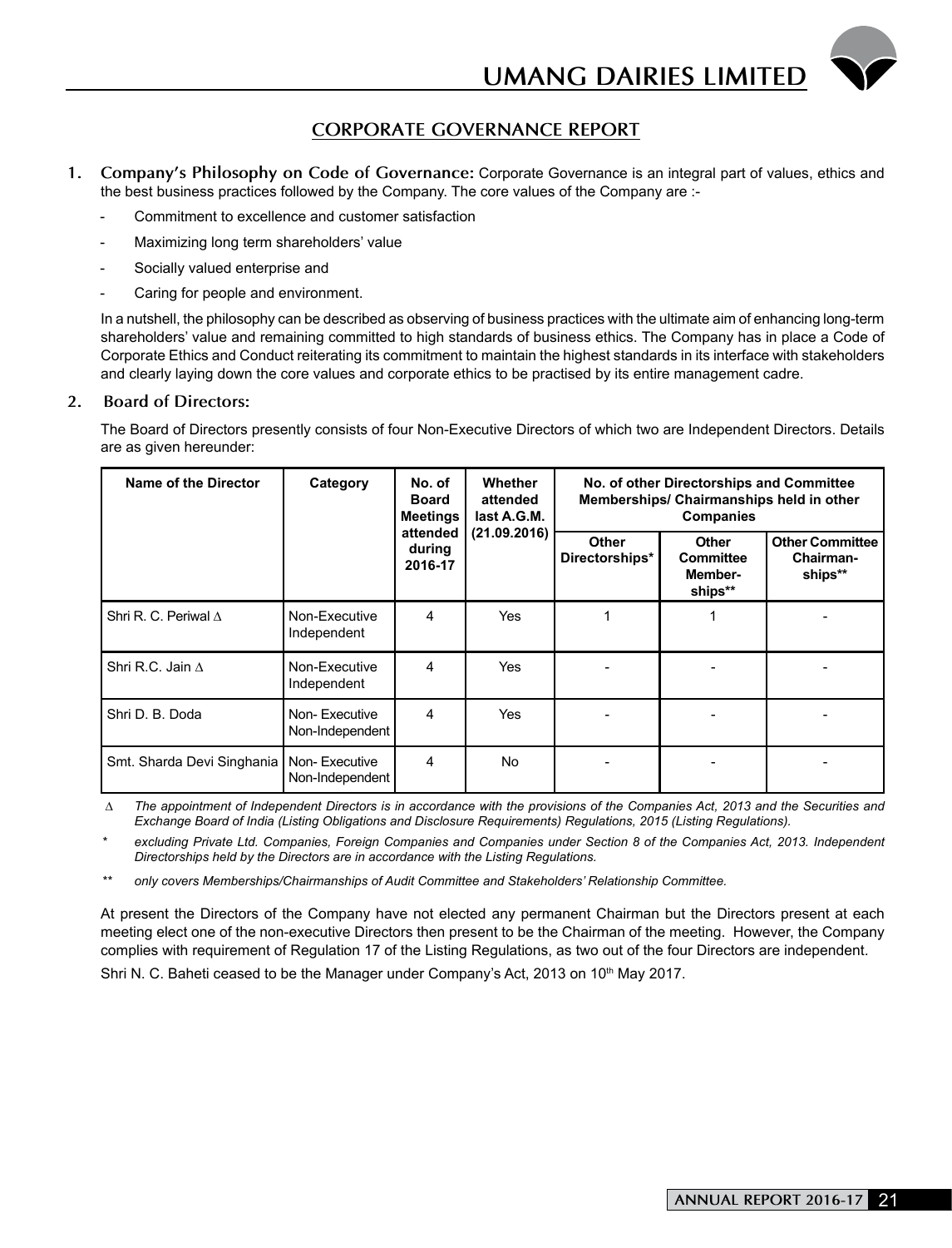## CORPORATE GOVERNANCE REPORT

**1. Company's Philosophy on Code of Governance:** Corporate Governance is an integral part of values, ethics and the best business practices followed by the Company. The core values of the Company are :-

- Commitment to excellence and customer satisfaction
- Maximizing long term shareholders' value
- Socially valued enterprise and
- Caring for people and environment.

In a nutshell, the philosophy can be described as observing of business practices with the ultimate aim of enhancing long-term shareholders' value and remaining committed to high standards of business ethics. The Company has in place a Code of Corporate Ethics and Conduct reiterating its commitment to maintain the highest standards in its interface with stakeholders and clearly laying down the core values and corporate ethics to be practised by its entire management cadre.

**2. Board of Directors:**

The Board of Directors presently consists of four Non-Executive Directors of which two are Independent Directors. Details are as given hereunder:

| Name of the Director | Category | No. of Board Meetings attended during 2016-17 | Whether attended last A.G.M. (21.09.2016) | No. of other Directorships and Committee Memberships/ Chairmanships held in other Companies | | |
|---|---|---|---|---|---|---|
| | | | | Other Directorships* | Other Committee Memberships** | Other Committee Chairmanships** |
| Shri R. C. Periwal ∆ | Non-Executive Independent | 4 | Yes | 1 | 1 | - |
| Shri R.C. Jain ∆ | Non-Executive Independent | 4 | Yes | - | - | - |
| Shri D. B. Doda | Non- Executive Non-Independent | 4 | Yes | - | - | - |
| Smt. Sharda Devi Singhania | Non- Executive Non-Independent | 4 | No | - | - | - |

∆ *The appointment of Independent Directors is in accordance with the provisions of the Companies Act, 2013 and the Securities and Exchange Board of India (Listing Obligations and Disclosure Requirements) Regulations, 2015 (Listing Regulations).*

\* *excluding Private Ltd. Companies, Foreign Companies and Companies under Section 8 of the Companies Act, 2013. Independent Directorships held by the Directors are in accordance with the Listing Regulations.*

\*\* *only covers Memberships/Chairmanships of Audit Committee and Stakeholders' Relationship Committee.*

At present the Directors of the Company have not elected any permanent Chairman but the Directors present at each meeting elect one of the non-executive Directors then present to be the Chairman of the meeting. However, the Company complies with requirement of Regulation 17 of the Listing Regulations, as two out of the four Directors are independent.

Shri N. C. Baheti ceased to be the Manager under Company's Act, 2013 on 10th May 2017.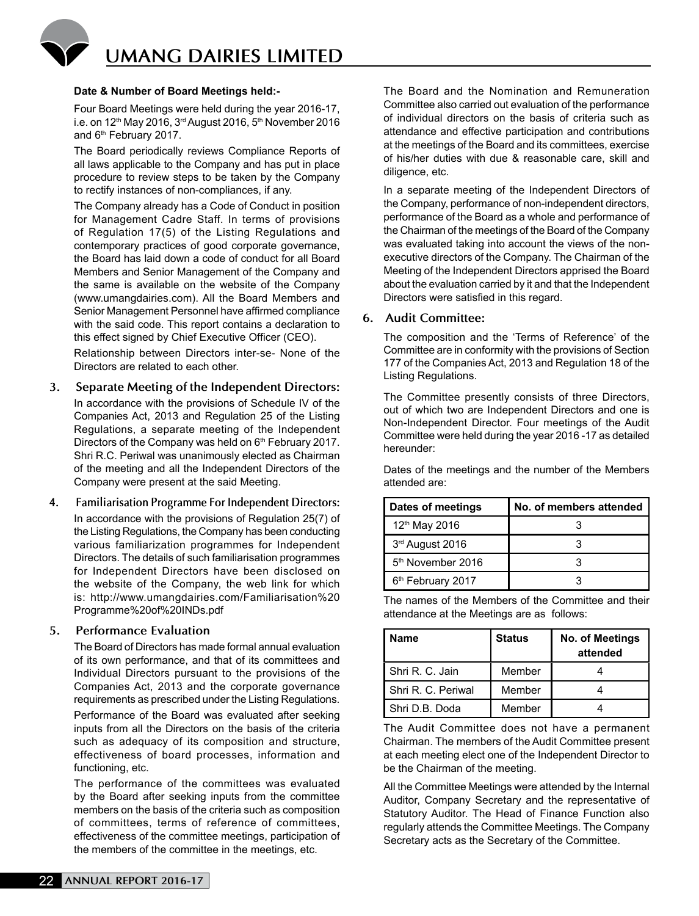**Date & Number of Board Meetings held:-**

Four Board Meetings were held during the year 2016-17, i.e. on 12th May 2016, 3rd August 2016, 5th November 2016 and 6th February 2017.

The Board periodically reviews Compliance Reports of all laws applicable to the Company and has put in place procedure to review steps to be taken by the Company to rectify instances of non-compliances, if any.

The Company already has a Code of Conduct in position for Management Cadre Staff. In terms of provisions of Regulation 17(5) of the Listing Regulations and contemporary practices of good corporate governance, the Board has laid down a code of conduct for all Board Members and Senior Management of the Company and the same is available on the website of the Company (www.umangdairies.com). All the Board Members and Senior Management Personnel have affirmed compliance with the said code. This report contains a declaration to this effect signed by Chief Executive Officer (CEO).

Relationship between Directors inter-se- None of the Directors are related to each other.

## 3. Separate Meeting of the Independent Directors:

In accordance with the provisions of Schedule IV of the Companies Act, 2013 and Regulation 25 of the Listing Regulations, a separate meeting of the Independent Directors of the Company was held on 6th February 2017. Shri R.C. Periwal was unanimously elected as Chairman of the meeting and all the Independent Directors of the Company were present at the said Meeting.

## 4. Familiarisation Programme For Independent Directors:

In accordance with the provisions of Regulation 25(7) of the Listing Regulations, the Company has been conducting various familiarization programmes for Independent Directors. The details of such familiarisation programmes for Independent Directors have been disclosed on the website of the Company, the web link for which is: http://www.umangdairies.com/Familiarisation%20Programme%20of%20INDs.pdf

## 5. Performance Evaluation

The Board of Directors has made formal annual evaluation of its own performance, and that of its committees and Individual Directors pursuant to the provisions of the Companies Act, 2013 and the corporate governance requirements as prescribed under the Listing Regulations.

Performance of the Board was evaluated after seeking inputs from all the Directors on the basis of the criteria such as adequacy of its composition and structure, effectiveness of board processes, information and functioning, etc.

The performance of the committees was evaluated by the Board after seeking inputs from the committee members on the basis of the criteria such as composition of committees, terms of reference of committees, effectiveness of the committee meetings, participation of the members of the committee in the meetings, etc.

The Board and the Nomination and Remuneration Committee also carried out evaluation of the performance of individual directors on the basis of criteria such as attendance and effective participation and contributions at the meetings of the Board and its committees, exercise of his/her duties with due & reasonable care, skill and diligence, etc.

In a separate meeting of the Independent Directors of the Company, performance of non-independent directors, performance of the Board as a whole and performance of the Chairman of the meetings of the Board of the Company was evaluated taking into account the views of the non-executive directors of the Company. The Chairman of the Meeting of the Independent Directors apprised the Board about the evaluation carried by it and that the Independent Directors were satisfied in this regard.

## 6. Audit Committee:

The composition and the 'Terms of Reference' of the Committee are in conformity with the provisions of Section 177 of the Companies Act, 2013 and Regulation 18 of the Listing Regulations.

The Committee presently consists of three Directors, out of which two are Independent Directors and one is Non-Independent Director. Four meetings of the Audit Committee were held during the year 2016 -17 as detailed hereunder:

Dates of the meetings and the number of the Members attended are:

| Dates of meetings | No. of members attended |
|---|---|
| 12th May 2016 | 3 |
| 3rd August 2016 | 3 |
| 5th November 2016 | 3 |
| 6th February 2017 | 3 |

The names of the Members of the Committee and their attendance at the Meetings are as follows:

| Name | Status | No. of Meetings attended |
|---|---|---|
| Shri R. C. Jain | Member | 4 |
| Shri R. C. Periwal | Member | 4 |
| Shri D.B. Doda | Member | 4 |

The Audit Committee does not have a permanent Chairman. The members of the Audit Committee present at each meeting elect one of the Independent Director to be the Chairman of the meeting.

All the Committee Meetings were attended by the Internal Auditor, Company Secretary and the representative of Statutory Auditor. The Head of Finance Function also regularly attends the Committee Meetings. The Company Secretary acts as the Secretary of the Committee.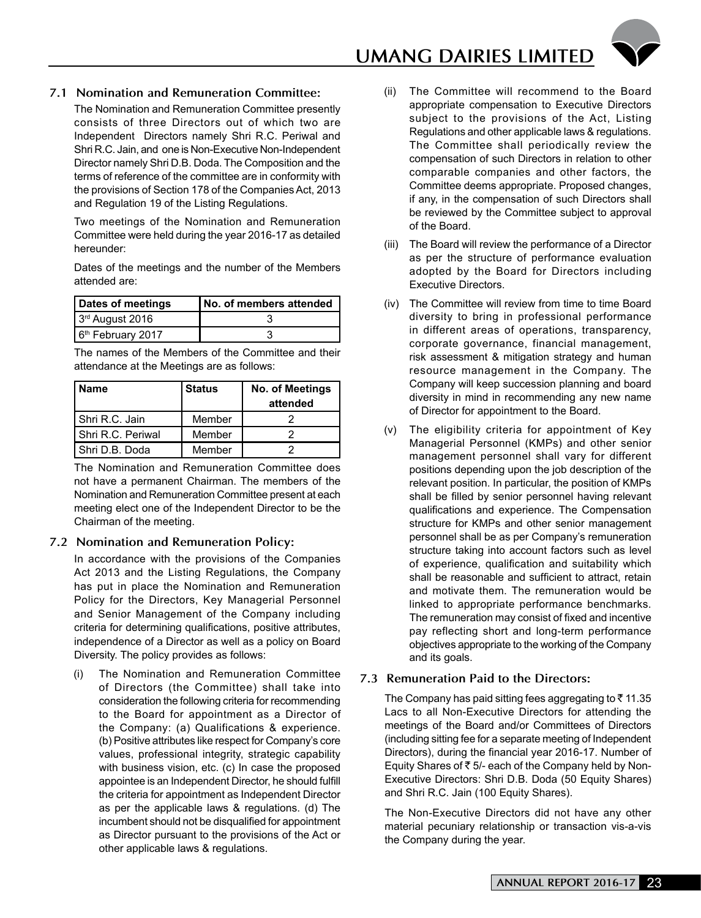### 7.1 Nomination and Remuneration Committee:

The Nomination and Remuneration Committee presently consists of three Directors out of which two are Independent Directors namely Shri R.C. Periwal and Shri R.C. Jain, and one is Non-Executive Non-Independent Director namely Shri D.B. Doda. The Composition and the terms of reference of the committee are in conformity with the provisions of Section 178 of the Companies Act, 2013 and Regulation 19 of the Listing Regulations.

Two meetings of the Nomination and Remuneration Committee were held during the year 2016-17 as detailed hereunder:

Dates of the meetings and the number of the Members attended are:

| Dates of meetings | No. of members attended |
|---|---|
| 3rd August 2016 | 3 |
| 6th February 2017 | 3 |

The names of the Members of the Committee and their attendance at the Meetings are as follows:

| Name | Status | No. of Meetings attended |
|---|---|---|
| Shri R.C. Jain | Member | 2 |
| Shri R.C. Periwal | Member | 2 |
| Shri D.B. Doda | Member | 2 |

The Nomination and Remuneration Committee does not have a permanent Chairman. The members of the Nomination and Remuneration Committee present at each meeting elect one of the Independent Director to be the Chairman of the meeting.

### 7.2 Nomination and Remuneration Policy:

In accordance with the provisions of the Companies Act 2013 and the Listing Regulations, the Company has put in place the Nomination and Remuneration Policy for the Directors, Key Managerial Personnel and Senior Management of the Company including criteria for determining qualifications, positive attributes, independence of a Director as well as a policy on Board Diversity. The policy provides as follows:

(i) The Nomination and Remuneration Committee of Directors (the Committee) shall take into consideration the following criteria for recommending to the Board for appointment as a Director of the Company: (a) Qualifications & experience. (b) Positive attributes like respect for Company's core values, professional integrity, strategic capability with business vision, etc. (c) In case the proposed appointee is an Independent Director, he should fulfill the criteria for appointment as Independent Director as per the applicable laws & regulations. (d) The incumbent should not be disqualified for appointment as Director pursuant to the provisions of the Act or other applicable laws & regulations.

(ii) The Committee will recommend to the Board appropriate compensation to Executive Directors subject to the provisions of the Act, Listing Regulations and other applicable laws & regulations. The Committee shall periodically review the compensation of such Directors in relation to other comparable companies and other factors, the Committee deems appropriate. Proposed changes, if any, in the compensation of such Directors shall be reviewed by the Committee subject to approval of the Board.

(iii) The Board will review the performance of a Director as per the structure of performance evaluation adopted by the Board for Directors including Executive Directors.

(iv) The Committee will review from time to time Board diversity to bring in professional performance in different areas of operations, transparency, corporate governance, financial management, risk assessment & mitigation strategy and human resource management in the Company. The Company will keep succession planning and board diversity in mind in recommending any new name of Director for appointment to the Board.

(v) The eligibility criteria for appointment of Key Managerial Personnel (KMPs) and other senior management personnel shall vary for different positions depending upon the job description of the relevant position. In particular, the position of KMPs shall be filled by senior personnel having relevant qualifications and experience. The Compensation structure for KMPs and other senior management personnel shall be as per Company's remuneration structure taking into account factors such as level of experience, qualification and suitability which shall be reasonable and sufficient to attract, retain and motivate them. The remuneration would be linked to appropriate performance benchmarks. The remuneration may consist of fixed and incentive pay reflecting short and long-term performance objectives appropriate to the working of the Company and its goals.

### 7.3 Remuneration Paid to the Directors:

The Company has paid sitting fees aggregating to ₹ 11.35 Lacs to all Non-Executive Directors for attending the meetings of the Board and/or Committees of Directors (including sitting fee for a separate meeting of Independent Directors), during the financial year 2016-17. Number of Equity Shares of ₹ 5/- each of the Company held by Non-Executive Directors: Shri D.B. Doda (50 Equity Shares) and Shri R.C. Jain (100 Equity Shares).

The Non-Executive Directors did not have any other material pecuniary relationship or transaction vis-a-vis the Company during the year.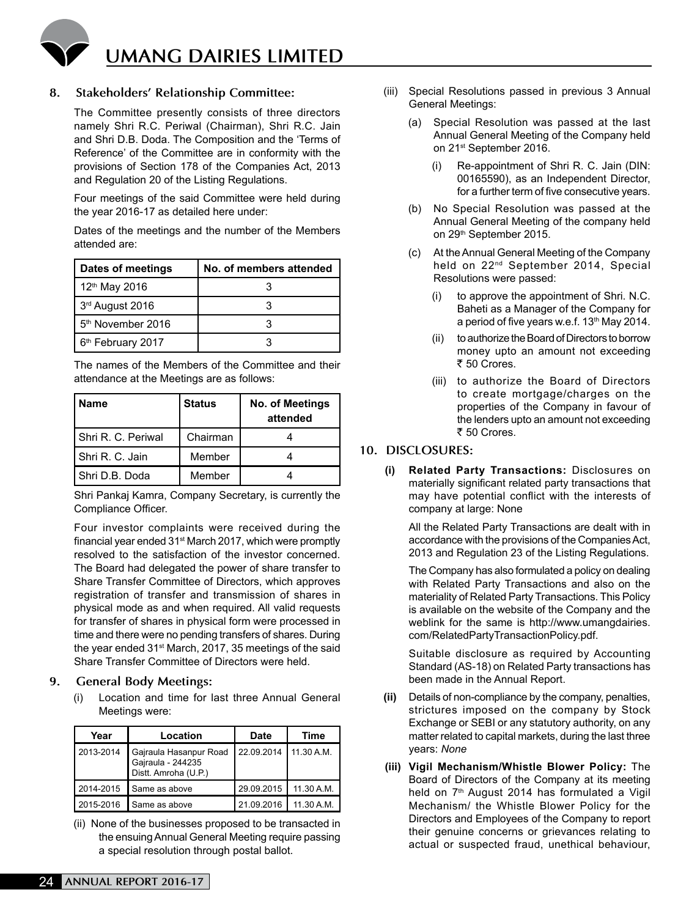## 8. Stakeholders' Relationship Committee:

The Committee presently consists of three directors namely Shri R.C. Periwal (Chairman), Shri R.C. Jain and Shri D.B. Doda. The Composition and the 'Terms of Reference' of the Committee are in conformity with the provisions of Section 178 of the Companies Act, 2013 and Regulation 20 of the Listing Regulations.

Four meetings of the said Committee were held during the year 2016-17 as detailed here under:

Dates of the meetings and the number of the Members attended are:

| Dates of meetings | No. of members attended |
|---|---|
| 12th May 2016 | 3 |
| 3rd August 2016 | 3 |
| 5th November 2016 | 3 |
| 6th February 2017 | 3 |

The names of the Members of the Committee and their attendance at the Meetings are as follows:

| Name | Status | No. of Meetings attended |
|---|---|---|
| Shri R. C. Periwal | Chairman | 4 |
| Shri R. C. Jain | Member | 4 |
| Shri D.B. Doda | Member | 4 |

Shri Pankaj Kamra, Company Secretary, is currently the Compliance Officer.

Four investor complaints were received during the financial year ended 31st March 2017, which were promptly resolved to the satisfaction of the investor concerned. The Board had delegated the power of share transfer to Share Transfer Committee of Directors, which approves registration of transfer and transmission of shares in physical mode as and when required. All valid requests for transfer of shares in physical form were processed in time and there were no pending transfers of shares. During the year ended 31st March, 2017, 35 meetings of the said Share Transfer Committee of Directors were held.

## 9. General Body Meetings:

(i) Location and time for last three Annual General Meetings were:

| Year | Location | Date | Time |
|---|---|---|---|
| 2013-2014 | Gajraula Hasanpur Road Gajraula - 244235 Distt. Amroha (U.P.) | 22.09.2014 | 11.30 A.M. |
| 2014-2015 | Same as above | 29.09.2015 | 11.30 A.M. |
| 2015-2016 | Same as above | 21.09.2016 | 11.30 A.M. |

(ii) None of the businesses proposed to be transacted in the ensuing Annual General Meeting require passing a special resolution through postal ballot.

(iii) Special Resolutions passed in previous 3 Annual General Meetings:

(a) Special Resolution was passed at the last Annual General Meeting of the Company held on 21st September 2016.

(i) Re-appointment of Shri R. C. Jain (DIN: 00165590), as an Independent Director, for a further term of five consecutive years.

(b) No Special Resolution was passed at the Annual General Meeting of the company held on 29th September 2015.

(c) At the Annual General Meeting of the Company held on 22nd September 2014, Special Resolutions were passed:

(i) to approve the appointment of Shri. N.C. Baheti as a Manager of the Company for a period of five years w.e.f. 13th May 2014.

(ii) to authorize the Board of Directors to borrow money upto an amount not exceeding ₹ 50 Crores.

(iii) to authorize the Board of Directors to create mortgage/charges on the properties of the Company in favour of the lenders upto an amount not exceeding ₹ 50 Crores.

## 10. DISCLOSURES:

**(i) Related Party Transactions:** Disclosures on materially significant related party transactions that may have potential conflict with the interests of company at large: None

All the Related Party Transactions are dealt with in accordance with the provisions of the Companies Act, 2013 and Regulation 23 of the Listing Regulations.

The Company has also formulated a policy on dealing with Related Party Transactions and also on the materiality of Related Party Transactions. This Policy is available on the website of the Company and the weblink for the same is http://www.umangdairies.com/RelatedPartyTransactionPolicy.pdf.

Suitable disclosure as required by Accounting Standard (AS-18) on Related Party transactions has been made in the Annual Report.

**(ii)** Details of non-compliance by the company, penalties, strictures imposed on the company by Stock Exchange or SEBI or any statutory authority, on any matter related to capital markets, during the last three years: *None*

**(iii) Vigil Mechanism/Whistle Blower Policy:** The Board of Directors of the Company at its meeting held on 7th August 2014 has formulated a Vigil Mechanism/ the Whistle Blower Policy for the Directors and Employees of the Company to report their genuine concerns or grievances relating to actual or suspected fraud, unethical behaviour,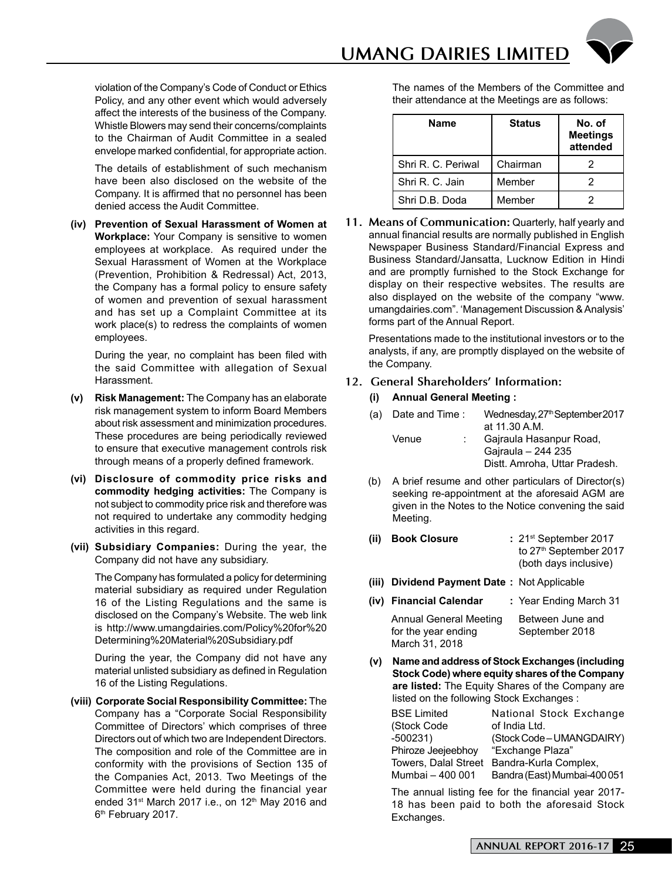violation of the Company's Code of Conduct or Ethics Policy, and any other event which would adversely affect the interests of the business of the Company. Whistle Blowers may send their concerns/complaints to the Chairman of Audit Committee in a sealed envelope marked confidential, for appropriate action.

The details of establishment of such mechanism have been also disclosed on the website of the Company. It is affirmed that no personnel has been denied access the Audit Committee.

**(iv) Prevention of Sexual Harassment of Women at Workplace:** Your Company is sensitive to women employees at workplace. As required under the Sexual Harassment of Women at the Workplace (Prevention, Prohibition & Redressal) Act, 2013, the Company has a formal policy to ensure safety of women and prevention of sexual harassment and has set up a Complaint Committee at its work place(s) to redress the complaints of women employees.

During the year, no complaint has been filed with the said Committee with allegation of Sexual Harassment.

**(v) Risk Management:** The Company has an elaborate risk management system to inform Board Members about risk assessment and minimization procedures. These procedures are being periodically reviewed to ensure that executive management controls risk through means of a properly defined framework.

**(vi) Disclosure of commodity price risks and commodity hedging activities:** The Company is not subject to commodity price risk and therefore was not required to undertake any commodity hedging activities in this regard.

**(vii) Subsidiary Companies:** During the year, the Company did not have any subsidiary.

The Company has formulated a policy for determining material subsidiary as required under Regulation 16 of the Listing Regulations and the same is disclosed on the Company's Website. The web link is http://www.umangdairies.com/Policy%20for%20Determining%20Material%20Subsidiary.pdf

During the year, the Company did not have any material unlisted subsidiary as defined in Regulation 16 of the Listing Regulations.

**(viii) Corporate Social Responsibility Committee:** The Company has a "Corporate Social Responsibility Committee of Directors' which comprises of three Directors out of which two are Independent Directors. The composition and role of the Committee are in conformity with the provisions of Section 135 of the Companies Act, 2013. Two Meetings of the Committee were held during the financial year ended 31st March 2017 i.e., on 12th May 2016 and 6th February 2017.

The names of the Members of the Committee and their attendance at the Meetings are as follows:

| Name | Status | No. of Meetings attended |
|---|---|---|
| Shri R. C. Periwal | Chairman | 2 |
| Shri R. C. Jain | Member | 2 |
| Shri D.B. Doda | Member | 2 |

## 11. Means of Communication:

Quarterly, half yearly and annual financial results are normally published in English Newspaper Business Standard/Financial Express and Business Standard/Jansatta, Lucknow Edition in Hindi and are promptly furnished to the Stock Exchange for display on their respective websites. The results are also displayed on the website of the company "www.umangdairies.com". 'Management Discussion & Analysis' forms part of the Annual Report.

Presentations made to the institutional investors or to the analysts, if any, are promptly displayed on the website of the Company.

## 12. General Shareholders' Information:

**(i) Annual General Meeting :**

(a) Date and Time : Wednesday, 27th September 2017 at 11.30 A.M.

Venue : Gajraula Hasanpur Road, Gajraula – 244 235 Distt. Amroha, Uttar Pradesh.

(b) A brief resume and other particulars of Director(s) seeking re-appointment at the aforesaid AGM are given in the Notes to the Notice convening the said Meeting.

**(ii) Book Closure** : 21st September 2017 to 27th September 2017 (both days inclusive)

**(iii) Dividend Payment Date :** Not Applicable

**(iv) Financial Calendar** : Year Ending March 31

Annual General Meeting for the year ending March 31, 2018 — Between June and September 2018

**(v) Name and address of Stock Exchanges (including Stock Code) where equity shares of the Company are listed:** The Equity Shares of the Company are listed on the following Stock Exchanges :

| BSE Limited | National Stock Exchange of India Ltd. |
|---|---|
| (Stock Code -500231) | (Stock Code – UMANGDAIRY) |
| Phiroze Jeejeebhoy Towers, Dalal Street | "Exchange Plaza" Bandra-Kurla Complex, |
| Mumbai – 400 001 | Bandra (East) Mumbai-400 051 |

The annual listing fee for the financial year 2017-18 has been paid to both the aforesaid Stock Exchanges.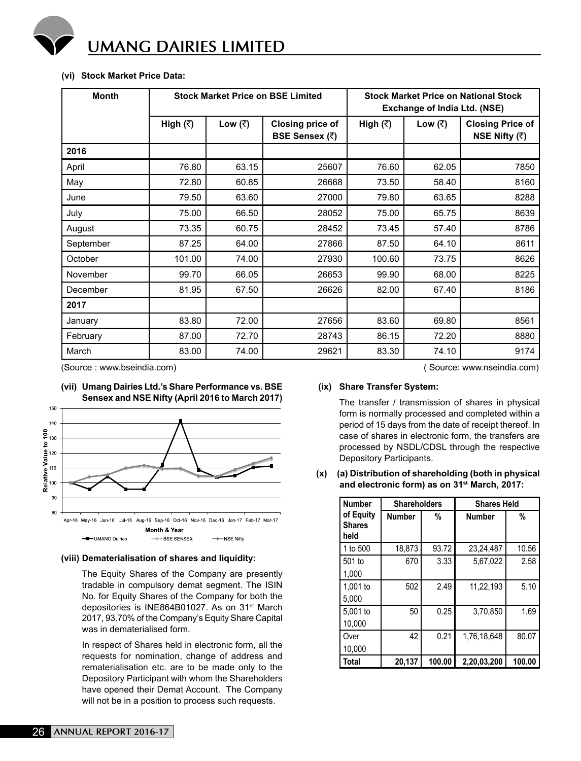### (vi) Stock Market Price Data:

| Month | Stock Market Price on BSE Limited | | | Stock Market Price on National Stock Exchange of India Ltd. (NSE) | | |
|---|---|---|---|---|---|---|
| | High (₹) | Low (₹) | Closing price of BSE Sensex (₹) | High (₹) | Low (₹) | Closing Price of NSE Nifty (₹) |
| **2016** | | | | | | |
| April | 76.80 | 63.15 | 25607 | 76.60 | 62.05 | 7850 |
| May | 72.80 | 60.85 | 26668 | 73.50 | 58.40 | 8160 |
| June | 79.50 | 63.60 | 27000 | 79.80 | 63.65 | 8288 |
| July | 75.00 | 66.50 | 28052 | 75.00 | 65.75 | 8639 |
| August | 73.35 | 60.75 | 28452 | 73.45 | 57.40 | 8786 |
| September | 87.25 | 64.00 | 27866 | 87.50 | 64.10 | 8611 |
| October | 101.00 | 74.00 | 27930 | 100.60 | 73.75 | 8626 |
| November | 99.70 | 66.05 | 26653 | 99.90 | 68.00 | 8225 |
| December | 81.95 | 67.50 | 26626 | 82.00 | 67.40 | 8186 |
| **2017** | | | | | | |
| January | 83.80 | 72.00 | 27656 | 83.60 | 69.80 | 8561 |
| February | 87.00 | 72.70 | 28743 | 86.15 | 72.20 | 8880 |
| March | 83.00 | 74.00 | 29621 | 83.30 | 74.10 | 9174 |

(Source : www.bseindia.com) ( Source: www.nseindia.com)

### (vii) Umang Dairies Ltd.'s Share Performance vs. BSE Sensex and NSE Nifty (April 2016 to March 2017)

### (viii) Dematerialisation of shares and liquidity:

The Equity Shares of the Company are presently tradable in compulsory demat segment. The ISIN No. for Equity Shares of the Company for both the depositories is INE864B01027. As on 31st March 2017, 93.70% of the Company's Equity Share Capital was in dematerialised form.

In respect of Shares held in electronic form, all the requests for nomination, change of address and rematerialisation etc. are to be made only to the Depository Participant with whom the Shareholders have opened their Demat Account. The Company will not be in a position to process such requests.

### (ix) Share Transfer System:

The transfer / transmission of shares in physical form is normally processed and completed within a period of 15 days from the date of receipt thereof. In case of shares in electronic form, the transfers are processed by NSDL/CDSL through the respective Depository Participants.

### (x) (a) Distribution of shareholding (both in physical and electronic form) as on 31st March, 2017:

| Number of Equity Shares held | Shareholders | | Shares Held | |
|---|---|---|---|---|
| | Number | % | Number | % |
| 1 to 500 | 18,873 | 93.72 | 23,24,487 | 10.56 |
| 501 to 1,000 | 670 | 3.33 | 5,67,022 | 2.58 |
| 1,001 to 5,000 | 502 | 2.49 | 11,22,193 | 5.10 |
| 5,001 to 10,000 | 50 | 0.25 | 3,70,850 | 1.69 |
| Over 10,000 | 42 | 0.21 | 1,76,18,648 | 80.07 |
| **Total** | **20,137** | **100.00** | **2,20,03,200** | **100.00** |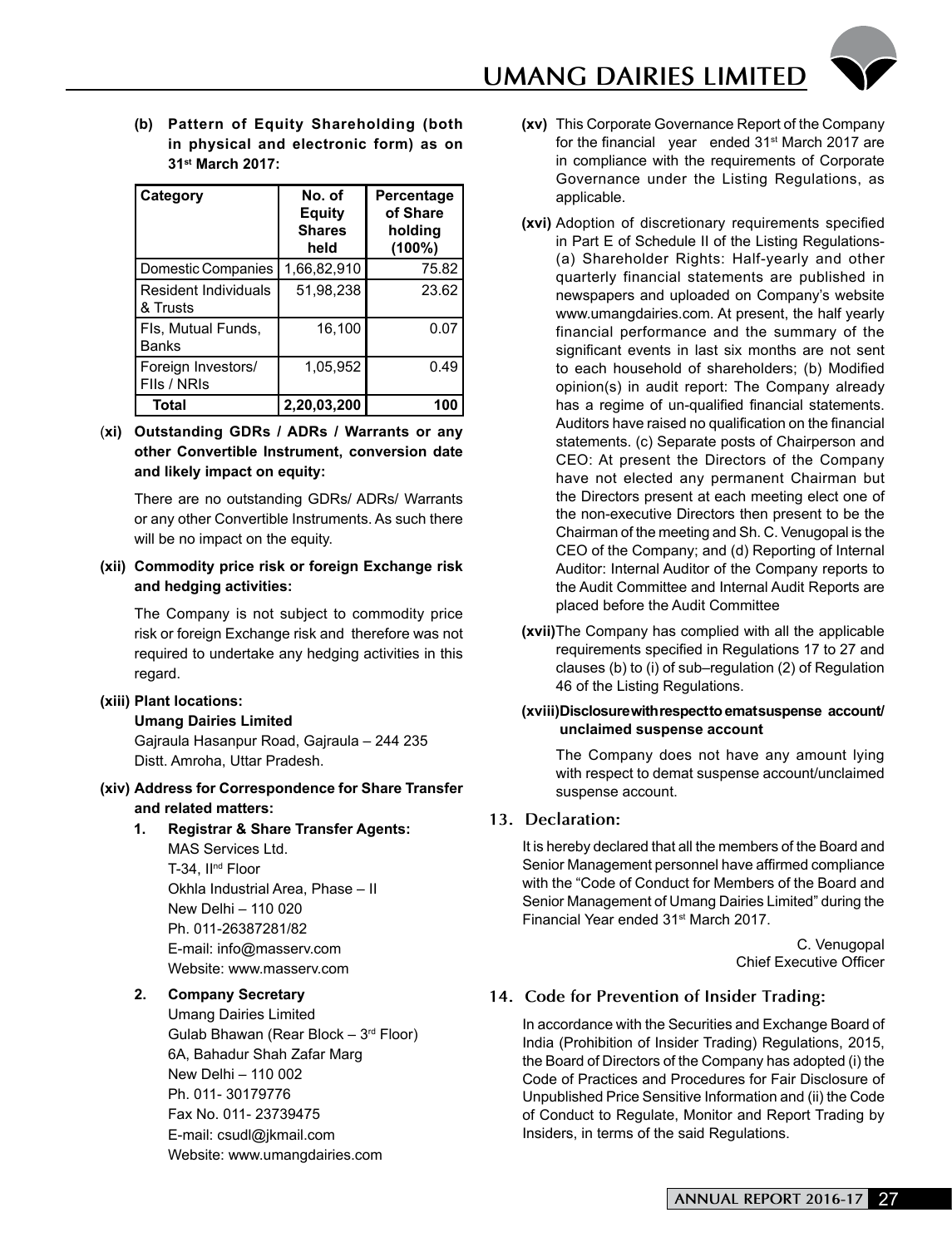**(b) Pattern of Equity Shareholding (both in physical and electronic form) as on 31st March 2017:**

| Category | No. of Equity Shares held | Percentage of Share holding (100%) |
|---|---|---|
| Domestic Companies | 1,66,82,910 | 75.82 |
| Resident Individuals & Trusts | 51,98,238 | 23.62 |
| FIs, Mutual Funds, Banks | 16,100 | 0.07 |
| Foreign Investors/ FIIs / NRIs | 1,05,952 | 0.49 |
| **Total** | **2,20,03,200** | **100** |

**(xi) Outstanding GDRs / ADRs / Warrants or any other Convertible Instrument, conversion date and likely impact on equity:**

There are no outstanding GDRs/ ADRs/ Warrants or any other Convertible Instruments. As such there will be no impact on the equity.

**(xii) Commodity price risk or foreign Exchange risk and hedging activities:**

The Company is not subject to commodity price risk or foreign Exchange risk and therefore was not required to undertake any hedging activities in this regard.

**(xiii) Plant locations:**

**Umang Dairies Limited**
Gajraula Hasanpur Road, Gajraula – 244 235
Distt. Amroha, Uttar Pradesh.

**(xiv) Address for Correspondence for Share Transfer and related matters:**

1. **Registrar & Share Transfer Agents:**
   MAS Services Ltd.
   T-34, IInd Floor
   Okhla Industrial Area, Phase – II
   New Delhi – 110 020
   Ph. 011-26387281/82
   E-mail: info@masserv.com
   Website: www.masserv.com

2. **Company Secretary**
   Umang Dairies Limited
   Gulab Bhawan (Rear Block – 3rd Floor)
   6A, Bahadur Shah Zafar Marg
   New Delhi – 110 002
   Ph. 011- 30179776
   Fax No. 011- 23739475
   E-mail: csudl@jkmail.com
   Website: www.umangdairies.com

**(xv)** This Corporate Governance Report of the Company for the financial year ended 31st March 2017 are in compliance with the requirements of Corporate Governance under the Listing Regulations, as applicable.

**(xvi)** Adoption of discretionary requirements specified in Part E of Schedule II of the Listing Regulations- (a) Shareholder Rights: Half-yearly and other quarterly financial statements are published in newspapers and uploaded on Company's website www.umangdairies.com. At present, the half yearly financial performance and the summary of the significant events in last six months are not sent to each household of shareholders; (b) Modified opinion(s) in audit report: The Company already has a regime of un-qualified financial statements. Auditors have raised no qualification on the financial statements. (c) Separate posts of Chairperson and CEO: At present the Directors of the Company have not elected any permanent Chairman but the Directors present at each meeting elect one of the non-executive Directors then present to be the Chairman of the meeting and Sh. C. Venugopal is the CEO of the Company; and (d) Reporting of Internal Auditor: Internal Auditor of the Company reports to the Audit Committee and Internal Audit Reports are placed before the Audit Committee

**(xvii)** The Company has complied with all the applicable requirements specified in Regulations 17 to 27 and clauses (b) to (i) of sub–regulation (2) of Regulation 46 of the Listing Regulations.

**(xviii) Disclosure with respect to emat suspense account/ unclaimed suspense account**

The Company does not have any amount lying with respect to demat suspense account/unclaimed suspense account.

## 13. Declaration:

It is hereby declared that all the members of the Board and Senior Management personnel have affirmed compliance with the "Code of Conduct for Members of the Board and Senior Management of Umang Dairies Limited" during the Financial Year ended 31st March 2017.

C. Venugopal
Chief Executive Officer

## 14. Code for Prevention of Insider Trading:

In accordance with the Securities and Exchange Board of India (Prohibition of Insider Trading) Regulations, 2015, the Board of Directors of the Company has adopted (i) the Code of Practices and Procedures for Fair Disclosure of Unpublished Price Sensitive Information and (ii) the Code of Conduct to Regulate, Monitor and Report Trading by Insiders, in terms of the said Regulations.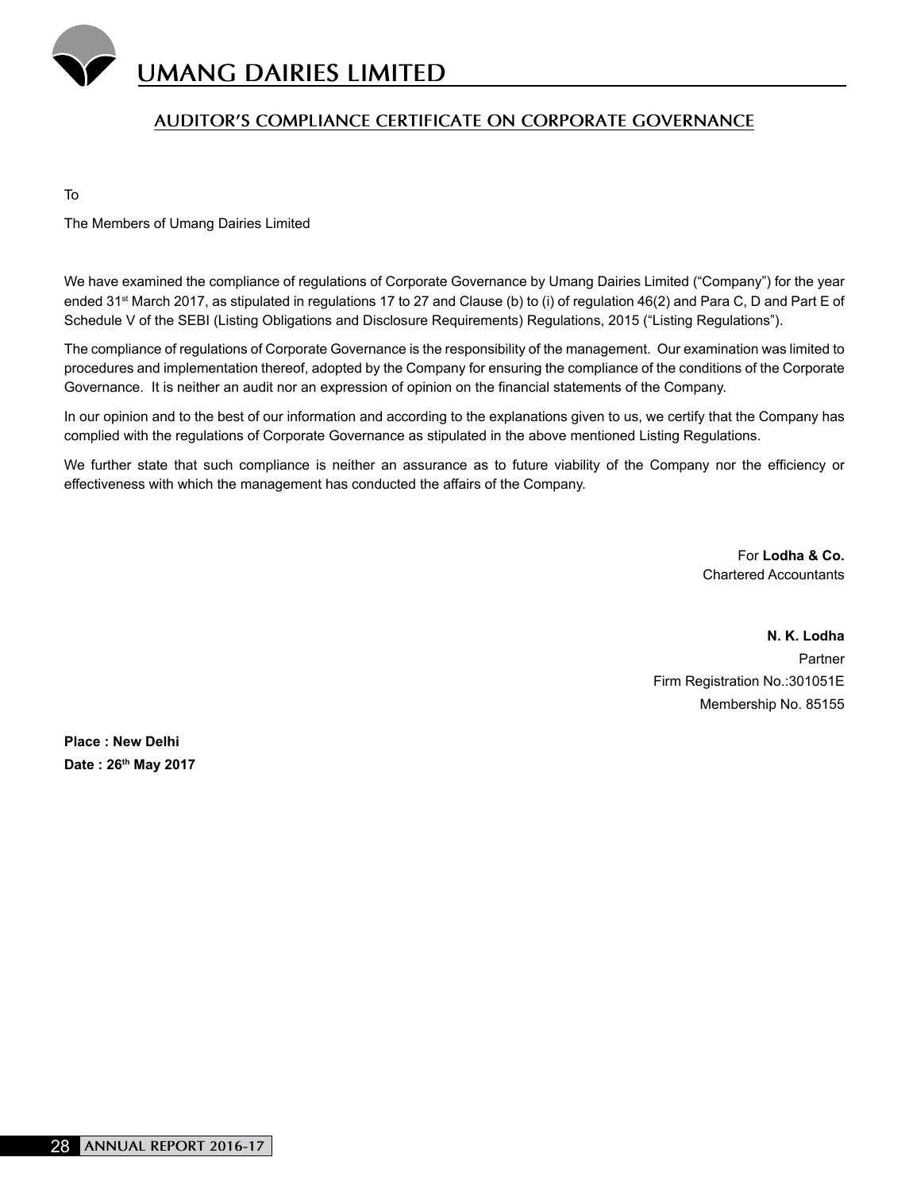## AUDITOR'S COMPLIANCE CERTIFICATE ON CORPORATE GOVERNANCE

To

The Members of Umang Dairies Limited

We have examined the compliance of regulations of Corporate Governance by Umang Dairies Limited ("Company") for the year ended 31st March 2017, as stipulated in regulations 17 to 27 and Clause (b) to (i) of regulation 46(2) and Para C, D and Part E of Schedule V of the SEBI (Listing Obligations and Disclosure Requirements) Regulations, 2015 ("Listing Regulations").

The compliance of regulations of Corporate Governance is the responsibility of the management. Our examination was limited to procedures and implementation thereof, adopted by the Company for ensuring the compliance of the conditions of the Corporate Governance. It is neither an audit nor an expression of opinion on the financial statements of the Company.

In our opinion and to the best of our information and according to the explanations given to us, we certify that the Company has complied with the regulations of Corporate Governance as stipulated in the above mentioned Listing Regulations.

We further state that such compliance is neither an assurance as to future viability of the Company nor the efficiency or effectiveness with which the management has conducted the affairs of the Company.

For **Lodha & Co.**
Chartered Accountants

**N. K. Lodha**
Partner
Firm Registration No.:301051E
Membership No. 85155

**Place : New Delhi**
**Date : 26th May 2017**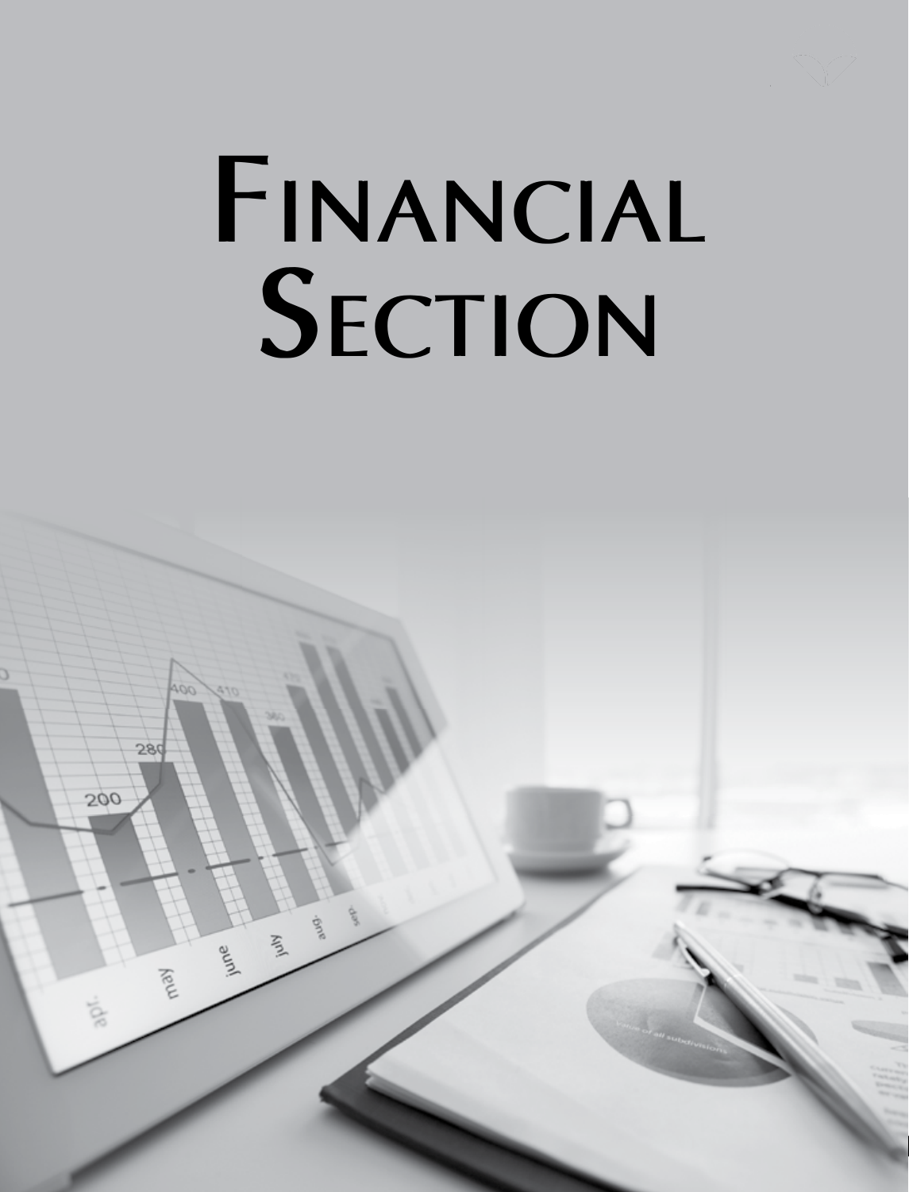# Financial Section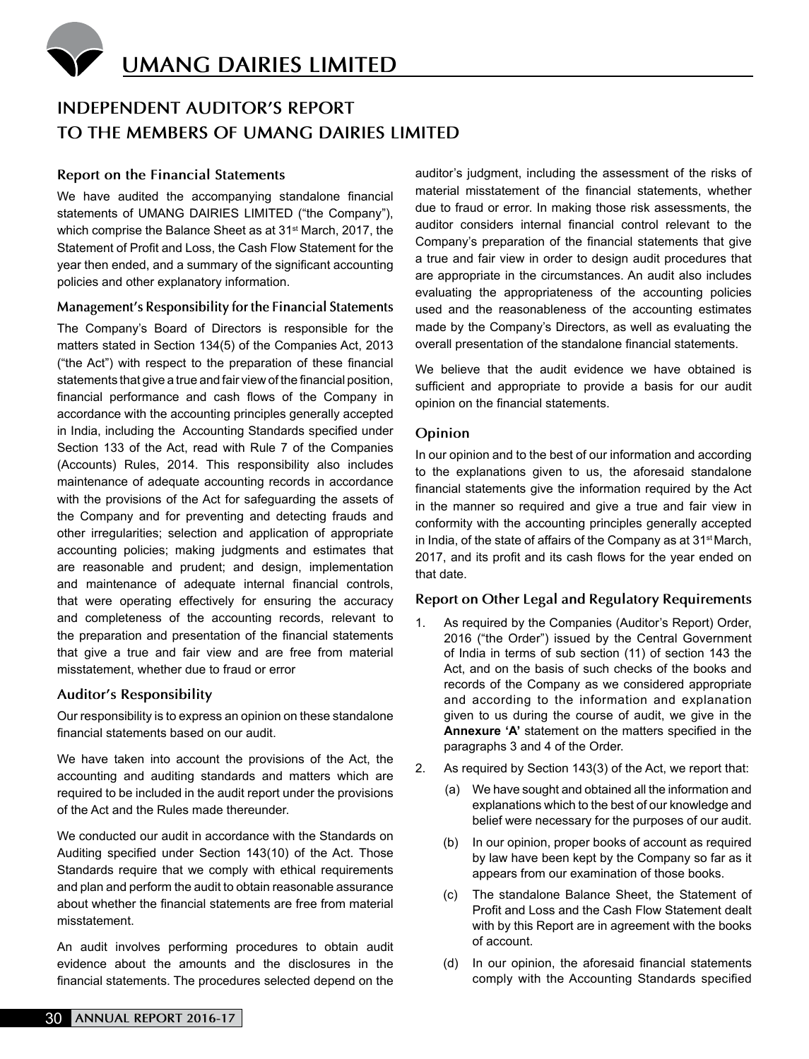# INDEPENDENT AUDITOR'S REPORT
# TO THE MEMBERS OF UMANG DAIRIES LIMITED

## Report on the Financial Statements

We have audited the accompanying standalone financial statements of UMANG DAIRIES LIMITED ("the Company"), which comprise the Balance Sheet as at 31st March, 2017, the Statement of Profit and Loss, the Cash Flow Statement for the year then ended, and a summary of the significant accounting policies and other explanatory information.

### Management's Responsibility for the Financial Statements

The Company's Board of Directors is responsible for the matters stated in Section 134(5) of the Companies Act, 2013 ("the Act") with respect to the preparation of these financial statements that give a true and fair view of the financial position, financial performance and cash flows of the Company in accordance with the accounting principles generally accepted in India, including the Accounting Standards specified under Section 133 of the Act, read with Rule 7 of the Companies (Accounts) Rules, 2014. This responsibility also includes maintenance of adequate accounting records in accordance with the provisions of the Act for safeguarding the assets of the Company and for preventing and detecting frauds and other irregularities; selection and application of appropriate accounting policies; making judgments and estimates that are reasonable and prudent; and design, implementation and maintenance of adequate internal financial controls, that were operating effectively for ensuring the accuracy and completeness of the accounting records, relevant to the preparation and presentation of the financial statements that give a true and fair view and are free from material misstatement, whether due to fraud or error

### Auditor's Responsibility

Our responsibility is to express an opinion on these standalone financial statements based on our audit.

We have taken into account the provisions of the Act, the accounting and auditing standards and matters which are required to be included in the audit report under the provisions of the Act and the Rules made thereunder.

We conducted our audit in accordance with the Standards on Auditing specified under Section 143(10) of the Act. Those Standards require that we comply with ethical requirements and plan and perform the audit to obtain reasonable assurance about whether the financial statements are free from material misstatement.

An audit involves performing procedures to obtain audit evidence about the amounts and the disclosures in the financial statements. The procedures selected depend on the auditor's judgment, including the assessment of the risks of material misstatement of the financial statements, whether due to fraud or error. In making those risk assessments, the auditor considers internal financial control relevant to the Company's preparation of the financial statements that give a true and fair view in order to design audit procedures that are appropriate in the circumstances. An audit also includes evaluating the appropriateness of the accounting policies used and the reasonableness of the accounting estimates made by the Company's Directors, as well as evaluating the overall presentation of the standalone financial statements.

We believe that the audit evidence we have obtained is sufficient and appropriate to provide a basis for our audit opinion on the financial statements.

### Opinion

In our opinion and to the best of our information and according to the explanations given to us, the aforesaid standalone financial statements give the information required by the Act in the manner so required and give a true and fair view in conformity with the accounting principles generally accepted in India, of the state of affairs of the Company as at 31st March, 2017, and its profit and its cash flows for the year ended on that date.

### Report on Other Legal and Regulatory Requirements

1. As required by the Companies (Auditor's Report) Order, 2016 ("the Order") issued by the Central Government of India in terms of sub section (11) of section 143 the Act, and on the basis of such checks of the books and records of the Company as we considered appropriate and according to the information and explanation given to us during the course of audit, we give in the **Annexure 'A'** statement on the matters specified in the paragraphs 3 and 4 of the Order.

2. As required by Section 143(3) of the Act, we report that:

   (a) We have sought and obtained all the information and explanations which to the best of our knowledge and belief were necessary for the purposes of our audit.

   (b) In our opinion, proper books of account as required by law have been kept by the Company so far as it appears from our examination of those books.

   (c) The standalone Balance Sheet, the Statement of Profit and Loss and the Cash Flow Statement dealt with by this Report are in agreement with the books of account.

   (d) In our opinion, the aforesaid financial statements comply with the Accounting Standards specified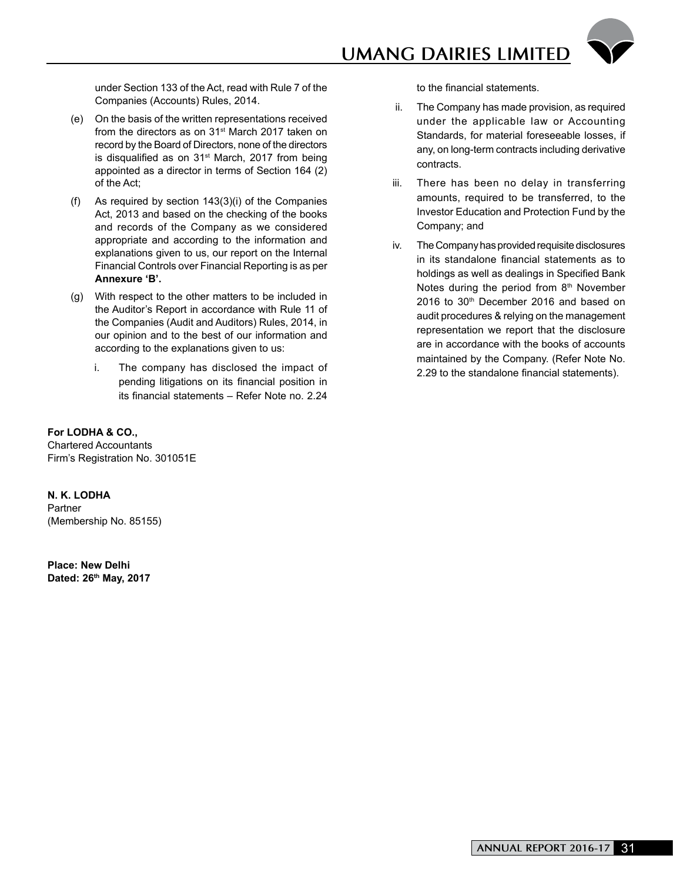under Section 133 of the Act, read with Rule 7 of the Companies (Accounts) Rules, 2014.

(e) On the basis of the written representations received from the directors as on 31st March 2017 taken on record by the Board of Directors, none of the directors is disqualified as on 31st March, 2017 from being appointed as a director in terms of Section 164 (2) of the Act;

(f) As required by section 143(3)(i) of the Companies Act, 2013 and based on the checking of the books and records of the Company as we considered appropriate and according to the information and explanations given to us, our report on the Internal Financial Controls over Financial Reporting is as per **Annexure 'B'.**

(g) With respect to the other matters to be included in the Auditor's Report in accordance with Rule 11 of the Companies (Audit and Auditors) Rules, 2014, in our opinion and to the best of our information and according to the explanations given to us:

   i. The company has disclosed the impact of pending litigations on its financial position in its financial statements – Refer Note no. 2.24 to the financial statements.

   ii. The Company has made provision, as required under the applicable law or Accounting Standards, for material foreseeable losses, if any, on long-term contracts including derivative contracts.

   iii. There has been no delay in transferring amounts, required to be transferred, to the Investor Education and Protection Fund by the Company; and

   iv. The Company has provided requisite disclosures in its standalone financial statements as to holdings as well as dealings in Specified Bank Notes during the period from 8th November 2016 to 30th December 2016 and based on audit procedures & relying on the management representation we report that the disclosure are in accordance with the books of accounts maintained by the Company. (Refer Note No. 2.29 to the standalone financial statements).

**For LODHA & CO.,**
Chartered Accountants
Firm's Registration No. 301051E

**N. K. LODHA**
Partner
(Membership No. 85155)

**Place: New Delhi**
**Dated: 26th May, 2017**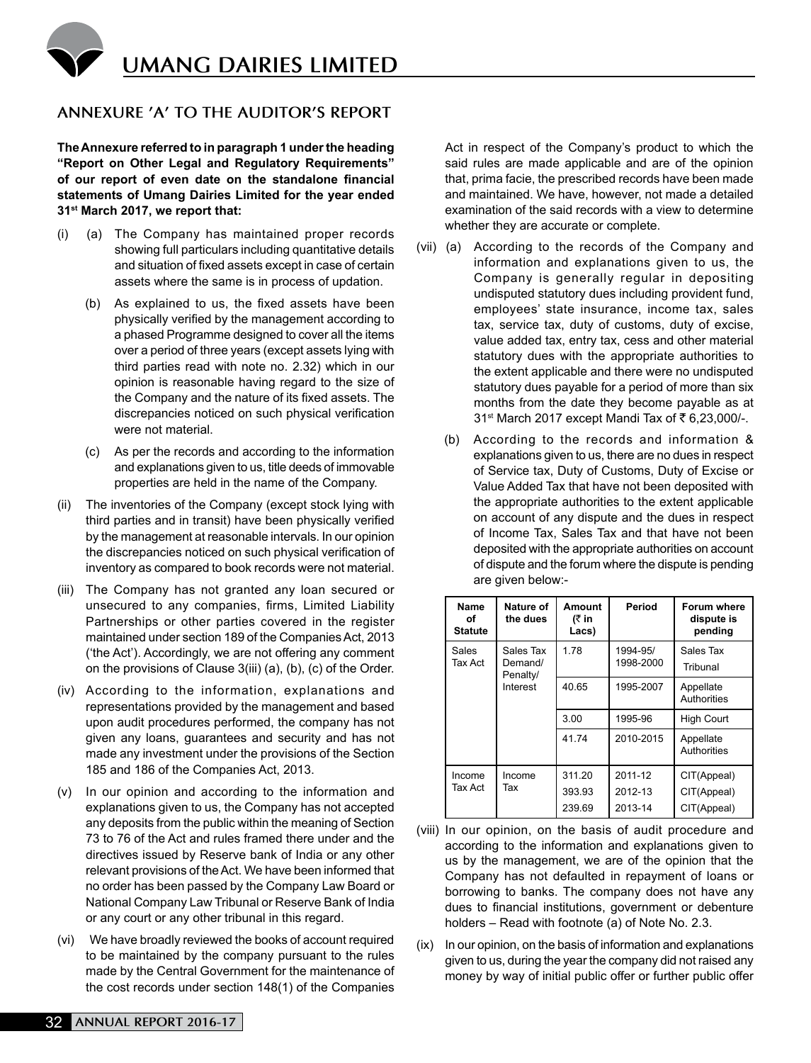## ANNEXURE 'A' TO THE AUDITOR'S REPORT

**The Annexure referred to in paragraph 1 under the heading "Report on Other Legal and Regulatory Requirements" of our report of even date on the standalone financial statements of Umang Dairies Limited for the year ended 31st March 2017, we report that:**

(i) (a) The Company has maintained proper records showing full particulars including quantitative details and situation of fixed assets except in case of certain assets where the same is in process of updation.

(b) As explained to us, the fixed assets have been physically verified by the management according to a phased Programme designed to cover all the items over a period of three years (except assets lying with third parties read with note no. 2.32) which in our opinion is reasonable having regard to the size of the Company and the nature of its fixed assets. The discrepancies noticed on such physical verification were not material.

(c) As per the records and according to the information and explanations given to us, title deeds of immovable properties are held in the name of the Company.

(ii) The inventories of the Company (except stock lying with third parties and in transit) have been physically verified by the management at reasonable intervals. In our opinion the discrepancies noticed on such physical verification of inventory as compared to book records were not material.

(iii) The Company has not granted any loan secured or unsecured to any companies, firms, Limited Liability Partnerships or other parties covered in the register maintained under section 189 of the Companies Act, 2013 ('the Act'). Accordingly, we are not offering any comment on the provisions of Clause 3(iii) (a), (b), (c) of the Order.

(iv) According to the information, explanations and representations provided by the management and based upon audit procedures performed, the company has not given any loans, guarantees and security and has not made any investment under the provisions of the Section 185 and 186 of the Companies Act, 2013.

(v) In our opinion and according to the information and explanations given to us, the Company has not accepted any deposits from the public within the meaning of Section 73 to 76 of the Act and rules framed there under and the directives issued by Reserve bank of India or any other relevant provisions of the Act. We have been informed that no order has been passed by the Company Law Board or National Company Law Tribunal or Reserve Bank of India or any court or any other tribunal in this regard.

(vi) We have broadly reviewed the books of account required to be maintained by the company pursuant to the rules made by the Central Government for the maintenance of the cost records under section 148(1) of the Companies Act in respect of the Company's product to which the said rules are made applicable and are of the opinion that, prima facie, the prescribed records have been made and maintained. We have, however, not made a detailed examination of the said records with a view to determine whether they are accurate or complete.

(vii) (a) According to the records of the Company and information and explanations given to us, the Company is generally regular in depositing undisputed statutory dues including provident fund, employees' state insurance, income tax, sales tax, service tax, duty of customs, duty of excise, value added tax, entry tax, cess and other material statutory dues with the appropriate authorities to the extent applicable and there were no undisputed statutory dues payable for a period of more than six months from the date they become payable as at 31st March 2017 except Mandi Tax of ₹ 6,23,000/-.

(b) According to the records and information & explanations given to us, there are no dues in respect of Service tax, Duty of Customs, Duty of Excise or Value Added Tax that have not been deposited with the appropriate authorities to the extent applicable on account of any dispute and the dues in respect of Income Tax, Sales Tax and that have not been deposited with the appropriate authorities on account of dispute and the forum where the dispute is pending are given below:-

| Name of Statute | Nature of the dues | Amount (₹ in Lacs) | Period | Forum where dispute is pending |
|---|---|---|---|---|
| Sales Tax Act | Sales Tax Demand/ Penalty/ Interest | 1.78 | 1994-95/ 1998-2000 | Sales Tax Tribunal |
| | | 40.65 | 1995-2007 | Appellate Authorities |
| | | 3.00 | 1995-96 | High Court |
| | | 41.74 | 2010-2015 | Appellate Authorities |
| Income Tax Act | Income Tax | 311.20 | 2011-12 | CIT(Appeal) |
| | | 393.93 | 2012-13 | CIT(Appeal) |
| | | 239.69 | 2013-14 | CIT(Appeal) |

(viii) In our opinion, on the basis of audit procedure and according to the information and explanations given to us by the management, we are of the opinion that the Company has not defaulted in repayment of loans or borrowing to banks. The company does not have any dues to financial institutions, government or debenture holders – Read with footnote (a) of Note No. 2.3.

(ix) In our opinion, on the basis of information and explanations given to us, during the year the company did not raised any money by way of initial public offer or further public offer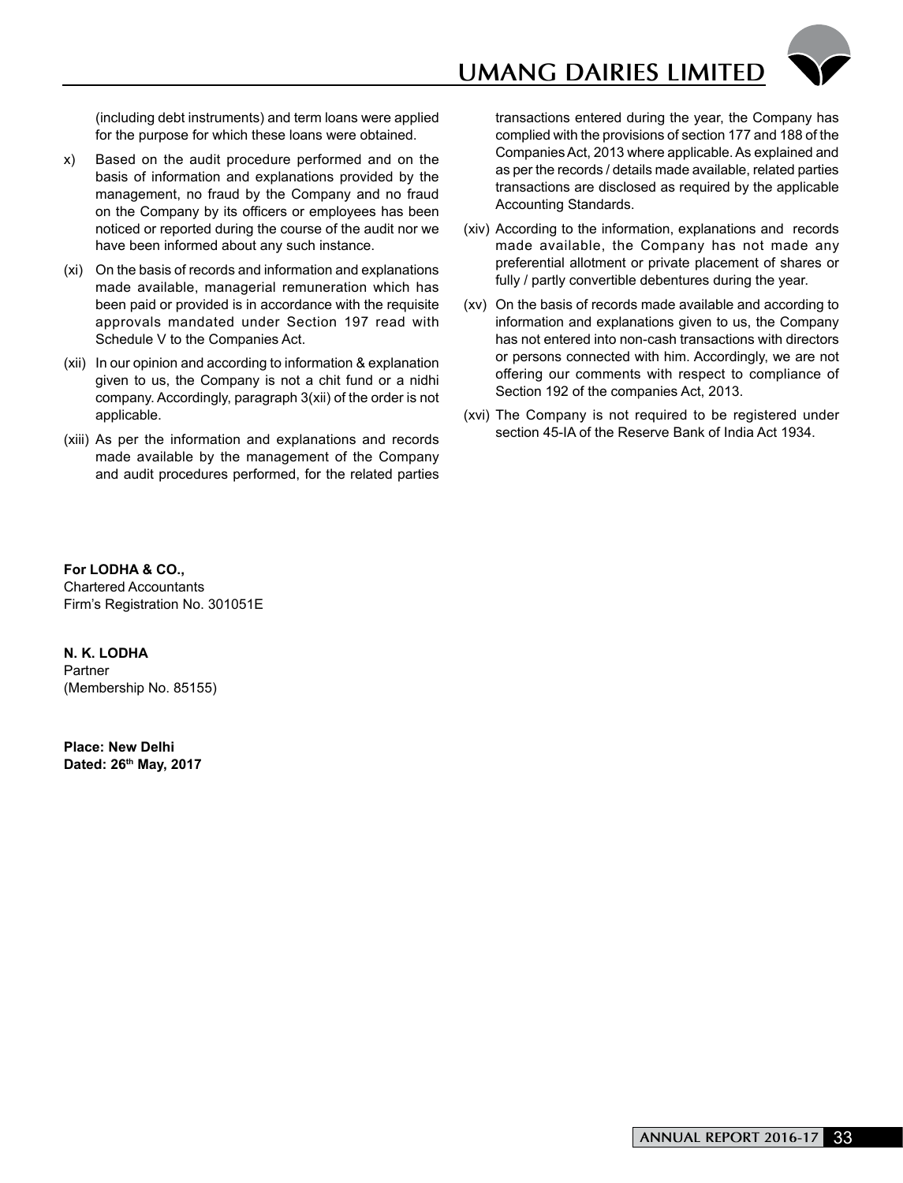(including debt instruments) and term loans were applied for the purpose for which these loans were obtained.

x) Based on the audit procedure performed and on the basis of information and explanations provided by the management, no fraud by the Company and no fraud on the Company by its officers or employees has been noticed or reported during the course of the audit nor we have been informed about any such instance.

(xi) On the basis of records and information and explanations made available, managerial remuneration which has been paid or provided is in accordance with the requisite approvals mandated under Section 197 read with Schedule V to the Companies Act.

(xii) In our opinion and according to information & explanation given to us, the Company is not a chit fund or a nidhi company. Accordingly, paragraph 3(xii) of the order is not applicable.

(xiii) As per the information and explanations and records made available by the management of the Company and audit procedures performed, for the related parties transactions entered during the year, the Company has complied with the provisions of section 177 and 188 of the Companies Act, 2013 where applicable. As explained and as per the records / details made available, related parties transactions are disclosed as required by the applicable Accounting Standards.

(xiv) According to the information, explanations and records made available, the Company has not made any preferential allotment or private placement of shares or fully / partly convertible debentures during the year.

(xv) On the basis of records made available and according to information and explanations given to us, the Company has not entered into non-cash transactions with directors or persons connected with him. Accordingly, we are not offering our comments with respect to compliance of Section 192 of the companies Act, 2013.

(xvi) The Company is not required to be registered under section 45-IA of the Reserve Bank of India Act 1934.

**For LODHA & CO.,**
Chartered Accountants
Firm's Registration No. 301051E

**N. K. LODHA**
Partner
(Membership No. 85155)

**Place: New Delhi**
**Dated: 26th May, 2017**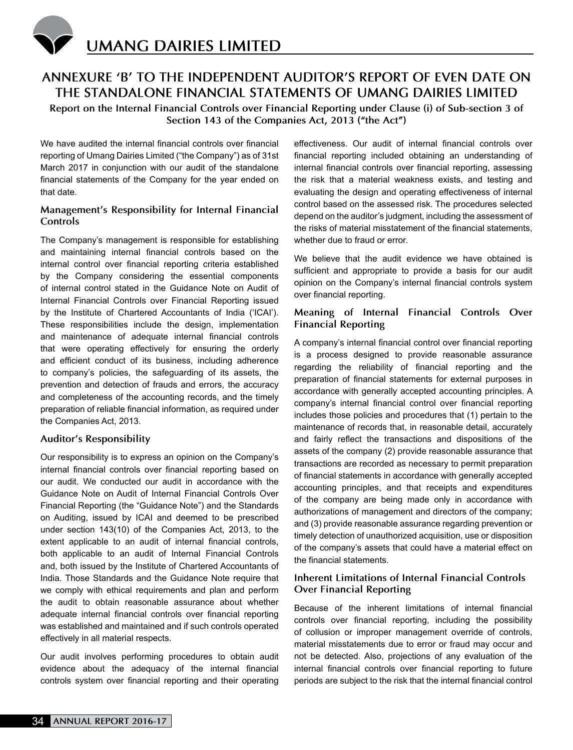# ANNEXURE 'B' TO THE INDEPENDENT AUDITOR'S REPORT OF EVEN DATE ON THE STANDALONE FINANCIAL STATEMENTS OF UMANG DAIRIES LIMITED

**Report on the Internal Financial Controls over Financial Reporting under Clause (i) of Sub-section 3 of Section 143 of the Companies Act, 2013 ("the Act")**

We have audited the internal financial controls over financial reporting of Umang Dairies Limited ("the Company") as of 31st March 2017 in conjunction with our audit of the standalone financial statements of the Company for the year ended on that date.

## Management's Responsibility for Internal Financial Controls

The Company's management is responsible for establishing and maintaining internal financial controls based on the internal control over financial reporting criteria established by the Company considering the essential components of internal control stated in the Guidance Note on Audit of Internal Financial Controls over Financial Reporting issued by the Institute of Chartered Accountants of India ('ICAI'). These responsibilities include the design, implementation and maintenance of adequate internal financial controls that were operating effectively for ensuring the orderly and efficient conduct of its business, including adherence to company's policies, the safeguarding of its assets, the prevention and detection of frauds and errors, the accuracy and completeness of the accounting records, and the timely preparation of reliable financial information, as required under the Companies Act, 2013.

## Auditor's Responsibility

Our responsibility is to express an opinion on the Company's internal financial controls over financial reporting based on our audit. We conducted our audit in accordance with the Guidance Note on Audit of Internal Financial Controls Over Financial Reporting (the "Guidance Note") and the Standards on Auditing, issued by ICAI and deemed to be prescribed under section 143(10) of the Companies Act, 2013, to the extent applicable to an audit of internal financial controls, both applicable to an audit of Internal Financial Controls and, both issued by the Institute of Chartered Accountants of India. Those Standards and the Guidance Note require that we comply with ethical requirements and plan and perform the audit to obtain reasonable assurance about whether adequate internal financial controls over financial reporting was established and maintained and if such controls operated effectively in all material respects.

Our audit involves performing procedures to obtain audit evidence about the adequacy of the internal financial controls system over financial reporting and their operating effectiveness. Our audit of internal financial controls over financial reporting included obtaining an understanding of internal financial controls over financial reporting, assessing the risk that a material weakness exists, and testing and evaluating the design and operating effectiveness of internal control based on the assessed risk. The procedures selected depend on the auditor's judgment, including the assessment of the risks of material misstatement of the financial statements, whether due to fraud or error.

We believe that the audit evidence we have obtained is sufficient and appropriate to provide a basis for our audit opinion on the Company's internal financial controls system over financial reporting.

## Meaning of Internal Financial Controls Over Financial Reporting

A company's internal financial control over financial reporting is a process designed to provide reasonable assurance regarding the reliability of financial reporting and the preparation of financial statements for external purposes in accordance with generally accepted accounting principles. A company's internal financial control over financial reporting includes those policies and procedures that (1) pertain to the maintenance of records that, in reasonable detail, accurately and fairly reflect the transactions and dispositions of the assets of the company (2) provide reasonable assurance that transactions are recorded as necessary to permit preparation of financial statements in accordance with generally accepted accounting principles, and that receipts and expenditures of the company are being made only in accordance with authorizations of management and directors of the company; and (3) provide reasonable assurance regarding prevention or timely detection of unauthorized acquisition, use or disposition of the company's assets that could have a material effect on the financial statements.

## Inherent Limitations of Internal Financial Controls Over Financial Reporting

Because of the inherent limitations of internal financial controls over financial reporting, including the possibility of collusion or improper management override of controls, material misstatements due to error or fraud may occur and not be detected. Also, projections of any evaluation of the internal financial controls over financial reporting to future periods are subject to the risk that the internal financial control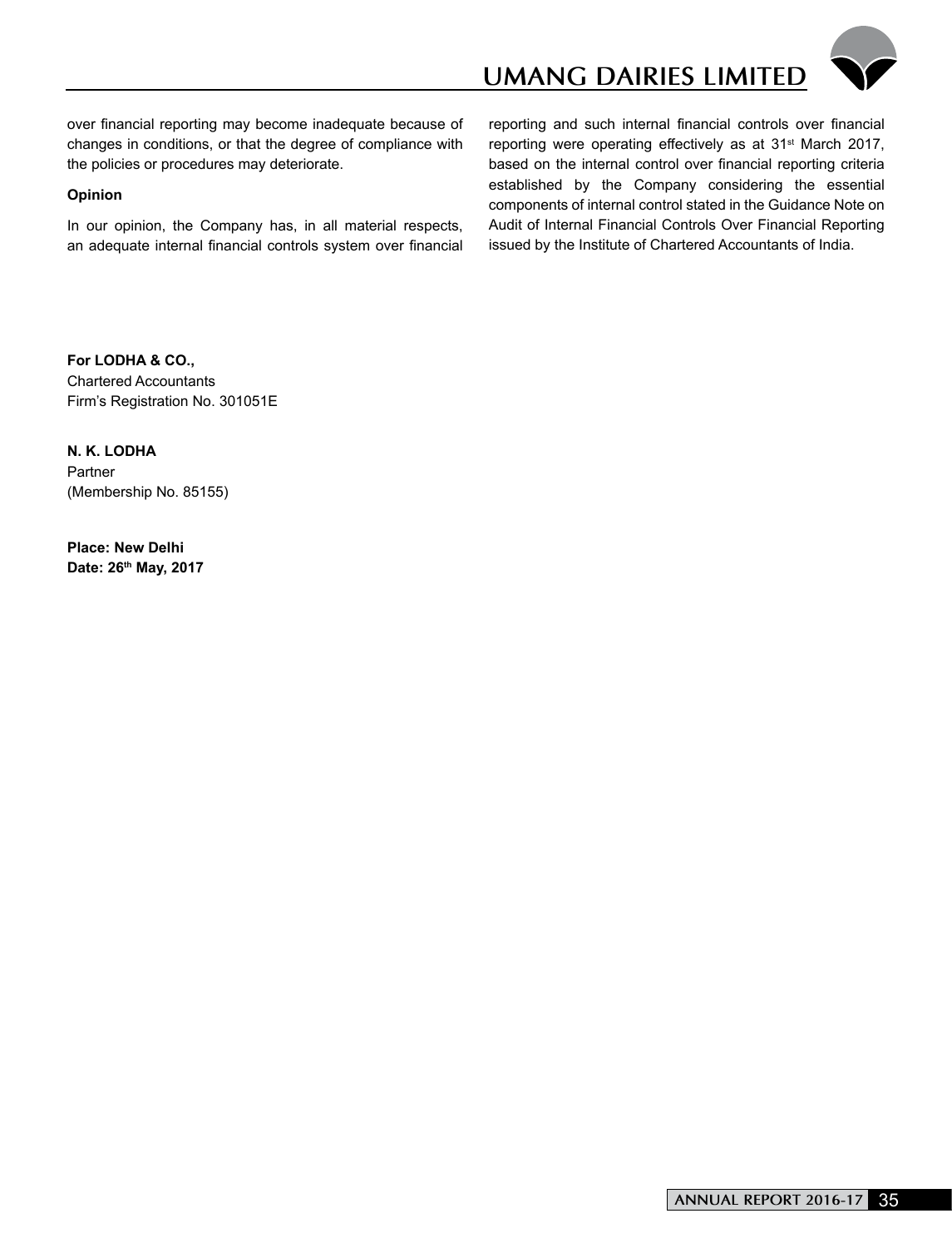over financial reporting may become inadequate because of changes in conditions, or that the degree of compliance with the policies or procedures may deteriorate.

**Opinion**

In our opinion, the Company has, in all material respects, an adequate internal financial controls system over financial reporting and such internal financial controls over financial reporting were operating effectively as at 31st March 2017, based on the internal control over financial reporting criteria established by the Company considering the essential components of internal control stated in the Guidance Note on Audit of Internal Financial Controls Over Financial Reporting issued by the Institute of Chartered Accountants of India.

**For LODHA & CO.,**
Chartered Accountants
Firm's Registration No. 301051E

**N. K. LODHA**
Partner
(Membership No. 85155)

**Place: New Delhi**
**Date: 26th May, 2017**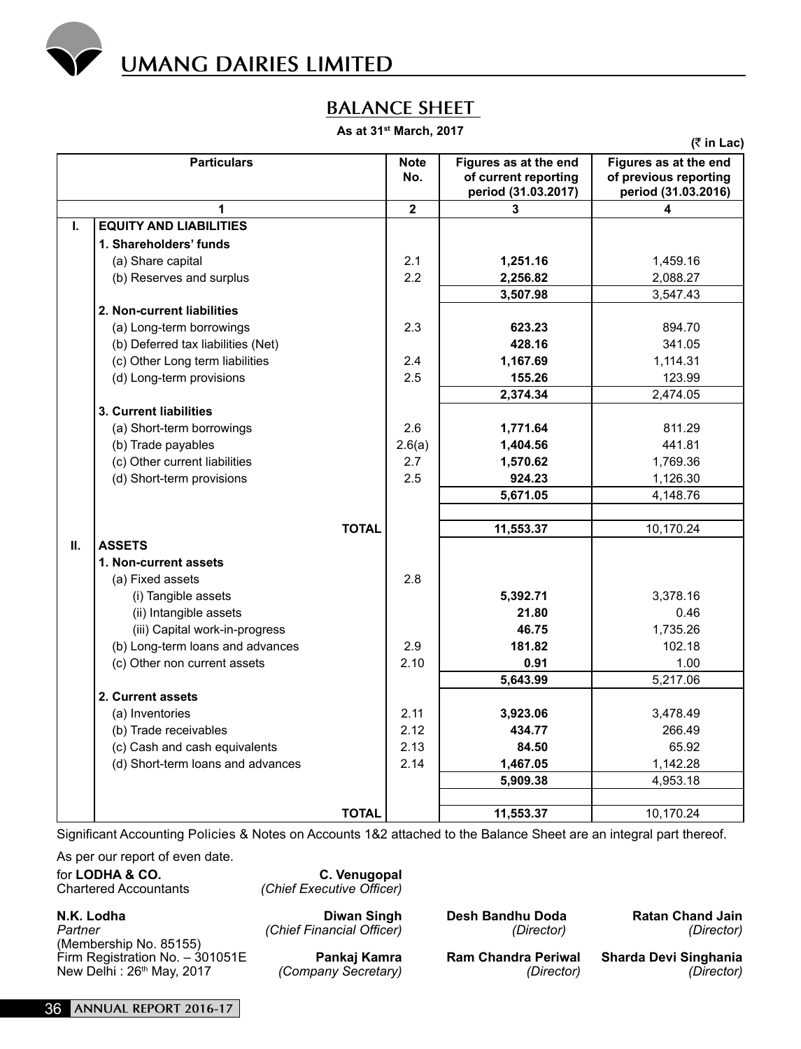## BALANCE SHEET

**As at 31st March, 2017**

**(₹ in Lac)**

| | Particulars | Note No. | Figures as at the end of current reporting period (31.03.2017) | Figures as at the end of previous reporting period (31.03.2016) |
|---|---|---|---|---|
| | 1 | 2 | 3 | 4 |
| **I.** | **EQUITY AND LIABILITIES** | | | |
| | **1. Shareholders' funds** | | | |
| | (a) Share capital | 2.1 | **1,251.16** | 1,459.16 |
| | (b) Reserves and surplus | 2.2 | **2,256.82** | 2,088.27 |
| | | | **3,507.98** | 3,547.43 |
| | **2. Non-current liabilities** | | | |
| | (a) Long-term borrowings | 2.3 | **623.23** | 894.70 |
| | (b) Deferred tax liabilities (Net) | | **428.16** | 341.05 |
| | (c) Other Long term liabilities | 2.4 | **1,167.69** | 1,114.31 |
| | (d) Long-term provisions | 2.5 | **155.26** | 123.99 |
| | | | **2,374.34** | 2,474.05 |
| | **3. Current liabilities** | | | |
| | (a) Short-term borrowings | 2.6 | **1,771.64** | 811.29 |
| | (b) Trade payables | 2.6(a) | **1,404.56** | 441.81 |
| | (c) Other current liabilities | 2.7 | **1,570.62** | 1,769.36 |
| | (d) Short-term provisions | 2.5 | **924.23** | 1,126.30 |
| | | | **5,671.05** | 4,148.76 |
| | **TOTAL** | | **11,553.37** | 10,170.24 |
| **II.** | **ASSETS** | | | |
| | **1. Non-current assets** | | | |
| | (a) Fixed assets | 2.8 | | |
| | (i) Tangible assets | | **5,392.71** | 3,378.16 |
| | (ii) Intangible assets | | **21.80** | 0.46 |
| | (iii) Capital work-in-progress | | **46.75** | 1,735.26 |
| | (b) Long-term loans and advances | 2.9 | **181.82** | 102.18 |
| | (c) Other non current assets | 2.10 | **0.91** | 1.00 |
| | | | **5,643.99** | 5,217.06 |
| | **2. Current assets** | | | |
| | (a) Inventories | 2.11 | **3,923.06** | 3,478.49 |
| | (b) Trade receivables | 2.12 | **434.77** | 266.49 |
| | (c) Cash and cash equivalents | 2.13 | **84.50** | 65.92 |
| | (d) Short-term loans and advances | 2.14 | **1,467.05** | 1,142.28 |
| | | | **5,909.38** | 4,953.18 |
| | **TOTAL** | | **11,553.37** | 10,170.24 |

Significant Accounting Policies & Notes on Accounts 1&2 attached to the Balance Sheet are an integral part thereof.

As per our report of even date.

for **LODHA & CO.**
Chartered Accountants

**N.K. Lodha**
*Partner*
(Membership No. 85155)
Firm Registration No. – 301051E
New Delhi : 26th May, 2017

**C. Venugopal**
*(Chief Executive Officer)*

**Diwan Singh**
*(Chief Financial Officer)*

**Pankaj Kamra**
*(Company Secretary)*

**Desh Bandhu Doda**
*(Director)*

**Ram Chandra Periwal**
*(Director)*

**Ratan Chand Jain**
*(Director)*

**Sharda Devi Singhania**
*(Director)*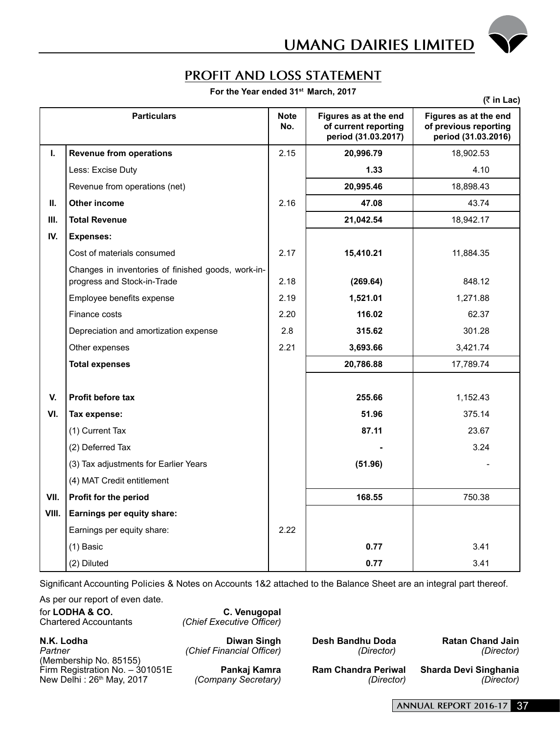# UMANG DAIRIES LIMITED

## PROFIT AND LOSS STATEMENT

**For the Year ended 31st March, 2017**

(₹ in Lac)

| | Particulars | Note No. | Figures as at the end of current reporting period (31.03.2017) | Figures as at the end of previous reporting period (31.03.2016) |
|---|---|---|---|---|
| **I.** | **Revenue from operations** | 2.15 | **20,996.79** | 18,902.53 |
| | Less: Excise Duty | | **1.33** | 4.10 |
| | Revenue from operations (net) | | **20,995.46** | 18,898.43 |
| **II.** | **Other income** | 2.16 | **47.08** | 43.74 |
| **III.** | **Total Revenue** | | **21,042.54** | 18,942.17 |
| **IV.** | **Expenses:** | | | |
| | Cost of materials consumed | 2.17 | **15,410.21** | 11,884.35 |
| | Changes in inventories of finished goods, work-in-progress and Stock-in-Trade | 2.18 | **(269.64)** | 848.12 |
| | Employee benefits expense | 2.19 | **1,521.01** | 1,271.88 |
| | Finance costs | 2.20 | **116.02** | 62.37 |
| | Depreciation and amortization expense | 2.8 | **315.62** | 301.28 |
| | Other expenses | 2.21 | **3,693.66** | 3,421.74 |
| | **Total expenses** | | **20,786.88** | 17,789.74 |
| **V.** | **Profit before tax** | | **255.66** | 1,152.43 |
| **VI.** | **Tax expense:** | | **51.96** | 375.14 |
| | (1) Current Tax | | **87.11** | 23.67 |
| | (2) Deferred Tax | | **-** | 3.24 |
| | (3) Tax adjustments for Earlier Years | | **(51.96)** | - |
| | (4) MAT Credit entitlement | | | |
| **VII.** | **Profit for the period** | | **168.55** | 750.38 |
| **VIII.** | **Earnings per equity share:** | | | |
| | Earnings per equity share: | 2.22 | | |
| | (1) Basic | | **0.77** | 3.41 |
| | (2) Diluted | | **0.77** | 3.41 |

Significant Accounting Policies & Notes on Accounts 1&2 attached to the Balance Sheet are an integral part thereof.

As per our report of even date.

for **LODHA & CO.**
Chartered Accountants

**N.K. Lodha**
*Partner*
(Membership No. 85155)
Firm Registration No. – 301051E
New Delhi : 26th May, 2017

**C. Venugopal**
*(Chief Executive Officer)*

**Diwan Singh**
*(Chief Financial Officer)*

**Pankaj Kamra**
*(Company Secretary)*

**Desh Bandhu Doda**
*(Director)*

**Ram Chandra Periwal**
*(Director)*

**Ratan Chand Jain**
*(Director)*

**Sharda Devi Singhania**
*(Director)*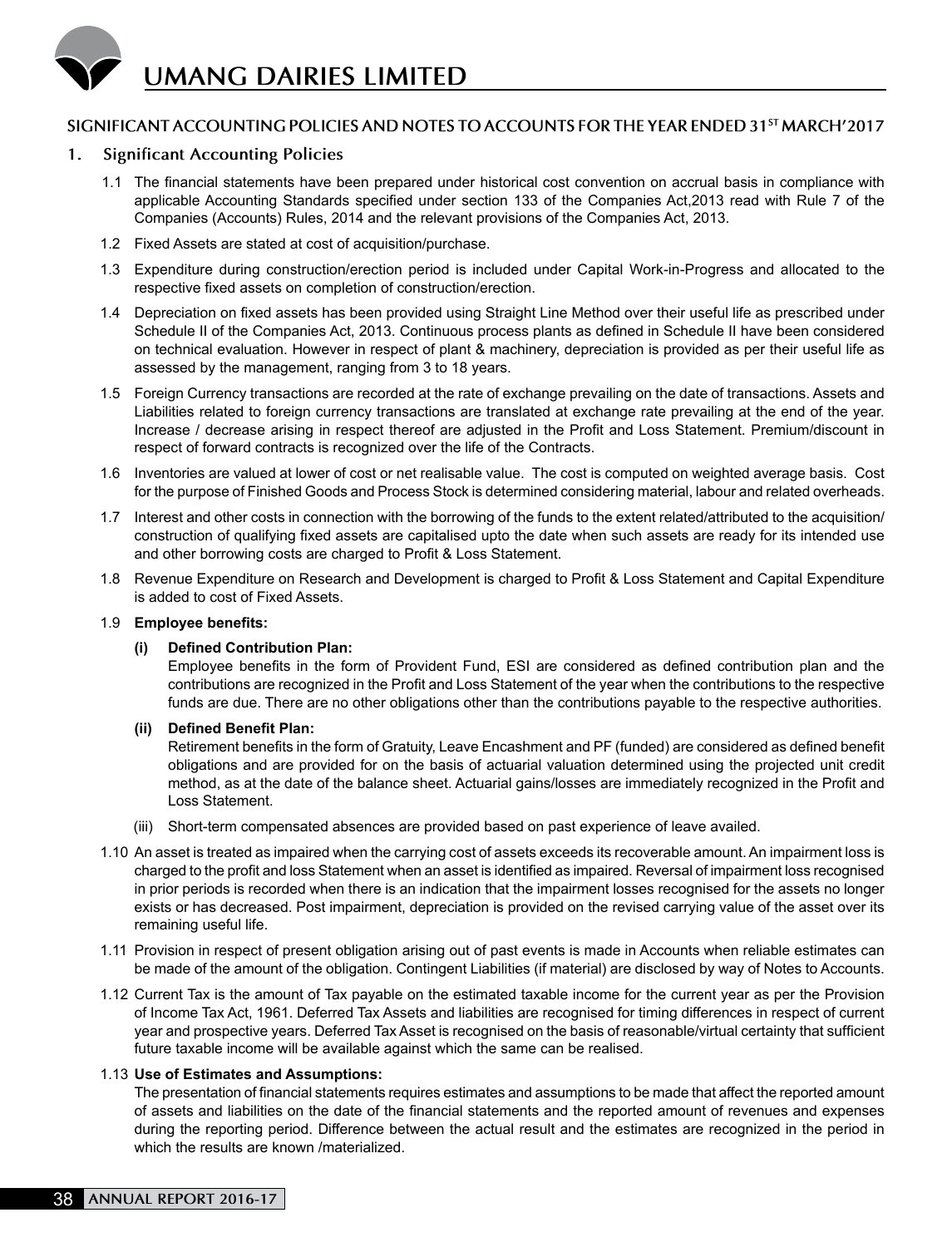## SIGNIFICANT ACCOUNTING POLICIES AND NOTES TO ACCOUNTS FOR THE YEAR ENDED 31ST MARCH'2017

### 1. Significant Accounting Policies

1.1 The financial statements have been prepared under historical cost convention on accrual basis in compliance with applicable Accounting Standards specified under section 133 of the Companies Act,2013 read with Rule 7 of the Companies (Accounts) Rules, 2014 and the relevant provisions of the Companies Act, 2013.

1.2 Fixed Assets are stated at cost of acquisition/purchase.

1.3 Expenditure during construction/erection period is included under Capital Work-in-Progress and allocated to the respective fixed assets on completion of construction/erection.

1.4 Depreciation on fixed assets has been provided using Straight Line Method over their useful life as prescribed under Schedule II of the Companies Act, 2013. Continuous process plants as defined in Schedule II have been considered on technical evaluation. However in respect of plant & machinery, depreciation is provided as per their useful life as assessed by the management, ranging from 3 to 18 years.

1.5 Foreign Currency transactions are recorded at the rate of exchange prevailing on the date of transactions. Assets and Liabilities related to foreign currency transactions are translated at exchange rate prevailing at the end of the year. Increase / decrease arising in respect thereof are adjusted in the Profit and Loss Statement. Premium/discount in respect of forward contracts is recognized over the life of the Contracts.

1.6 Inventories are valued at lower of cost or net realisable value. The cost is computed on weighted average basis. Cost for the purpose of Finished Goods and Process Stock is determined considering material, labour and related overheads.

1.7 Interest and other costs in connection with the borrowing of the funds to the extent related/attributed to the acquisition/ construction of qualifying fixed assets are capitalised upto the date when such assets are ready for its intended use and other borrowing costs are charged to Profit & Loss Statement.

1.8 Revenue Expenditure on Research and Development is charged to Profit & Loss Statement and Capital Expenditure is added to cost of Fixed Assets.

1.9 **Employee benefits:**

**(i) Defined Contribution Plan:**
Employee benefits in the form of Provident Fund, ESI are considered as defined contribution plan and the contributions are recognized in the Profit and Loss Statement of the year when the contributions to the respective funds are due. There are no other obligations other than the contributions payable to the respective authorities.

**(ii) Defined Benefit Plan:**
Retirement benefits in the form of Gratuity, Leave Encashment and PF (funded) are considered as defined benefit obligations and are provided for on the basis of actuarial valuation determined using the projected unit credit method, as at the date of the balance sheet. Actuarial gains/losses are immediately recognized in the Profit and Loss Statement.

(iii) Short-term compensated absences are provided based on past experience of leave availed.

1.10 An asset is treated as impaired when the carrying cost of assets exceeds its recoverable amount. An impairment loss is charged to the profit and loss Statement when an asset is identified as impaired. Reversal of impairment loss recognised in prior periods is recorded when there is an indication that the impairment losses recognised for the assets no longer exists or has decreased. Post impairment, depreciation is provided on the revised carrying value of the asset over its remaining useful life.

1.11 Provision in respect of present obligation arising out of past events is made in Accounts when reliable estimates can be made of the amount of the obligation. Contingent Liabilities (if material) are disclosed by way of Notes to Accounts.

1.12 Current Tax is the amount of Tax payable on the estimated taxable income for the current year as per the Provision of Income Tax Act, 1961. Deferred Tax Assets and liabilities are recognised for timing differences in respect of current year and prospective years. Deferred Tax Asset is recognised on the basis of reasonable/virtual certainty that sufficient future taxable income will be available against which the same can be realised.

1.13 **Use of Estimates and Assumptions:**
The presentation of financial statements requires estimates and assumptions to be made that affect the reported amount of assets and liabilities on the date of the financial statements and the reported amount of revenues and expenses during the reporting period. Difference between the actual result and the estimates are recognized in the period in which the results are known /materialized.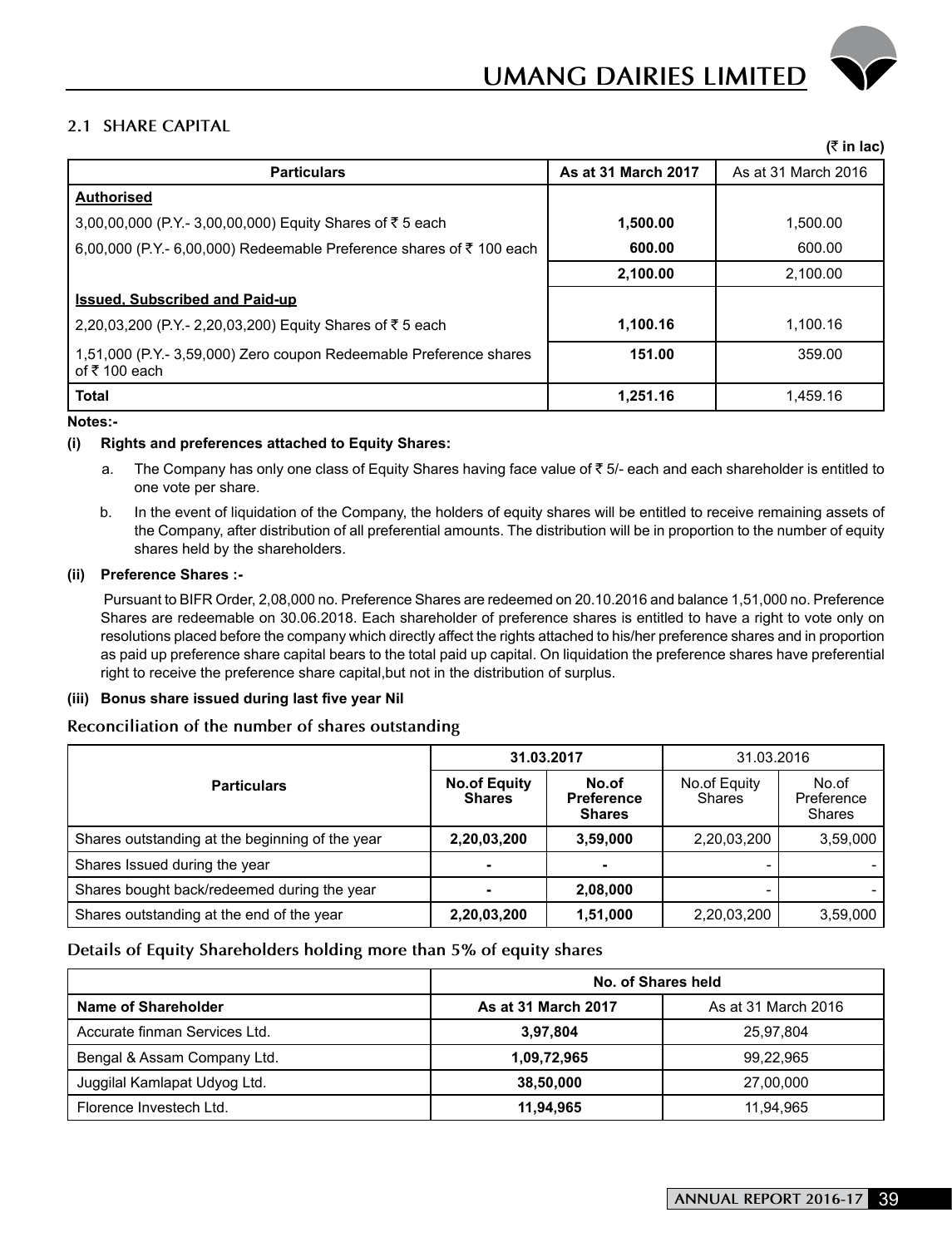## 2.1 SHARE CAPITAL

(₹ in lac)

| Particulars | As at 31 March 2017 | As at 31 March 2016 |
|---|---|---|
| **Authorised** | | |
| 3,00,00,000 (P.Y.- 3,00,00,000) Equity Shares of ₹ 5 each | **1,500.00** | 1,500.00 |
| 6,00,000 (P.Y.- 6,00,000) Redeemable Preference shares of ₹ 100 each | **600.00** | 600.00 |
| | **2,100.00** | 2,100.00 |
| **Issued, Subscribed and Paid-up** | | |
| 2,20,03,200 (P.Y.- 2,20,03,200) Equity Shares of ₹ 5 each | **1,100.16** | 1,100.16 |
| 1,51,000 (P.Y.- 3,59,000) Zero coupon Redeemable Preference shares of ₹ 100 each | **151.00** | 359.00 |
| **Total** | **1,251.16** | 1,459.16 |

**Notes:-**

**(i) Rights and preferences attached to Equity Shares:**

a. The Company has only one class of Equity Shares having face value of ₹ 5/- each and each shareholder is entitled to one vote per share.

b. In the event of liquidation of the Company, the holders of equity shares will be entitled to receive remaining assets of the Company, after distribution of all preferential amounts. The distribution will be in proportion to the number of equity shares held by the shareholders.

**(ii) Preference Shares :-**

Pursuant to BIFR Order, 2,08,000 no. Preference Shares are redeemed on 20.10.2016 and balance 1,51,000 no. Preference Shares are redeemable on 30.06.2018. Each shareholder of preference shares is entitled to have a right to vote only on resolutions placed before the company which directly affect the rights attached to his/her preference shares and in proportion as paid up preference share capital bears to the total paid up capital. On liquidation the preference shares have preferential right to receive the preference share capital,but not in the distribution of surplus.

**(iii) Bonus share issued during last five year Nil**

### Reconciliation of the number of shares outstanding

| Particulars | 31.03.2017 | | 31.03.2016 | |
|---|---|---|---|---|
| | **No.of Equity Shares** | **No.of Preference Shares** | No.of Equity Shares | No.of Preference Shares |
| Shares outstanding at the beginning of the year | **2,20,03,200** | **3,59,000** | 2,20,03,200 | 3,59,000 |
| Shares Issued during the year | **-** | **-** | - | - |
| Shares bought back/redeemed during the year | **-** | **2,08,000** | - | - |
| Shares outstanding at the end of the year | **2,20,03,200** | **1,51,000** | 2,20,03,200 | 3,59,000 |

### Details of Equity Shareholders holding more than 5% of equity shares

| | No. of Shares held | |
|---|---|---|
| **Name of Shareholder** | **As at 31 March 2017** | As at 31 March 2016 |
| Accurate finman Services Ltd. | **3,97,804** | 25,97,804 |
| Bengal & Assam Company Ltd. | **1,09,72,965** | 99,22,965 |
| Juggilal Kamlapat Udyog Ltd. | **38,50,000** | 27,00,000 |
| Florence Investech Ltd. | **11,94,965** | 11,94,965 |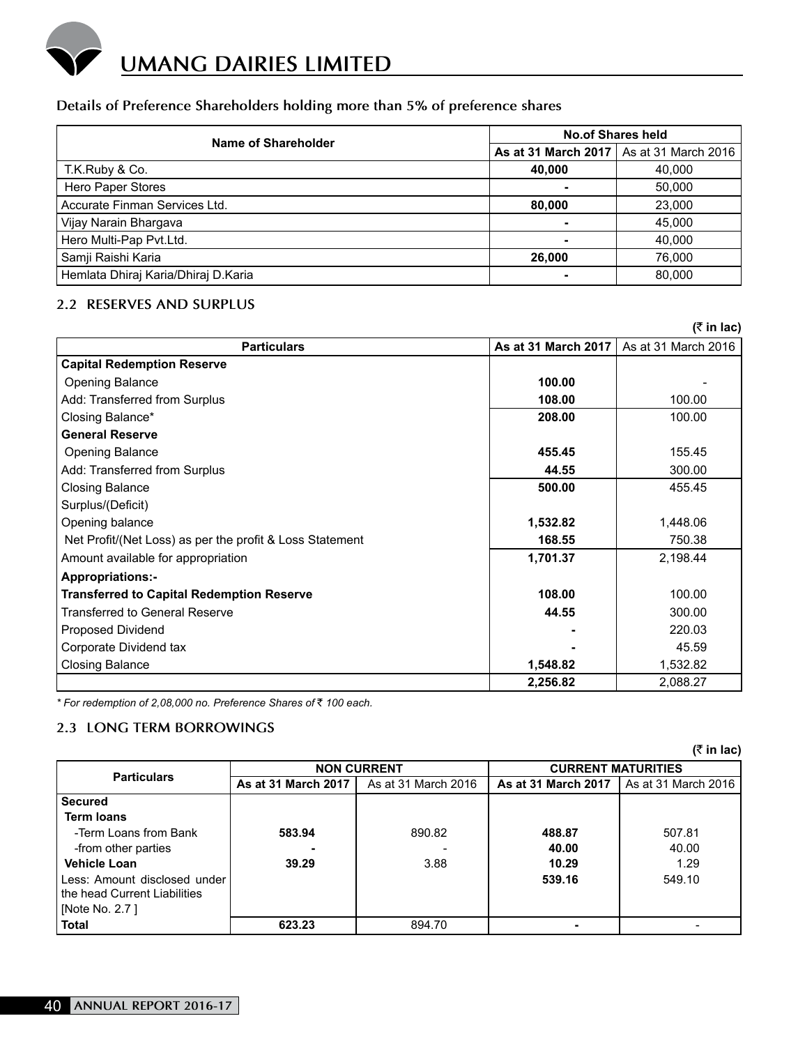### Details of Preference Shareholders holding more than 5% of preference shares

| Name of Shareholder | No.of Shares held | |
|---|---|---|
| | **As at 31 March 2017** | As at 31 March 2016 |
| T.K.Ruby & Co. | **40,000** | 40,000 |
| Hero Paper Stores | **-** | 50,000 |
| Accurate Finman Services Ltd. | **80,000** | 23,000 |
| Vijay Narain Bhargava | **-** | 45,000 |
| Hero Multi-Pap Pvt.Ltd. | **-** | 40,000 |
| Samji Raishi Karia | **26,000** | 76,000 |
| Hemlata Dhiraj Karia/Dhiraj D.Karia | **-** | 80,000 |

## 2.2 RESERVES AND SURPLUS

**(₹ in lac)**

| Particulars | As at 31 March 2017 | As at 31 March 2016 |
|---|---|---|
| **Capital Redemption Reserve** | | |
| Opening Balance | **100.00** | - |
| Add: Transferred from Surplus | **108.00** | 100.00 |
| Closing Balance* | **208.00** | 100.00 |
| **General Reserve** | | |
| Opening Balance | **455.45** | 155.45 |
| Add: Transferred from Surplus | **44.55** | 300.00 |
| Closing Balance | **500.00** | 455.45 |
| Surplus/(Deficit) | | |
| Opening balance | **1,532.82** | 1,448.06 |
| Net Profit/(Net Loss) as per the profit & Loss Statement | **168.55** | 750.38 |
| Amount available for appropriation | **1,701.37** | 2,198.44 |
| **Appropriations:-** | | |
| **Transferred to Capital Redemption Reserve** | **108.00** | 100.00 |
| Transferred to General Reserve | **44.55** | 300.00 |
| Proposed Dividend | **-** | 220.03 |
| Corporate Dividend tax | **-** | 45.59 |
| Closing Balance | **1,548.82** | 1,532.82 |
| | **2,256.82** | 2,088.27 |

*\* For redemption of 2,08,000 no. Preference Shares of ₹ 100 each.*

## 2.3 LONG TERM BORROWINGS

**(₹ in lac)**

| Particulars | NON CURRENT | | CURRENT MATURITIES | |
|---|---|---|---|---|
| | **As at 31 March 2017** | As at 31 March 2016 | **As at 31 March 2017** | As at 31 March 2016 |
| **Secured** | | | | |
| **Term loans** | | | | |
| -Term Loans from Bank | **583.94** | 890.82 | **488.87** | 507.81 |
| -from other parties | **-** | - | **40.00** | 40.00 |
| **Vehicle Loan** | **39.29** | 3.88 | **10.29** | 1.29 |
| Less: Amount disclosed under the head Current Liabilities [Note No. 2.7 ] | | | **539.16** | 549.10 |
| **Total** | **623.23** | 894.70 | **-** | - |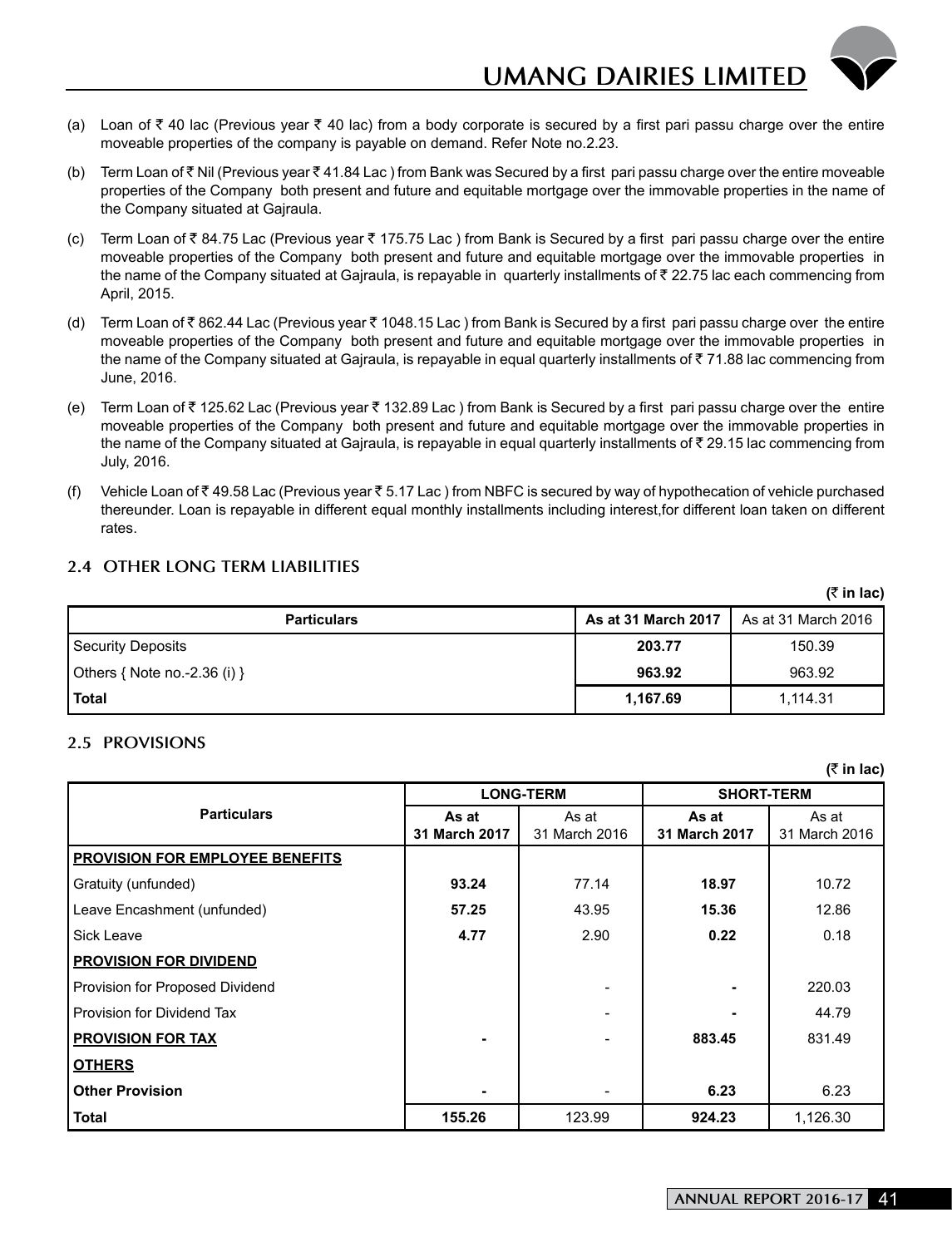(a) Loan of ₹ 40 lac (Previous year ₹ 40 lac) from a body corporate is secured by a first pari passu charge over the entire moveable properties of the company is payable on demand. Refer Note no.2.23.

(b) Term Loan of ₹ Nil (Previous year ₹ 41.84 Lac ) from Bank was Secured by a first pari passu charge over the entire moveable properties of the Company both present and future and equitable mortgage over the immovable properties in the name of the Company situated at Gajraula.

(c) Term Loan of ₹ 84.75 Lac (Previous year ₹ 175.75 Lac ) from Bank is Secured by a first pari passu charge over the entire moveable properties of the Company both present and future and equitable mortgage over the immovable properties in the name of the Company situated at Gajraula, is repayable in quarterly installments of ₹ 22.75 lac each commencing from April, 2015.

(d) Term Loan of ₹ 862.44 Lac (Previous year ₹ 1048.15 Lac ) from Bank is Secured by a first pari passu charge over the entire moveable properties of the Company both present and future and equitable mortgage over the immovable properties in the name of the Company situated at Gajraula, is repayable in equal quarterly installments of ₹ 71.88 lac commencing from June, 2016.

(e) Term Loan of ₹ 125.62 Lac (Previous year ₹ 132.89 Lac ) from Bank is Secured by a first pari passu charge over the entire moveable properties of the Company both present and future and equitable mortgage over the immovable properties in the name of the Company situated at Gajraula, is repayable in equal quarterly installments of ₹ 29.15 lac commencing from July, 2016.

(f) Vehicle Loan of ₹ 49.58 Lac (Previous year ₹ 5.17 Lac ) from NBFC is secured by way of hypothecation of vehicle purchased thereunder. Loan is repayable in different equal monthly installments including interest,for different loan taken on different rates.

## 2.4 OTHER LONG TERM LIABILITIES

**(₹ in lac)**

| Particulars | As at 31 March 2017 | As at 31 March 2016 |
|---|---|---|
| Security Deposits | **203.77** | 150.39 |
| Others { Note no.-2.36 (i) } | **963.92** | 963.92 |
| **Total** | **1,167.69** | 1,114.31 |

## 2.5 PROVISIONS

**(₹ in lac)**

| Particulars | LONG-TERM | | SHORT-TERM | |
|---|---|---|---|---|
| | As at 31 March 2017 | As at 31 March 2016 | As at 31 March 2017 | As at 31 March 2016 |
| **PROVISION FOR EMPLOYEE BENEFITS** | | | | |
| Gratuity (unfunded) | **93.24** | 77.14 | **18.97** | 10.72 |
| Leave Encashment (unfunded) | **57.25** | 43.95 | **15.36** | 12.86 |
| Sick Leave | **4.77** | 2.90 | **0.22** | 0.18 |
| **PROVISION FOR DIVIDEND** | | | | |
| Provision for Proposed Dividend | | - | **-** | 220.03 |
| Provision for Dividend Tax | | - | **-** | 44.79 |
| **PROVISION FOR TAX** | **-** | - | **883.45** | 831.49 |
| **OTHERS** | | | | |
| **Other Provision** | **-** | - | **6.23** | 6.23 |
| **Total** | **155.26** | 123.99 | **924.23** | 1,126.30 |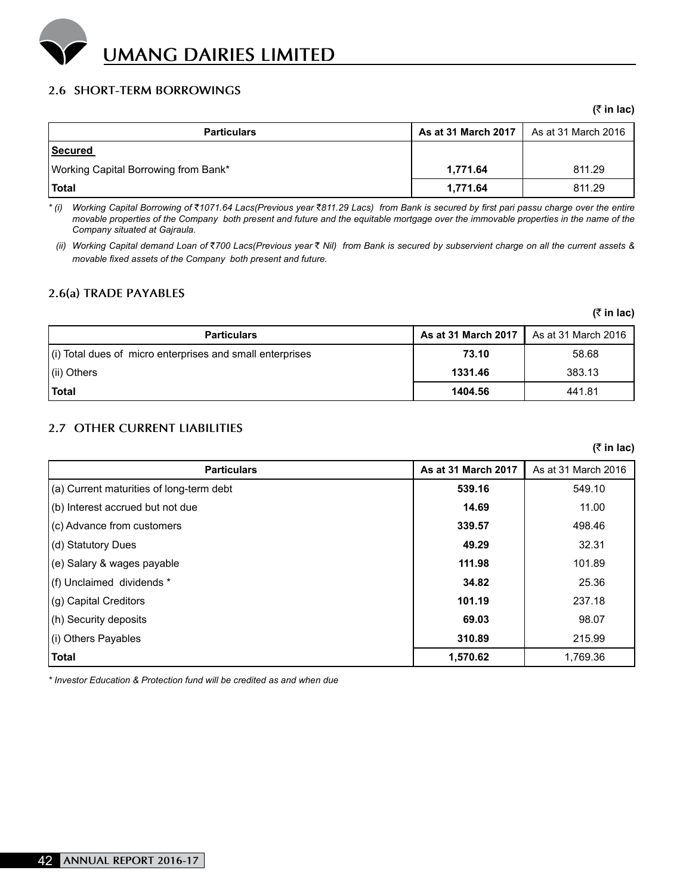## 2.6 SHORT-TERM BORROWINGS

**(₹ in lac)**

| Particulars | As at 31 March 2017 | As at 31 March 2016 |
|---|---|---|
| **Secured** | | |
| Working Capital Borrowing from Bank* | **1,771.64** | 811.29 |
| **Total** | **1,771.64** | 811.29 |

*\* (i) Working Capital Borrowing of ₹1071.64 Lacs(Previous year ₹811.29 Lacs) from Bank is secured by first pari passu charge over the entire movable properties of the Company both present and future and the equitable mortgage over the immovable properties in the name of the Company situated at Gajraula.*

*(ii) Working Capital demand Loan of ₹700 Lacs(Previous year ₹ Nil) from Bank is secured by subservient charge on all the current assets & movable fixed assets of the Company both present and future.*

## 2.6(a) TRADE PAYABLES

**(₹ in lac)**

| Particulars | As at 31 March 2017 | As at 31 March 2016 |
|---|---|---|
| (i) Total dues of micro enterprises and small enterprises | **73.10** | 58.68 |
| (ii) Others | **1331.46** | 383.13 |
| **Total** | **1404.56** | 441.81 |

## 2.7 OTHER CURRENT LIABILITIES

**(₹ in lac)**

| Particulars | As at 31 March 2017 | As at 31 March 2016 |
|---|---|---|
| (a) Current maturities of long-term debt | **539.16** | 549.10 |
| (b) Interest accrued but not due | **14.69** | 11.00 |
| (c) Advance from customers | **339.57** | 498.46 |
| (d) Statutory Dues | **49.29** | 32.31 |
| (e) Salary & wages payable | **111.98** | 101.89 |
| (f) Unclaimed dividends * | **34.82** | 25.36 |
| (g) Capital Creditors | **101.19** | 237.18 |
| (h) Security deposits | **69.03** | 98.07 |
| (i) Others Payables | **310.89** | 215.99 |
| **Total** | **1,570.62** | 1,769.36 |

*\* Investor Education & Protection fund will be credited as and when due*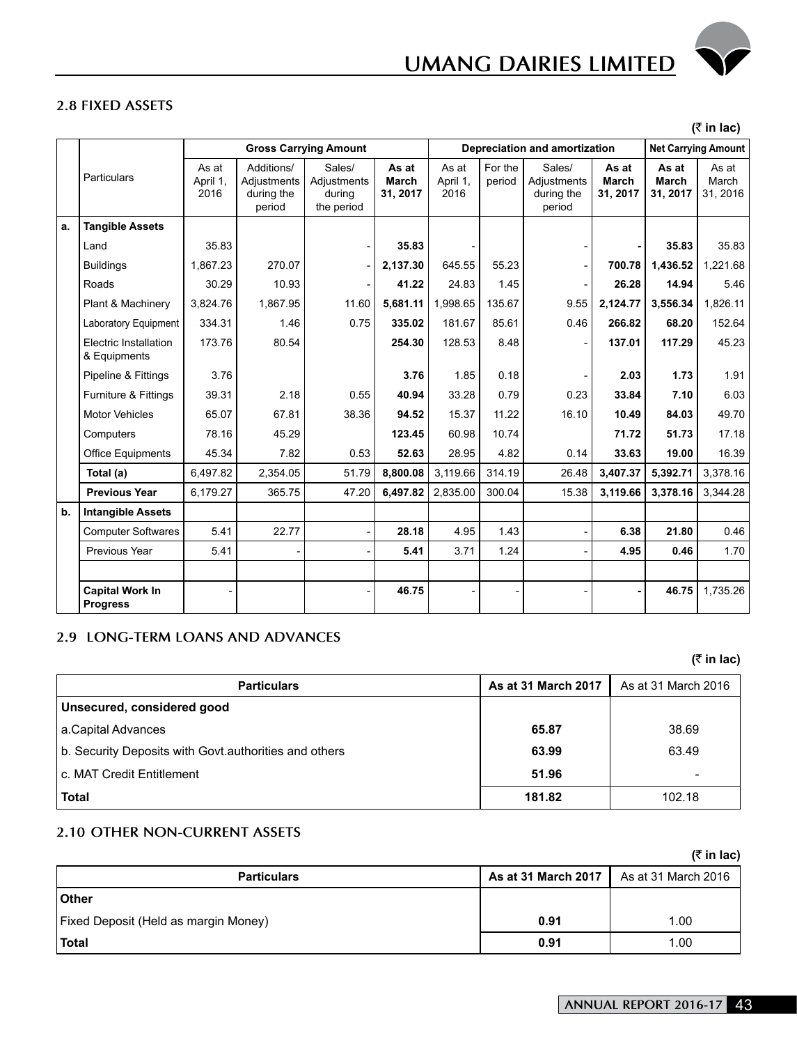## 2.8 FIXED ASSETS

(₹ in lac)

| | Particulars | Gross Carrying Amount | | | | Depreciation and amortization | | | | Net Carrying Amount | |
|---|---|---|---|---|---|---|---|---|---|---|---|
| | | As at April 1, 2016 | Additions/ Adjustments during the period | Sales/ Adjustments during the period | **As at March 31, 2017** | As at April 1, 2016 | For the period | Sales/ Adjustments during the period | **As at March 31, 2017** | **As at March 31, 2017** | As at March 31, 2016 |
| a. | **Tangible Assets** | | | | | | | | | | |
| | Land | 35.83 | | - | **35.83** | - | | - | **-** | **35.83** | 35.83 |
| | Buildings | 1,867.23 | 270.07 | - | **2,137.30** | 645.55 | 55.23 | - | **700.78** | **1,436.52** | 1,221.68 |
| | Roads | 30.29 | 10.93 | - | **41.22** | 24.83 | 1.45 | - | **26.28** | **14.94** | 5.46 |
| | Plant & Machinery | 3,824.76 | 1,867.95 | 11.60 | **5,681.11** | 1,998.65 | 135.67 | 9.55 | **2,124.77** | **3,556.34** | 1,826.11 |
| | Laboratory Equipment | 334.31 | 1.46 | 0.75 | **335.02** | 181.67 | 85.61 | 0.46 | **266.82** | **68.20** | 152.64 |
| | Electric Installation & Equipments | 173.76 | 80.54 | | **254.30** | 128.53 | 8.48 | - | **137.01** | **117.29** | 45.23 |
| | Pipeline & Fittings | 3.76 | | | **3.76** | 1.85 | 0.18 | - | **2.03** | **1.73** | 1.91 |
| | Furniture & Fittings | 39.31 | 2.18 | 0.55 | **40.94** | 33.28 | 0.79 | 0.23 | **33.84** | **7.10** | 6.03 |
| | Motor Vehicles | 65.07 | 67.81 | 38.36 | **94.52** | 15.37 | 11.22 | 16.10 | **10.49** | **84.03** | 49.70 |
| | Computers | 78.16 | 45.29 | | **123.45** | 60.98 | 10.74 | | **71.72** | **51.73** | 17.18 |
| | Office Equipments | 45.34 | 7.82 | 0.53 | **52.63** | 28.95 | 4.82 | 0.14 | **33.63** | **19.00** | 16.39 |
| | **Total (a)** | 6,497.82 | 2,354.05 | 51.79 | **8,800.08** | 3,119.66 | 314.19 | 26.48 | **3,407.37** | **5,392.71** | 3,378.16 |
| | **Previous Year** | 6,179.27 | 365.75 | 47.20 | **6,497.82** | 2,835.00 | 300.04 | 15.38 | **3,119.66** | **3,378.16** | 3,344.28 |
| b. | **Intangible Assets** | | | | | | | | | | |
| | Computer Softwares | 5.41 | 22.77 | - | **28.18** | 4.95 | 1.43 | - | **6.38** | **21.80** | 0.46 |
| | Previous Year | 5.41 | - | - | **5.41** | 3.71 | 1.24 | - | **4.95** | **0.46** | 1.70 |
| | | | | | | | | | | | |
| | **Capital Work In Progress** | - | | - | **46.75** | - | - | - | **-** | **46.75** | 1,735.26 |

## 2.9 LONG-TERM LOANS AND ADVANCES

(₹ in lac)

| Particulars | As at 31 March 2017 | As at 31 March 2016 |
|---|---|---|
| **Unsecured, considered good** | | |
| a.Capital Advances | **65.87** | 38.69 |
| b. Security Deposits with Govt.authorities and others | **63.99** | 63.49 |
| c. MAT Credit Entitlement | **51.96** | - |
| **Total** | **181.82** | 102.18 |

## 2.10 OTHER NON-CURRENT ASSETS

(₹ in lac)

| Particulars | As at 31 March 2017 | As at 31 March 2016 |
|---|---|---|
| **Other** | | |
| Fixed Deposit (Held as margin Money) | **0.91** | 1.00 |
| **Total** | **0.91** | 1.00 |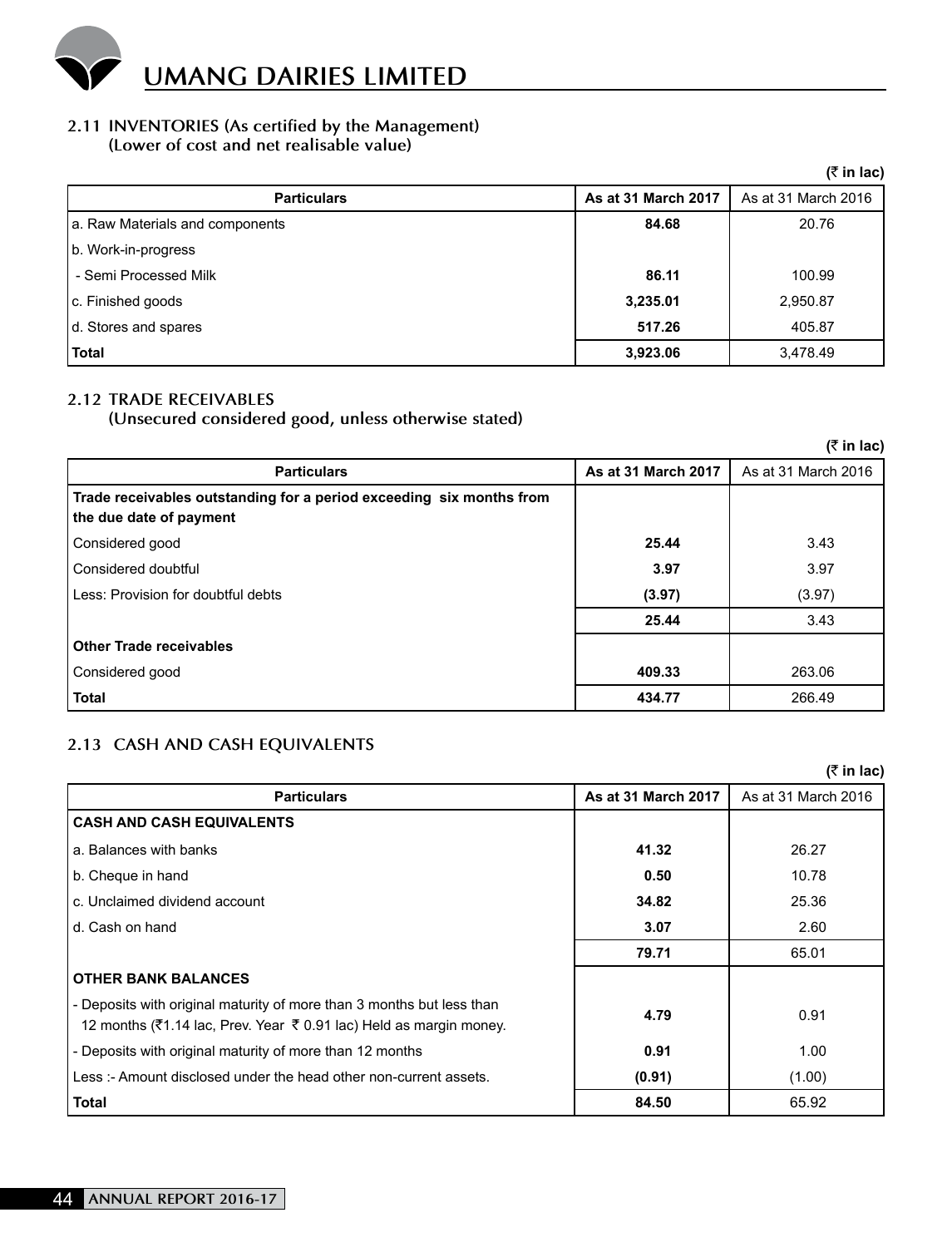## 2.11 INVENTORIES (As certified by the Management)
### (Lower of cost and net realisable value)

(₹ in lac)

| Particulars | As at 31 March 2017 | As at 31 March 2016 |
|---|---|---|
| a. Raw Materials and components | **84.68** | 20.76 |
| b. Work-in-progress | | |
| - Semi Processed Milk | **86.11** | 100.99 |
| c. Finished goods | **3,235.01** | 2,950.87 |
| d. Stores and spares | **517.26** | 405.87 |
| **Total** | **3,923.06** | 3,478.49 |

## 2.12 TRADE RECEIVABLES
### (Unsecured considered good, unless otherwise stated)

(₹ in lac)

| Particulars | As at 31 March 2017 | As at 31 March 2016 |
|---|---|---|
| **Trade receivables outstanding for a period exceeding six months from the due date of payment** | | |
| Considered good | **25.44** | 3.43 |
| Considered doubtful | **3.97** | 3.97 |
| Less: Provision for doubtful debts | **(3.97)** | (3.97) |
| | **25.44** | 3.43 |
| **Other Trade receivables** | | |
| Considered good | **409.33** | 263.06 |
| **Total** | **434.77** | 266.49 |

## 2.13 CASH AND CASH EQUIVALENTS

(₹ in lac)

| Particulars | As at 31 March 2017 | As at 31 March 2016 |
|---|---|---|
| **CASH AND CASH EQUIVALENTS** | | |
| a. Balances with banks | **41.32** | 26.27 |
| b. Cheque in hand | **0.50** | 10.78 |
| c. Unclaimed dividend account | **34.82** | 25.36 |
| d. Cash on hand | **3.07** | 2.60 |
| | **79.71** | 65.01 |
| **OTHER BANK BALANCES** | | |
| - Deposits with original maturity of more than 3 months but less than 12 months (₹1.14 lac, Prev. Year ₹ 0.91 lac) Held as margin money. | **4.79** | 0.91 |
| - Deposits with original maturity of more than 12 months | **0.91** | 1.00 |
| Less :- Amount disclosed under the head other non-current assets. | **(0.91)** | (1.00) |
| **Total** | **84.50** | 65.92 |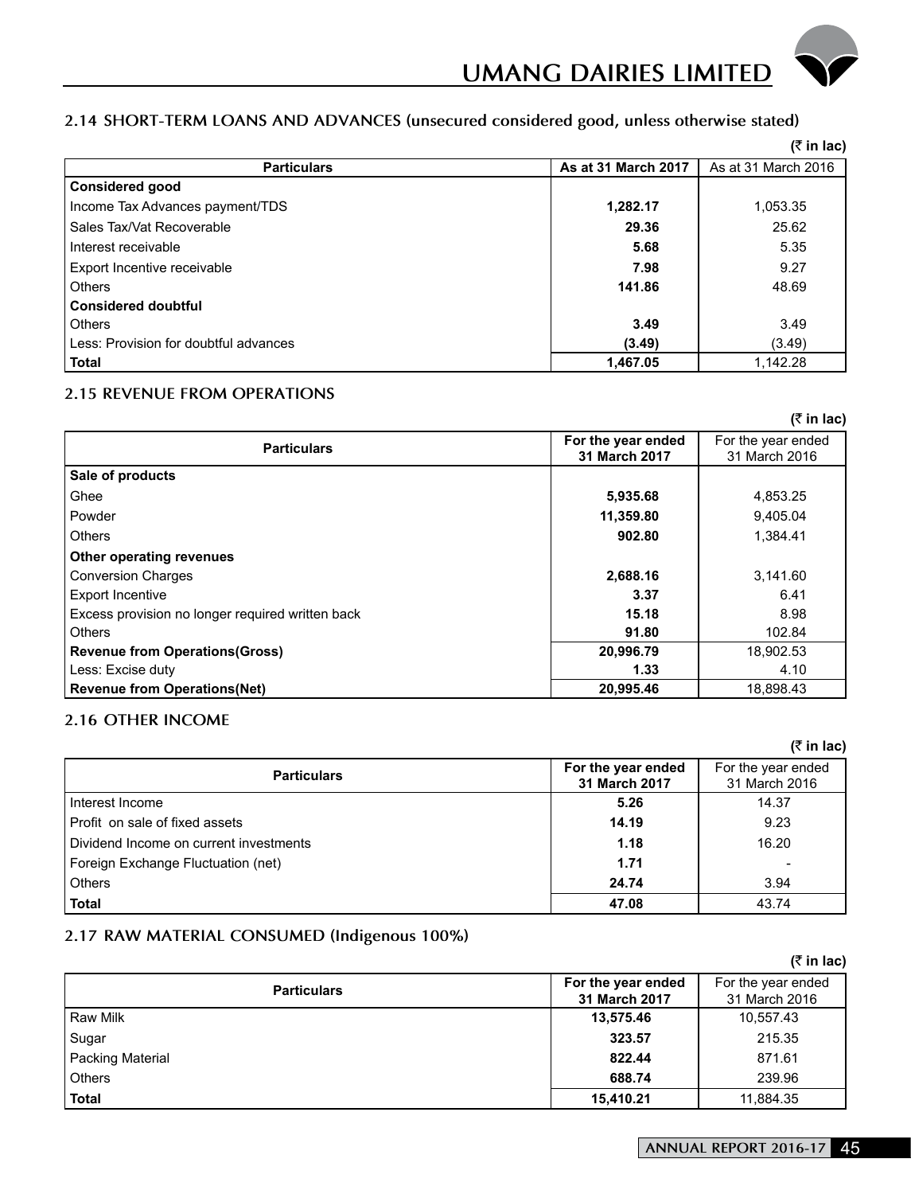## 2.14 SHORT-TERM LOANS AND ADVANCES (unsecured considered good, unless otherwise stated)

(₹ in lac)

| Particulars | As at 31 March 2017 | As at 31 March 2016 |
|---|---|---|
| **Considered good** | | |
| Income Tax Advances payment/TDS | **1,282.17** | 1,053.35 |
| Sales Tax/Vat Recoverable | **29.36** | 25.62 |
| Interest receivable | **5.68** | 5.35 |
| Export Incentive receivable | **7.98** | 9.27 |
| Others | **141.86** | 48.69 |
| **Considered doubtful** | | |
| Others | **3.49** | 3.49 |
| Less: Provision for doubtful advances | **(3.49)** | (3.49) |
| **Total** | **1,467.05** | 1,142.28 |

## 2.15 REVENUE FROM OPERATIONS

(₹ in lac)

| Particulars | For the year ended 31 March 2017 | For the year ended 31 March 2016 |
|---|---|---|
| **Sale of products** | | |
| Ghee | **5,935.68** | 4,853.25 |
| Powder | **11,359.80** | 9,405.04 |
| Others | **902.80** | 1,384.41 |
| **Other operating revenues** | | |
| Conversion Charges | **2,688.16** | 3,141.60 |
| Export Incentive | **3.37** | 6.41 |
| Excess provision no longer required written back | **15.18** | 8.98 |
| Others | **91.80** | 102.84 |
| **Revenue from Operations(Gross)** | **20,996.79** | 18,902.53 |
| Less: Excise duty | **1.33** | 4.10 |
| **Revenue from Operations(Net)** | **20,995.46** | 18,898.43 |

## 2.16 OTHER INCOME

(₹ in lac)

| Particulars | For the year ended 31 March 2017 | For the year ended 31 March 2016 |
|---|---|---|
| Interest Income | **5.26** | 14.37 |
| Profit on sale of fixed assets | **14.19** | 9.23 |
| Dividend Income on current investments | **1.18** | 16.20 |
| Foreign Exchange Fluctuation (net) | **1.71** | - |
| Others | **24.74** | 3.94 |
| **Total** | **47.08** | 43.74 |

## 2.17 RAW MATERIAL CONSUMED (Indigenous 100%)

(₹ in lac)

| Particulars | For the year ended 31 March 2017 | For the year ended 31 March 2016 |
|---|---|---|
| Raw Milk | **13,575.46** | 10,557.43 |
| Sugar | **323.57** | 215.35 |
| Packing Material | **822.44** | 871.61 |
| Others | **688.74** | 239.96 |
| **Total** | **15,410.21** | 11,884.35 |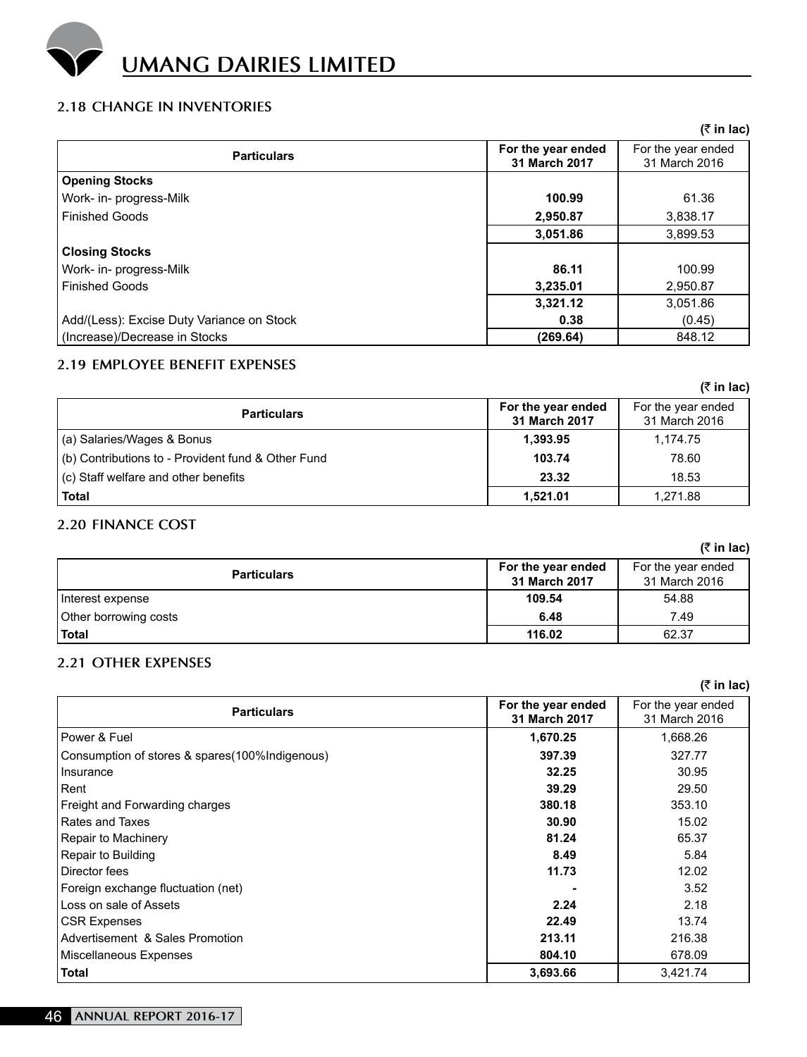### 2.18 CHANGE IN INVENTORIES

(₹ in lac)

| Particulars | For the year ended 31 March 2017 | For the year ended 31 March 2016 |
|---|---|---|
| **Opening Stocks** | | |
| Work- in- progress-Milk | **100.99** | 61.36 |
| Finished Goods | **2,950.87** | 3,838.17 |
| | **3,051.86** | 3,899.53 |
| **Closing Stocks** | | |
| Work- in- progress-Milk | **86.11** | 100.99 |
| Finished Goods | **3,235.01** | 2,950.87 |
| | **3,321.12** | 3,051.86 |
| Add/(Less): Excise Duty Variance on Stock | **0.38** | (0.45) |
| (Increase)/Decrease in Stocks | **(269.64)** | 848.12 |

### 2.19 EMPLOYEE BENEFIT EXPENSES

(₹ in lac)

| Particulars | For the year ended 31 March 2017 | For the year ended 31 March 2016 |
|---|---|---|
| (a) Salaries/Wages & Bonus | **1,393.95** | 1,174.75 |
| (b) Contributions to - Provident fund & Other Fund | **103.74** | 78.60 |
| (c) Staff welfare and other benefits | **23.32** | 18.53 |
| **Total** | **1,521.01** | 1,271.88 |

### 2.20 FINANCE COST

(₹ in lac)

| Particulars | For the year ended 31 March 2017 | For the year ended 31 March 2016 |
|---|---|---|
| Interest expense | **109.54** | 54.88 |
| Other borrowing costs | **6.48** | 7.49 |
| **Total** | **116.02** | 62.37 |

### 2.21 OTHER EXPENSES

(₹ in lac)

| Particulars | For the year ended 31 March 2017 | For the year ended 31 March 2016 |
|---|---|---|
| Power & Fuel | **1,670.25** | 1,668.26 |
| Consumption of stores & spares(100%Indigenous) | **397.39** | 327.77 |
| Insurance | **32.25** | 30.95 |
| Rent | **39.29** | 29.50 |
| Freight and Forwarding charges | **380.18** | 353.10 |
| Rates and Taxes | **30.90** | 15.02 |
| Repair to Machinery | **81.24** | 65.37 |
| Repair to Building | **8.49** | 5.84 |
| Director fees | **11.73** | 12.02 |
| Foreign exchange fluctuation (net) | **-** | 3.52 |
| Loss on sale of Assets | **2.24** | 2.18 |
| CSR Expenses | **22.49** | 13.74 |
| Advertisement & Sales Promotion | **213.11** | 216.38 |
| Miscellaneous Expenses | **804.10** | 678.09 |
| **Total** | **3,693.66** | 3,421.74 |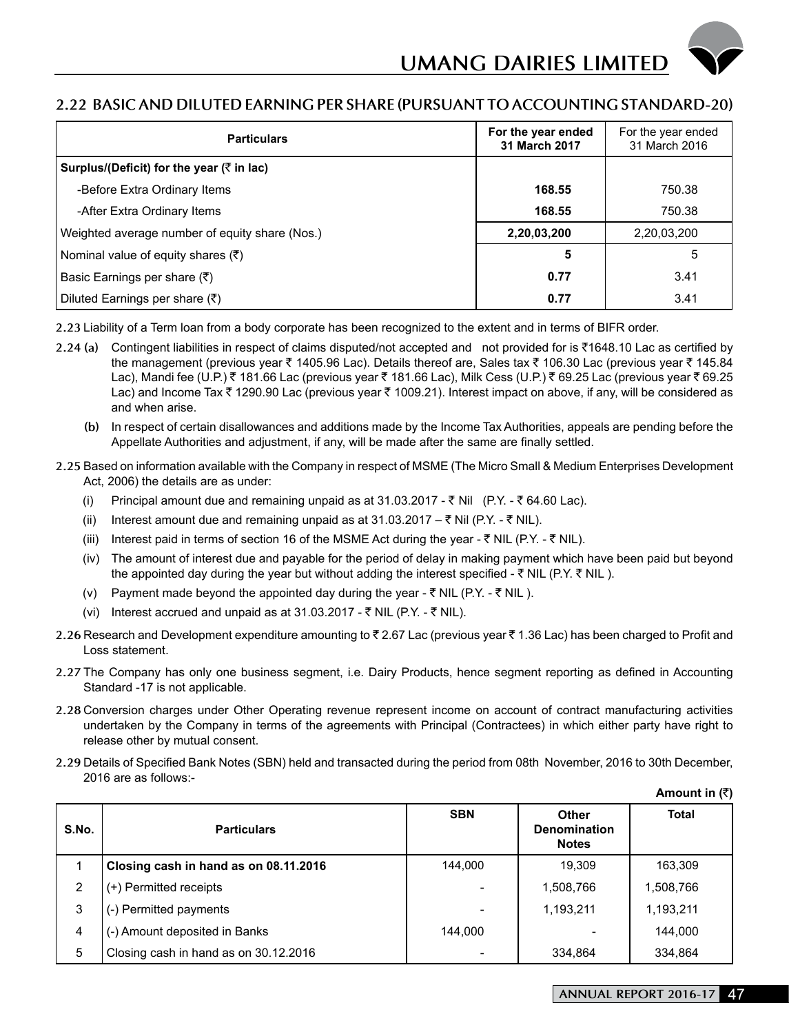## 2.22 BASIC AND DILUTED EARNING PER SHARE (PURSUANT TO ACCOUNTING STANDARD-20)

| Particulars | For the year ended 31 March 2017 | For the year ended 31 March 2016 |
|---|---|---|
| **Surplus/(Deficit) for the year (₹ in lac)** | | |
| -Before Extra Ordinary Items | **168.55** | 750.38 |
| -After Extra Ordinary Items | **168.55** | 750.38 |
| Weighted average number of equity share (Nos.) | **2,20,03,200** | 2,20,03,200 |
| Nominal value of equity shares (₹) | **5** | 5 |
| Basic Earnings per share (₹) | **0.77** | 3.41 |
| Diluted Earnings per share (₹) | **0.77** | 3.41 |

**2.23** Liability of a Term loan from a body corporate has been recognized to the extent and in terms of BIFR order.

**2.24 (a)** Contingent liabilities in respect of claims disputed/not accepted and not provided for is ₹1648.10 Lac as certified by the management (previous year ₹ 1405.96 Lac). Details thereof are, Sales tax ₹ 106.30 Lac (previous year ₹ 145.84 Lac), Mandi fee (U.P.) ₹ 181.66 Lac (previous year ₹ 181.66 Lac), Milk Cess (U.P.) ₹ 69.25 Lac (previous year ₹ 69.25 Lac) and Income Tax ₹ 1290.90 Lac (previous year ₹ 1009.21). Interest impact on above, if any, will be considered as and when arise.

**(b)** In respect of certain disallowances and additions made by the Income Tax Authorities, appeals are pending before the Appellate Authorities and adjustment, if any, will be made after the same are finally settled.

**2.25** Based on information available with the Company in respect of MSME (The Micro Small & Medium Enterprises Development Act, 2006) the details are as under:

(i) Principal amount due and remaining unpaid as at 31.03.2017 - ₹ Nil (P.Y. - ₹ 64.60 Lac).

(ii) Interest amount due and remaining unpaid as at 31.03.2017 – ₹ Nil (P.Y. - ₹ NIL).

(iii) Interest paid in terms of section 16 of the MSME Act during the year - ₹ NIL (P.Y. - ₹ NIL).

(iv) The amount of interest due and payable for the period of delay in making payment which have been paid but beyond the appointed day during the year but without adding the interest specified - ₹ NIL (P.Y. ₹ NIL ).

(v) Payment made beyond the appointed day during the year - ₹ NIL (P.Y. - ₹ NIL ).

(vi) Interest accrued and unpaid as at 31.03.2017 - ₹ NIL (P.Y. - ₹ NIL).

**2.26** Research and Development expenditure amounting to ₹ 2.67 Lac (previous year ₹ 1.36 Lac) has been charged to Profit and Loss statement.

**2.27** The Company has only one business segment, i.e. Dairy Products, hence segment reporting as defined in Accounting Standard -17 is not applicable.

**2.28** Conversion charges under Other Operating revenue represent income on account of contract manufacturing activities undertaken by the Company in terms of the agreements with Principal (Contractees) in which either party have right to release other by mutual consent.

**2.29** Details of Specified Bank Notes (SBN) held and transacted during the period from 08th November, 2016 to 30th December, 2016 are as follows:-

**Amount in (₹)**

| S.No. | Particulars | SBN | Other Denomination Notes | Total |
|---|---|---|---|---|
| 1 | **Closing cash in hand as on 08.11.2016** | 144,000 | 19,309 | 163,309 |
| 2 | (+) Permitted receipts | - | 1,508,766 | 1,508,766 |
| 3 | (-) Permitted payments | - | 1,193,211 | 1,193,211 |
| 4 | (-) Amount deposited in Banks | 144,000 | - | 144,000 |
| 5 | Closing cash in hand as on 30.12.2016 | - | 334,864 | 334,864 |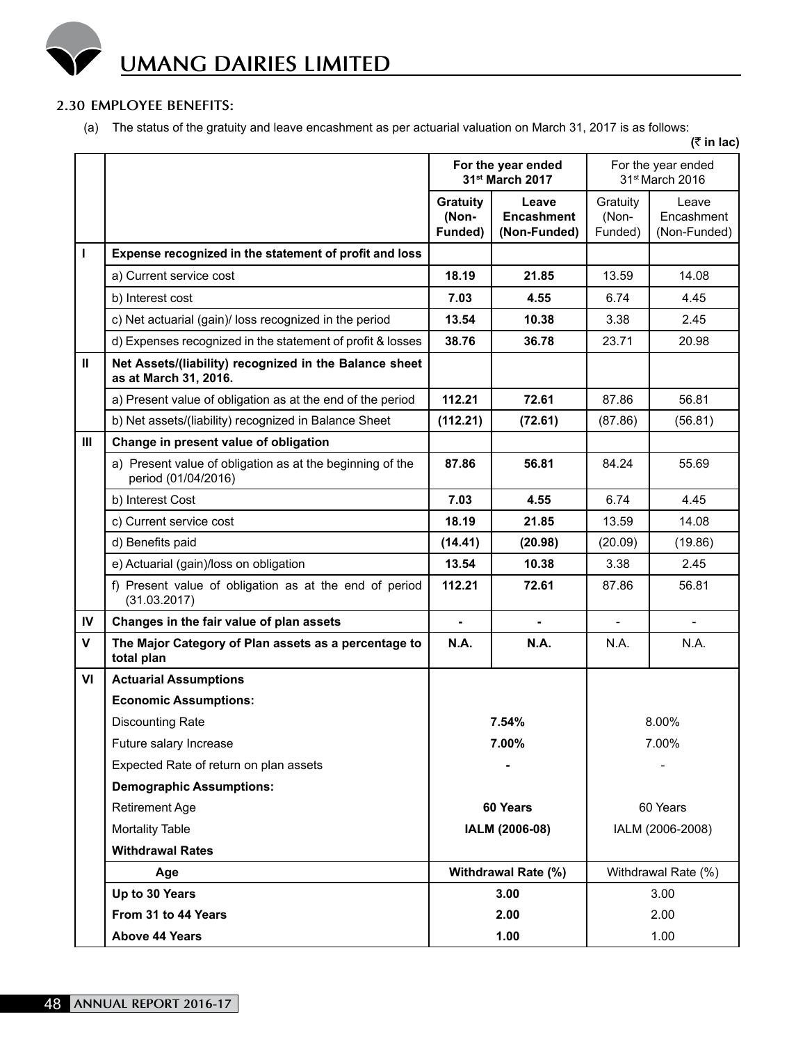### 2.30 EMPLOYEE BENEFITS:

(a) The status of the gratuity and leave encashment as per actuarial valuation on March 31, 2017 is as follows:

(₹ in lac)

| | | For the year ended 31st March 2017 | | For the year ended 31st March 2016 | |
|---|---|---|---|---|---|
| | | **Gratuity (Non-Funded)** | **Leave Encashment (Non-Funded)** | Gratuity (Non-Funded) | Leave Encashment (Non-Funded) |
| **I** | **Expense recognized in the statement of profit and loss** | | | | |
| | a) Current service cost | **18.19** | **21.85** | 13.59 | 14.08 |
| | b) Interest cost | **7.03** | **4.55** | 6.74 | 4.45 |
| | c) Net actuarial (gain)/ loss recognized in the period | **13.54** | **10.38** | 3.38 | 2.45 |
| | d) Expenses recognized in the statement of profit & losses | **38.76** | **36.78** | 23.71 | 20.98 |
| **II** | **Net Assets/(liability) recognized in the Balance sheet as at March 31, 2016.** | | | | |
| | a) Present value of obligation as at the end of the period | **112.21** | **72.61** | 87.86 | 56.81 |
| | b) Net assets/(liability) recognized in Balance Sheet | **(112.21)** | **(72.61)** | (87.86) | (56.81) |
| **III** | **Change in present value of obligation** | | | | |
| | a) Present value of obligation as at the beginning of the period (01/04/2016) | **87.86** | **56.81** | 84.24 | 55.69 |
| | b) Interest Cost | **7.03** | **4.55** | 6.74 | 4.45 |
| | c) Current service cost | **18.19** | **21.85** | 13.59 | 14.08 |
| | d) Benefits paid | **(14.41)** | **(20.98)** | (20.09) | (19.86) |
| | e) Actuarial (gain)/loss on obligation | **13.54** | **10.38** | 3.38 | 2.45 |
| | f) Present value of obligation as at the end of period (31.03.2017) | **112.21** | **72.61** | 87.86 | 56.81 |
| **IV** | **Changes in the fair value of plan assets** | **-** | **-** | - | - |
| **V** | **The Major Category of Plan assets as a percentage to total plan** | **N.A.** | **N.A.** | N.A. | N.A. |
| **VI** | **Actuarial Assumptions** | | | | |
| | **Economic Assumptions:** | | | | |
| | Discounting Rate | **7.54%** | | 8.00% | |
| | Future salary Increase | **7.00%** | | 7.00% | |
| | Expected Rate of return on plan assets | **-** | | - | |
| | **Demographic Assumptions:** | | | | |
| | Retirement Age | **60 Years** | | 60 Years | |
| | Mortality Table | **IALM (2006-08)** | | IALM (2006-2008) | |
| | **Withdrawal Rates** | | | | |
| | **Age** | **Withdrawal Rate (%)** | | Withdrawal Rate (%) | |
| | **Up to 30 Years** | **3.00** | | 3.00 | |
| | **From 31 to 44 Years** | **2.00** | | 2.00 | |
| | **Above 44 Years** | **1.00** | | 1.00 | |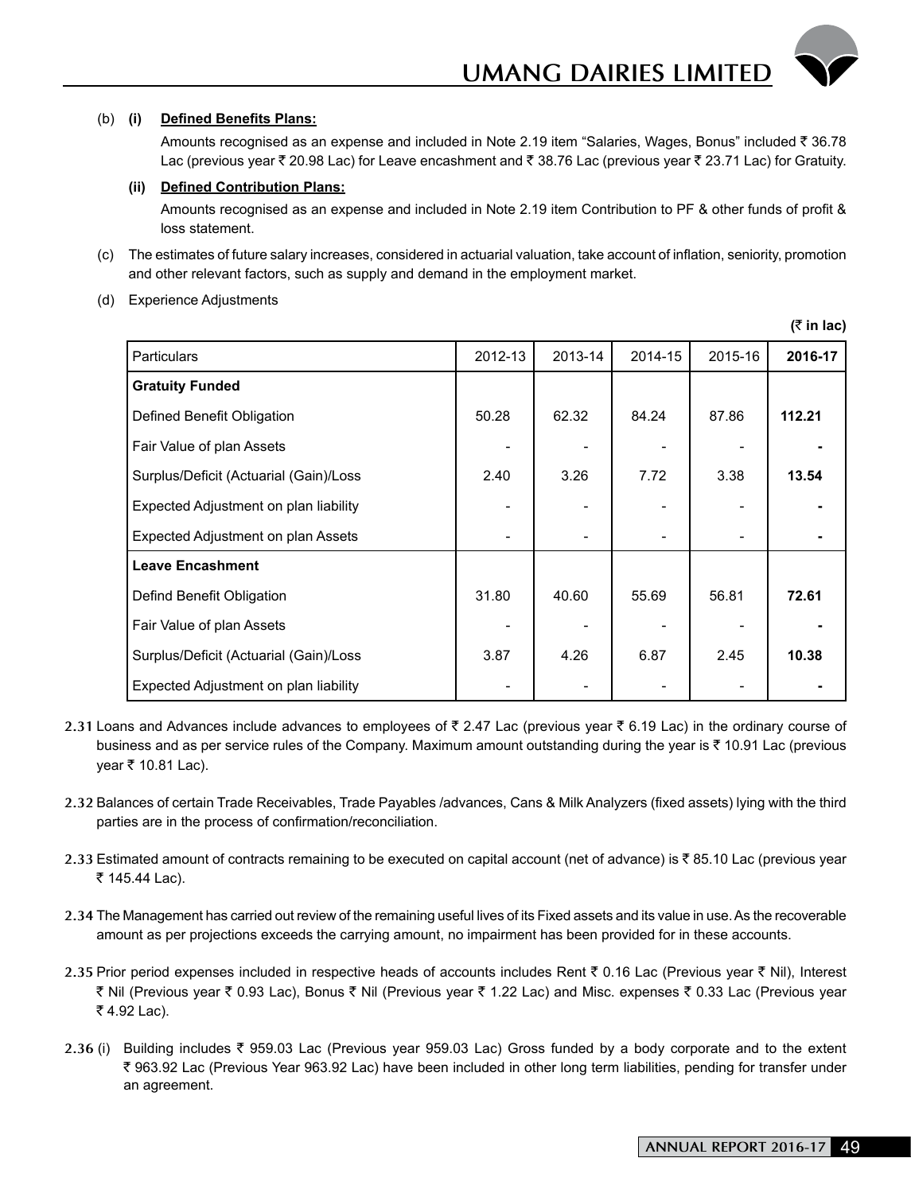(b) **(i) Defined Benefits Plans:**

Amounts recognised as an expense and included in Note 2.19 item "Salaries, Wages, Bonus" included ₹ 36.78 Lac (previous year ₹ 20.98 Lac) for Leave encashment and ₹ 38.76 Lac (previous year ₹ 23.71 Lac) for Gratuity.

**(ii) Defined Contribution Plans:**

Amounts recognised as an expense and included in Note 2.19 item Contribution to PF & other funds of profit & loss statement.

(c) The estimates of future salary increases, considered in actuarial valuation, take account of inflation, seniority, promotion and other relevant factors, such as supply and demand in the employment market.

(d) Experience Adjustments

**(₹ in lac)**

| Particulars | 2012-13 | 2013-14 | 2014-15 | 2015-16 | **2016-17** |
|---|---|---|---|---|---|
| **Gratuity Funded** | | | | | |
| Defined Benefit Obligation | 50.28 | 62.32 | 84.24 | 87.86 | **112.21** |
| Fair Value of plan Assets | - | - | - | - | **-** |
| Surplus/Deficit (Actuarial (Gain)/Loss | 2.40 | 3.26 | 7.72 | 3.38 | **13.54** |
| Expected Adjustment on plan liability | - | - | - | - | **-** |
| Expected Adjustment on plan Assets | - | - | - | - | **-** |
| **Leave Encashment** | | | | | |
| Defind Benefit Obligation | 31.80 | 40.60 | 55.69 | 56.81 | **72.61** |
| Fair Value of plan Assets | - | - | - | - | **-** |
| Surplus/Deficit (Actuarial (Gain)/Loss | 3.87 | 4.26 | 6.87 | 2.45 | **10.38** |
| Expected Adjustment on plan liability | - | - | - | - | **-** |

**2.31** Loans and Advances include advances to employees of ₹ 2.47 Lac (previous year ₹ 6.19 Lac) in the ordinary course of business and as per service rules of the Company. Maximum amount outstanding during the year is ₹ 10.91 Lac (previous year ₹ 10.81 Lac).

**2.32** Balances of certain Trade Receivables, Trade Payables /advances, Cans & Milk Analyzers (fixed assets) lying with the third parties are in the process of confirmation/reconciliation.

**2.33** Estimated amount of contracts remaining to be executed on capital account (net of advance) is ₹ 85.10 Lac (previous year ₹ 145.44 Lac).

**2.34** The Management has carried out review of the remaining useful lives of its Fixed assets and its value in use. As the recoverable amount as per projections exceeds the carrying amount, no impairment has been provided for in these accounts.

**2.35** Prior period expenses included in respective heads of accounts includes Rent ₹ 0.16 Lac (Previous year ₹ Nil), Interest ₹ Nil (Previous year ₹ 0.93 Lac), Bonus ₹ Nil (Previous year ₹ 1.22 Lac) and Misc. expenses ₹ 0.33 Lac (Previous year ₹ 4.92 Lac).

**2.36** (i) Building includes ₹ 959.03 Lac (Previous year 959.03 Lac) Gross funded by a body corporate and to the extent ₹ 963.92 Lac (Previous Year 963.92 Lac) have been included in other long term liabilities, pending for transfer under an agreement.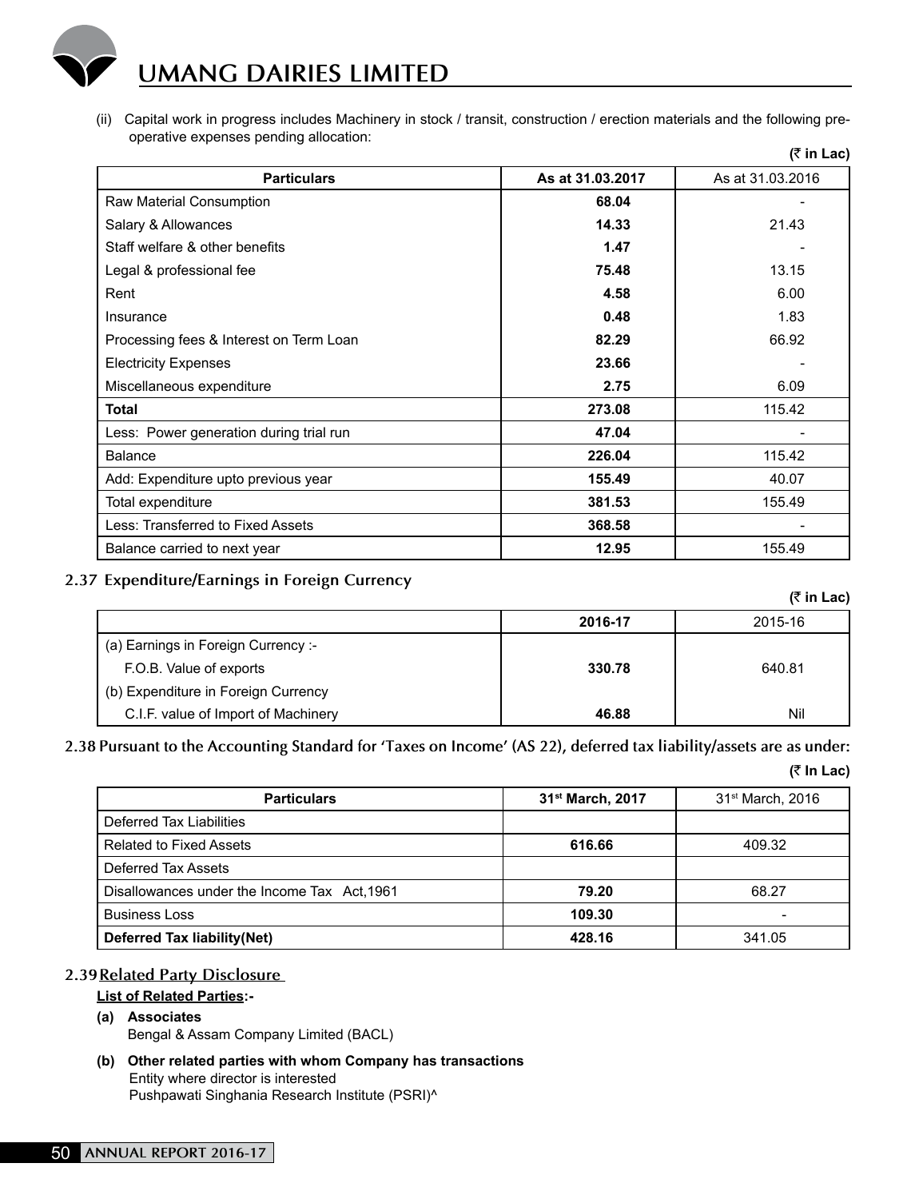(ii) Capital work in progress includes Machinery in stock / transit, construction / erection materials and the following pre-operative expenses pending allocation:

**(₹ in Lac)**

| Particulars | As at 31.03.2017 | As at 31.03.2016 |
|---|---|---|
| Raw Material Consumption | **68.04** | - |
| Salary & Allowances | **14.33** | 21.43 |
| Staff welfare & other benefits | **1.47** | - |
| Legal & professional fee | **75.48** | 13.15 |
| Rent | **4.58** | 6.00 |
| Insurance | **0.48** | 1.83 |
| Processing fees & Interest on Term Loan | **82.29** | 66.92 |
| Electricity Expenses | **23.66** | - |
| Miscellaneous expenditure | **2.75** | 6.09 |
| **Total** | **273.08** | 115.42 |
| Less: Power generation during trial run | **47.04** | - |
| Balance | **226.04** | 115.42 |
| Add: Expenditure upto previous year | **155.49** | 40.07 |
| Total expenditure | **381.53** | 155.49 |
| Less: Transferred to Fixed Assets | **368.58** | - |
| Balance carried to next year | **12.95** | 155.49 |

## 2.37 Expenditure/Earnings in Foreign Currency

**(₹ in Lac)**

| | 2016-17 | 2015-16 |
|---|---|---|
| (a) Earnings in Foreign Currency :- | | |
| F.O.B. Value of exports | **330.78** | 640.81 |
| (b) Expenditure in Foreign Currency | | |
| C.I.F. value of Import of Machinery | **46.88** | Nil |

## 2.38 Pursuant to the Accounting Standard for 'Taxes on Income' (AS 22), deferred tax liability/assets are as under:

**(₹ In Lac)**

| Particulars | 31st March, 2017 | 31st March, 2016 |
|---|---|---|
| Deferred Tax Liabilities | | |
| Related to Fixed Assets | **616.66** | 409.32 |
| Deferred Tax Assets | | |
| Disallowances under the Income Tax Act,1961 | **79.20** | 68.27 |
| Business Loss | **109.30** | - |
| **Deferred Tax liability(Net)** | **428.16** | 341.05 |

## 2.39 Related Party Disclosure

**List of Related Parties:-**

**(a) Associates**

Bengal & Assam Company Limited (BACL)

**(b) Other related parties with whom Company has transactions**

Entity where director is interested

Pushpawati Singhania Research Institute (PSRI)^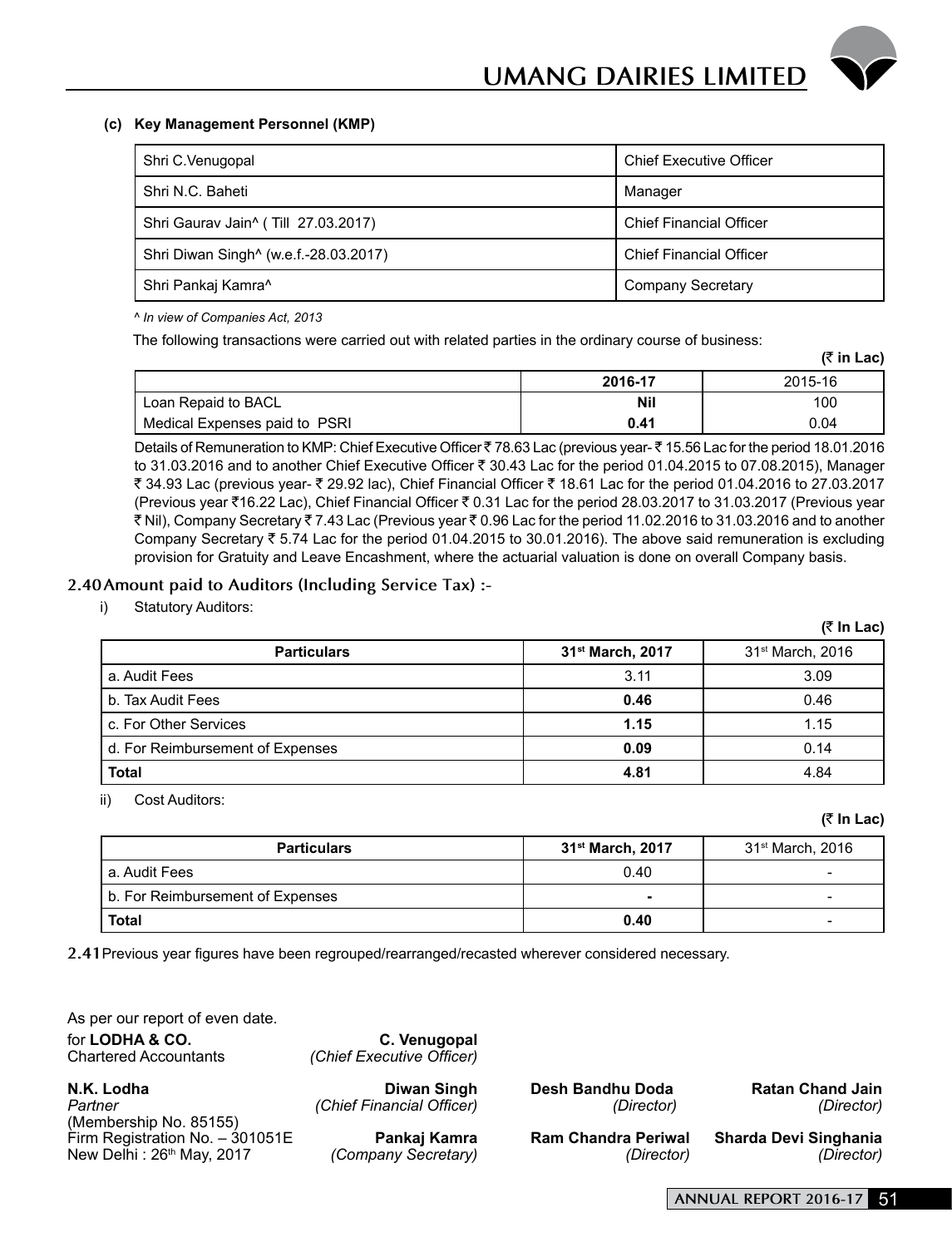**(c) Key Management Personnel (KMP)**

| | |
|---|---|
| Shri C.Venugopal | Chief Executive Officer |
| Shri N.C. Baheti | Manager |
| Shri Gaurav Jain^ ( Till 27.03.2017) | Chief Financial Officer |
| Shri Diwan Singh^ (w.e.f.-28.03.2017) | Chief Financial Officer |
| Shri Pankaj Kamra^ | Company Secretary |

*^ In view of Companies Act, 2013*

The following transactions were carried out with related parties in the ordinary course of business:

**(₹ in Lac)**

| | 2016-17 | 2015-16 |
|---|---|---|
| Loan Repaid to BACL | **Nil** | 100 |
| Medical Expenses paid to PSRI | **0.41** | 0.04 |

Details of Remuneration to KMP: Chief Executive Officer ₹ 78.63 Lac (previous year- ₹ 15.56 Lac for the period 18.01.2016 to 31.03.2016 and to another Chief Executive Officer ₹ 30.43 Lac for the period 01.04.2015 to 07.08.2015), Manager ₹ 34.93 Lac (previous year- ₹ 29.92 lac), Chief Financial Officer ₹ 18.61 Lac for the period 01.04.2016 to 27.03.2017 (Previous year ₹16.22 Lac), Chief Financial Officer ₹ 0.31 Lac for the period 28.03.2017 to 31.03.2017 (Previous year ₹ Nil), Company Secretary ₹ 7.43 Lac (Previous year ₹ 0.96 Lac for the period 11.02.2016 to 31.03.2016 and to another Company Secretary ₹ 5.74 Lac for the period 01.04.2015 to 30.01.2016). The above said remuneration is excluding provision for Gratuity and Leave Encashment, where the actuarial valuation is done on overall Company basis.

## 2.40 Amount paid to Auditors (Including Service Tax) :-

i) Statutory Auditors:

**(₹ In Lac)**

| Particulars | 31st March, 2017 | 31st March, 2016 |
|---|---|---|
| a. Audit Fees | 3.11 | 3.09 |
| b. Tax Audit Fees | **0.46** | 0.46 |
| c. For Other Services | **1.15** | 1.15 |
| d. For Reimbursement of Expenses | **0.09** | 0.14 |
| **Total** | **4.81** | 4.84 |

ii) Cost Auditors:

**(₹ In Lac)**

| Particulars | 31st March, 2017 | 31st March, 2016 |
|---|---|---|
| a. Audit Fees | 0.40 | - |
| b. For Reimbursement of Expenses | **-** | - |
| **Total** | **0.40** | - |

**2.41** Previous year figures have been regrouped/rearranged/recasted wherever considered necessary.

As per our report of even date.

for **LODHA & CO.**
Chartered Accountants

**N.K. Lodha**
*Partner*
(Membership No. 85155)
Firm Registration No. – 301051E
New Delhi : 26th May, 2017

**C. Venugopal**
*(Chief Executive Officer)*

**Diwan Singh**
*(Chief Financial Officer)*

**Pankaj Kamra**
*(Company Secretary)*

**Desh Bandhu Doda**
*(Director)*

**Ram Chandra Periwal**
*(Director)*

**Ratan Chand Jain**
*(Director)*

**Sharda Devi Singhania**
*(Director)*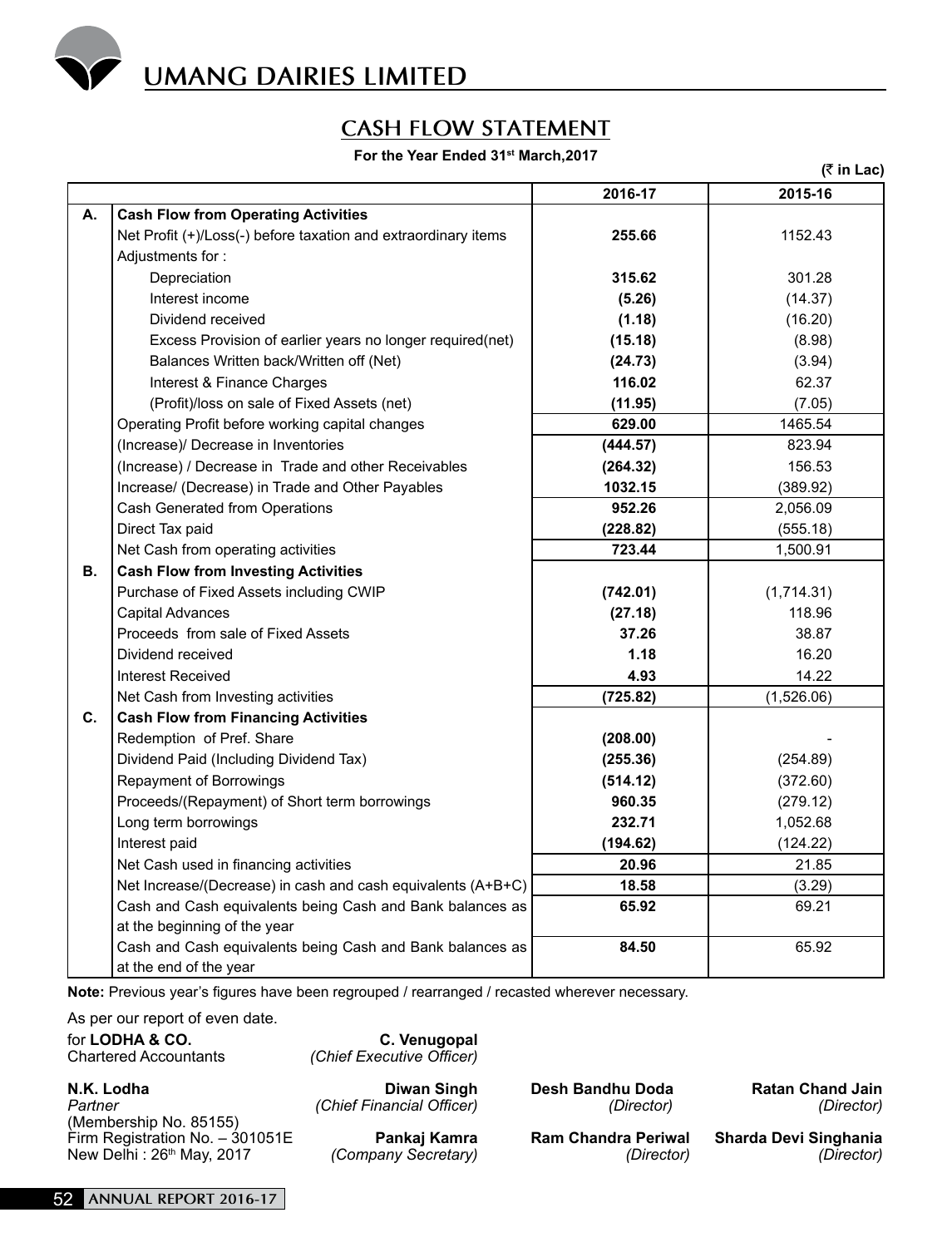# UMANG DAIRIES LIMITED

## CASH FLOW STATEMENT

**For the Year Ended 31st March,2017**

(₹ in Lac)

| | | 2016-17 | 2015-16 |
|---|---|---|---|
| **A.** | **Cash Flow from Operating Activities** | | |
| | Net Profit (+)/Loss(-) before taxation and extraordinary items | **255.66** | 1152.43 |
| | Adjustments for : | | |
| | Depreciation | **315.62** | 301.28 |
| | Interest income | **(5.26)** | (14.37) |
| | Dividend received | **(1.18)** | (16.20) |
| | Excess Provision of earlier years no longer required(net) | **(15.18)** | (8.98) |
| | Balances Written back/Written off (Net) | **(24.73)** | (3.94) |
| | Interest & Finance Charges | **116.02** | 62.37 |
| | (Profit)/loss on sale of Fixed Assets (net) | **(11.95)** | (7.05) |
| | Operating Profit before working capital changes | **629.00** | 1465.54 |
| | (Increase)/ Decrease in Inventories | **(444.57)** | 823.94 |
| | (Increase) / Decrease in Trade and other Receivables | **(264.32)** | 156.53 |
| | Increase/ (Decrease) in Trade and Other Payables | **1032.15** | (389.92) |
| | Cash Generated from Operations | **952.26** | 2,056.09 |
| | Direct Tax paid | **(228.82)** | (555.18) |
| | Net Cash from operating activities | **723.44** | 1,500.91 |
| **B.** | **Cash Flow from Investing Activities** | | |
| | Purchase of Fixed Assets including CWIP | **(742.01)** | (1,714.31) |
| | Capital Advances | **(27.18)** | 118.96 |
| | Proceeds from sale of Fixed Assets | **37.26** | 38.87 |
| | Dividend received | **1.18** | 16.20 |
| | Interest Received | **4.93** | 14.22 |
| | Net Cash from Investing activities | **(725.82)** | (1,526.06) |
| **C.** | **Cash Flow from Financing Activities** | | |
| | Redemption of Pref. Share | **(208.00)** | - |
| | Dividend Paid (Including Dividend Tax) | **(255.36)** | (254.89) |
| | Repayment of Borrowings | **(514.12)** | (372.60) |
| | Proceeds/(Repayment) of Short term borrowings | **960.35** | (279.12) |
| | Long term borrowings | **232.71** | 1,052.68 |
| | Interest paid | **(194.62)** | (124.22) |
| | Net Cash used in financing activities | **20.96** | 21.85 |
| | Net Increase/(Decrease) in cash and cash equivalents (A+B+C) | **18.58** | (3.29) |
| | Cash and Cash equivalents being Cash and Bank balances as at the beginning of the year | **65.92** | 69.21 |
| | Cash and Cash equivalents being Cash and Bank balances as at the end of the year | **84.50** | 65.92 |

**Note:** Previous year's figures have been regrouped / rearranged / recasted wherever necessary.

As per our report of even date.

for **LODHA & CO.**
Chartered Accountants

**N.K. Lodha**
*Partner*
(Membership No. 85155)
Firm Registration No. – 301051E
New Delhi : 26th May, 2017

**C. Venugopal**
*(Chief Executive Officer)*

**Diwan Singh**
*(Chief Financial Officer)*

**Pankaj Kamra**
*(Company Secretary)*

**Desh Bandhu Doda**
*(Director)*

**Ram Chandra Periwal**
*(Director)*

**Ratan Chand Jain**
*(Director)*

**Sharda Devi Singhania**
*(Director)*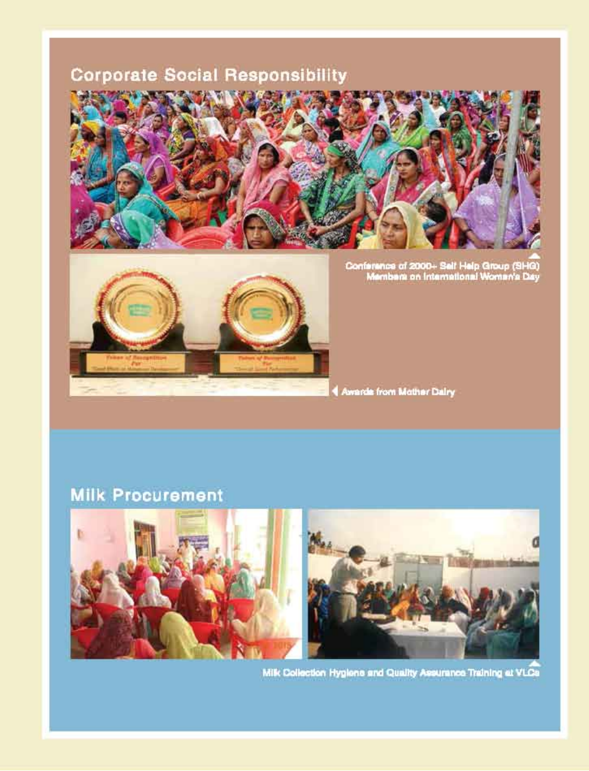## Corporate Social Responsibility

Conference of 2000+ Self Help Group (SHG) Members on International Women's Day

Awards from Mother Dairy

## Milk Procurement

Milk Collection Hygiene and Quality Assurance Training at VLCs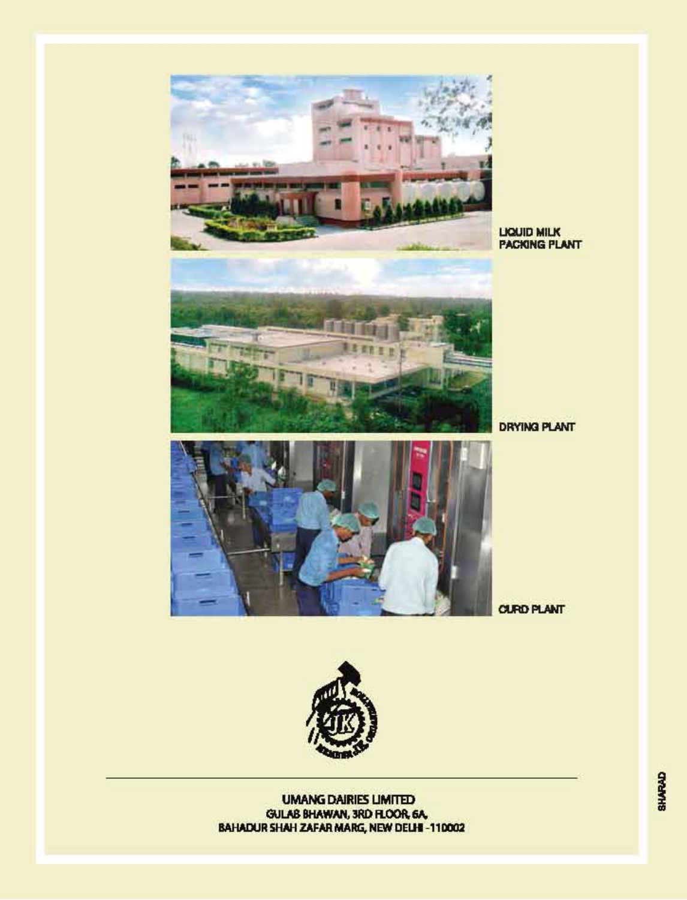LIQUID MILK
PACKING PLANT

DRYING PLANT

CURD PLANT

UMANG DAIRIES LIMITED
GULAB BHAWAN, 3RD FLOOR, 6A,
BAHADUR SHAH ZAFAR MARG, NEW DELHI -110002

SHARAD